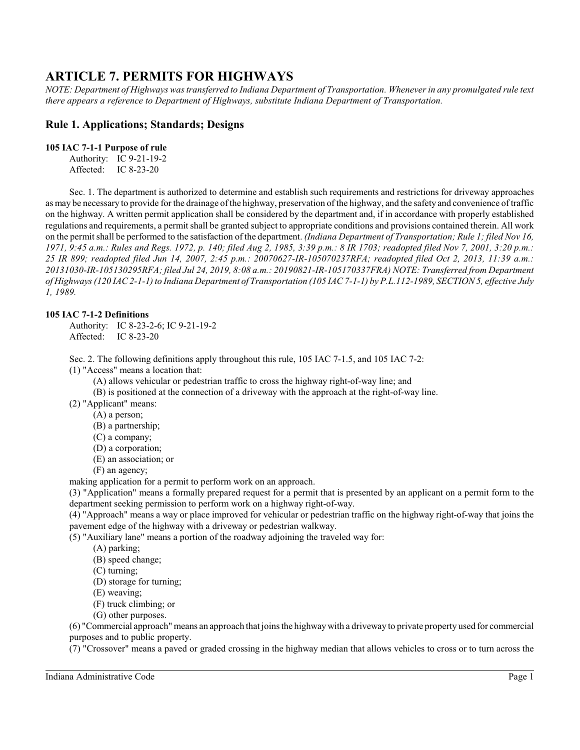# ARTICLE 7. PERMITS FOR HIGHWAYS

*NOTE: Department of Highways was transferred to Indiana Department of Transportation. Whenever in any promulgated rule text there appears a reference to Department of Highways, substitute Indiana Department of Transportation.*

## Rule 1. Applications; Standards; Designs

### 105 IAC 7-1-1 Purpose of rule

Authority: IC 9-21-19-2
Affected: IC 8-23-20

Sec. 1. The department is authorized to determine and establish such requirements and restrictions for driveway approaches as may be necessary to provide for the drainage of the highway, preservation of the highway, and the safety and convenience of traffic on the highway. A written permit application shall be considered by the department and, if in accordance with properly established regulations and requirements, a permit shall be granted subject to appropriate conditions and provisions contained therein. All work on the permit shall be performed to the satisfaction of the department. *(Indiana Department of Transportation; Rule 1; filed Nov 16, 1971, 9:45 a.m.: Rules and Regs. 1972, p. 140; filed Aug 2, 1985, 3:39 p.m.: 8 IR 1703; readopted filed Nov 7, 2001, 3:20 p.m.: 25 IR 899; readopted filed Jun 14, 2007, 2:45 p.m.: 20070627-IR-105070237RFA; readopted filed Oct 2, 2013, 11:39 a.m.: 20131030-IR-105130295RFA; filed Jul 24, 2019, 8:08 a.m.: 20190821-IR-105170337FRA) NOTE: Transferred from Department of Highways (120 IAC 2-1-1) to Indiana Department of Transportation (105 IAC 7-1-1) by P.L.112-1989, SECTION 5, effective July 1, 1989.*

### 105 IAC 7-1-2 Definitions

Authority: IC 8-23-2-6; IC 9-21-19-2
Affected: IC 8-23-20

Sec. 2. The following definitions apply throughout this rule, 105 IAC 7-1.5, and 105 IAC 7-2:

(1) "Access" means a location that:
- (A) allows vehicular or pedestrian traffic to cross the highway right-of-way line; and
- (B) is positioned at the connection of a driveway with the approach at the right-of-way line.

(2) "Applicant" means:
- (A) a person;
- (B) a partnership;
- (C) a company;
- (D) a corporation;
- (E) an association; or
- (F) an agency;

making application for a permit to perform work on an approach.

(3) "Application" means a formally prepared request for a permit that is presented by an applicant on a permit form to the department seeking permission to perform work on a highway right-of-way.

(4) "Approach" means a way or place improved for vehicular or pedestrian traffic on the highway right-of-way that joins the pavement edge of the highway with a driveway or pedestrian walkway.

(5) "Auxiliary lane" means a portion of the roadway adjoining the traveled way for:
- (A) parking;
- (B) speed change;
- (C) turning;
- (D) storage for turning;
- (E) weaving;
- (F) truck climbing; or
- (G) other purposes.

(6) "Commercial approach" means an approach that joins the highway with a driveway to private property used for commercial purposes and to public property.

(7) "Crossover" means a paved or graded crossing in the highway median that allows vehicles to cross or to turn across the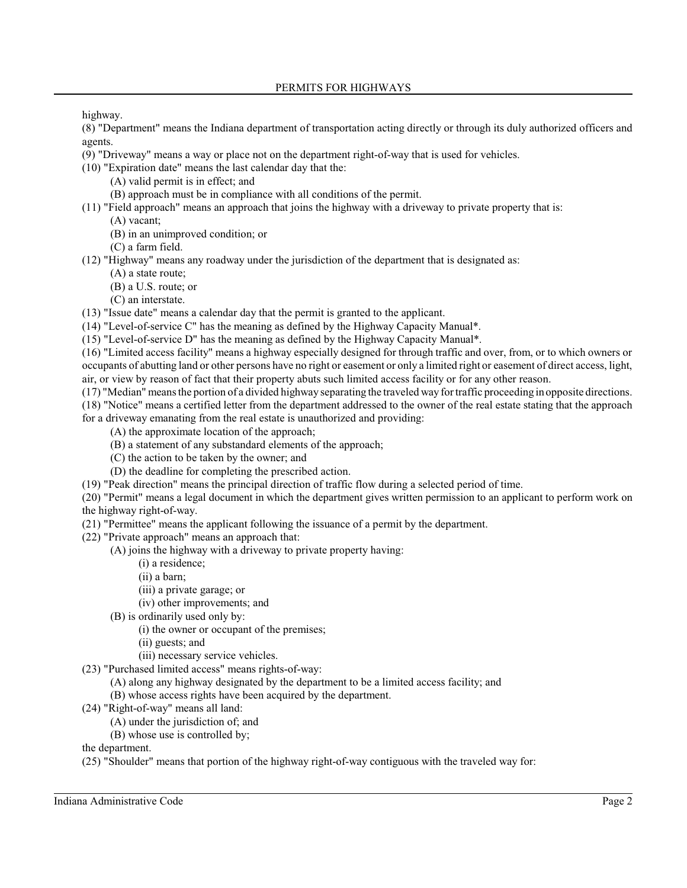highway.

(8) "Department" means the Indiana department of transportation acting directly or through its duly authorized officers and agents.

(9) "Driveway" means a way or place not on the department right-of-way that is used for vehicles.

(10) "Expiration date" means the last calendar day that the:

- (A) valid permit is in effect; and
- (B) approach must be in compliance with all conditions of the permit.

(11) "Field approach" means an approach that joins the highway with a driveway to private property that is:

- (A) vacant;
- (B) in an unimproved condition; or
- (C) a farm field.

(12) "Highway" means any roadway under the jurisdiction of the department that is designated as:

- (A) a state route;
- (B) a U.S. route; or
- (C) an interstate.

(13) "Issue date" means a calendar day that the permit is granted to the applicant.

(14) "Level-of-service C" has the meaning as defined by the Highway Capacity Manual*.

(15) "Level-of-service D" has the meaning as defined by the Highway Capacity Manual*.

(16) "Limited access facility" means a highway especially designed for through traffic and over, from, or to which owners or occupants of abutting land or other persons have no right or easement or only a limited right or easement of direct access, light, air, or view by reason of fact that their property abuts such limited access facility or for any other reason.

(17) "Median" means the portion of a divided highway separating the traveled way for traffic proceeding in opposite directions.

(18) "Notice" means a certified letter from the department addressed to the owner of the real estate stating that the approach for a driveway emanating from the real estate is unauthorized and providing:

- (A) the approximate location of the approach;
- (B) a statement of any substandard elements of the approach;
- (C) the action to be taken by the owner; and
- (D) the deadline for completing the prescribed action.

(19) "Peak direction" means the principal direction of traffic flow during a selected period of time.

(20) "Permit" means a legal document in which the department gives written permission to an applicant to perform work on the highway right-of-way.

(21) "Permittee" means the applicant following the issuance of a permit by the department.

(22) "Private approach" means an approach that:

- (A) joins the highway with a driveway to private property having:
  - (i) a residence;
  - (ii) a barn;
  - (iii) a private garage; or
  - (iv) other improvements; and
- (B) is ordinarily used only by:
  - (i) the owner or occupant of the premises;
  - (ii) guests; and
  - (iii) necessary service vehicles.

(23) "Purchased limited access" means rights-of-way:

- (A) along any highway designated by the department to be a limited access facility; and
- (B) whose access rights have been acquired by the department.

(24) "Right-of-way" means all land:

- (A) under the jurisdiction of; and
- (B) whose use is controlled by;

the department.

(25) "Shoulder" means that portion of the highway right-of-way contiguous with the traveled way for: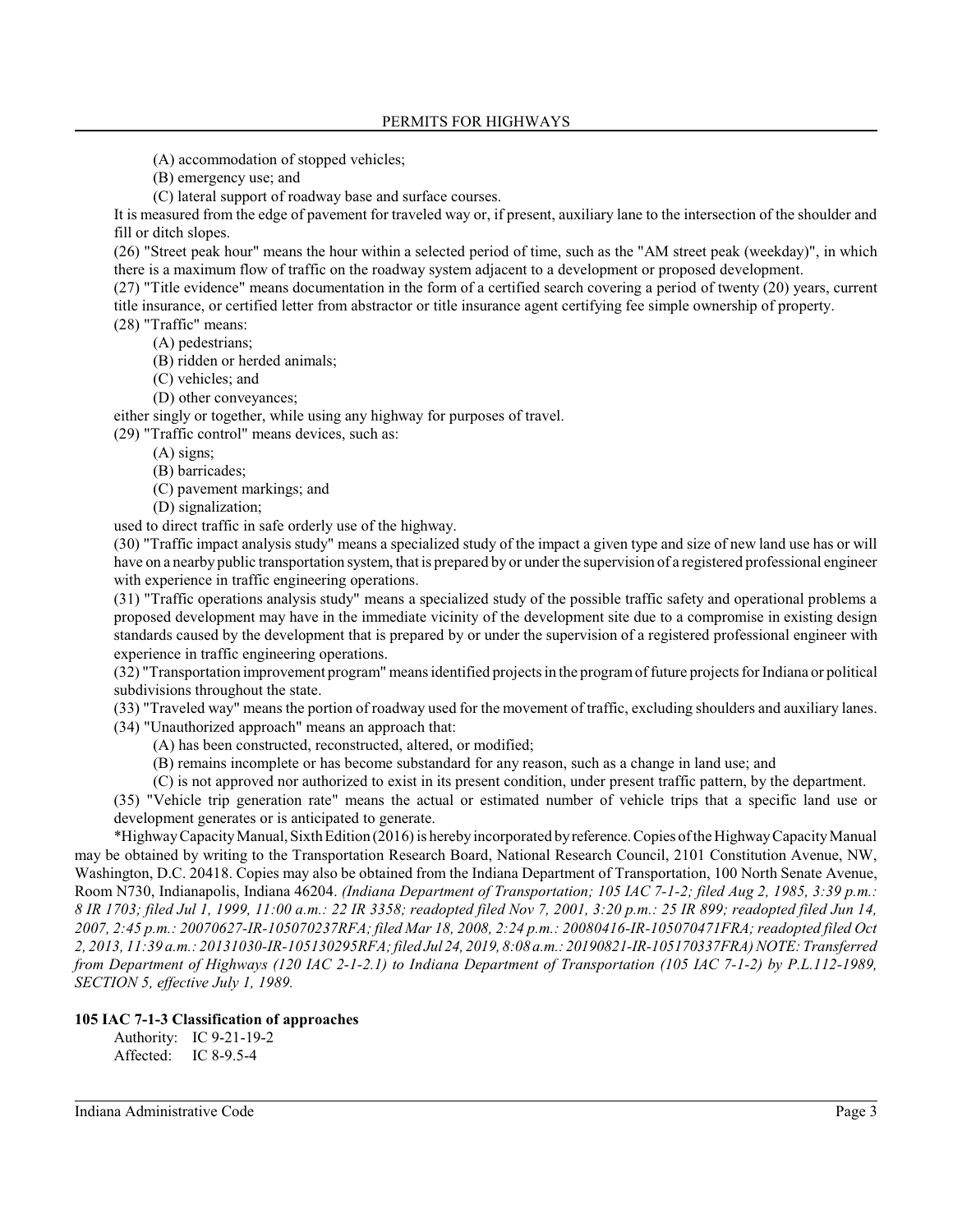(A) accommodation of stopped vehicles;

(B) emergency use; and

(C) lateral support of roadway base and surface courses.

It is measured from the edge of pavement for traveled way or, if present, auxiliary lane to the intersection of the shoulder and fill or ditch slopes.

(26) "Street peak hour" means the hour within a selected period of time, such as the "AM street peak (weekday)", in which there is a maximum flow of traffic on the roadway system adjacent to a development or proposed development.

(27) "Title evidence" means documentation in the form of a certified search covering a period of twenty (20) years, current title insurance, or certified letter from abstractor or title insurance agent certifying fee simple ownership of property.

(28) "Traffic" means:

(A) pedestrians;

(B) ridden or herded animals;

(C) vehicles; and

(D) other conveyances;

either singly or together, while using any highway for purposes of travel.

(29) "Traffic control" means devices, such as:

(A) signs;

(B) barricades;

(C) pavement markings; and

(D) signalization;

used to direct traffic in safe orderly use of the highway.

(30) "Traffic impact analysis study" means a specialized study of the impact a given type and size of new land use has or will have on a nearby public transportation system, that is prepared by or under the supervision of a registered professional engineer with experience in traffic engineering operations.

(31) "Traffic operations analysis study" means a specialized study of the possible traffic safety and operational problems a proposed development may have in the immediate vicinity of the development site due to a compromise in existing design standards caused by the development that is prepared by or under the supervision of a registered professional engineer with experience in traffic engineering operations.

(32) "Transportation improvement program" means identified projects in the program of future projects for Indiana or political subdivisions throughout the state.

(33) "Traveled way" means the portion of roadway used for the movement of traffic, excluding shoulders and auxiliary lanes.

(34) "Unauthorized approach" means an approach that:

(A) has been constructed, reconstructed, altered, or modified;

(B) remains incomplete or has become substandard for any reason, such as a change in land use; and

(C) is not approved nor authorized to exist in its present condition, under present traffic pattern, by the department.

(35) "Vehicle trip generation rate" means the actual or estimated number of vehicle trips that a specific land use or development generates or is anticipated to generate.

*Highway Capacity Manual, Sixth Edition (2016) is hereby incorporated by reference. Copies of the Highway Capacity Manual may be obtained by writing to the Transportation Research Board, National Research Council, 2101 Constitution Avenue, NW, Washington, D.C. 20418. Copies may also be obtained from the Indiana Department of Transportation, 100 North Senate Avenue, Room N730, Indianapolis, Indiana 46204. *(Indiana Department of Transportation; 105 IAC 7-1-2; filed Aug 2, 1985, 3:39 p.m.: 8 IR 1703; filed Jul 1, 1999, 11:00 a.m.: 22 IR 3358; readopted filed Nov 7, 2001, 3:20 p.m.: 25 IR 899; readopted filed Jun 14, 2007, 2:45 p.m.: 20070627-IR-105070237RFA; filed Mar 18, 2008, 2:24 p.m.: 20080416-IR-105070471FRA; readopted filed Oct 2, 2013, 11:39 a.m.: 20131030-IR-105130295RFA; filed Jul 24, 2019, 8:08 a.m.: 20190821-IR-105170337FRA) NOTE: Transferred from Department of Highways (120 IAC 2-1-2.1) to Indiana Department of Transportation (105 IAC 7-1-2) by P.L.112-1989, SECTION 5, effective July 1, 1989.*

**105 IAC 7-1-3 Classification of approaches**

Authority: IC 9-21-19-2
Affected: IC 8-9.5-4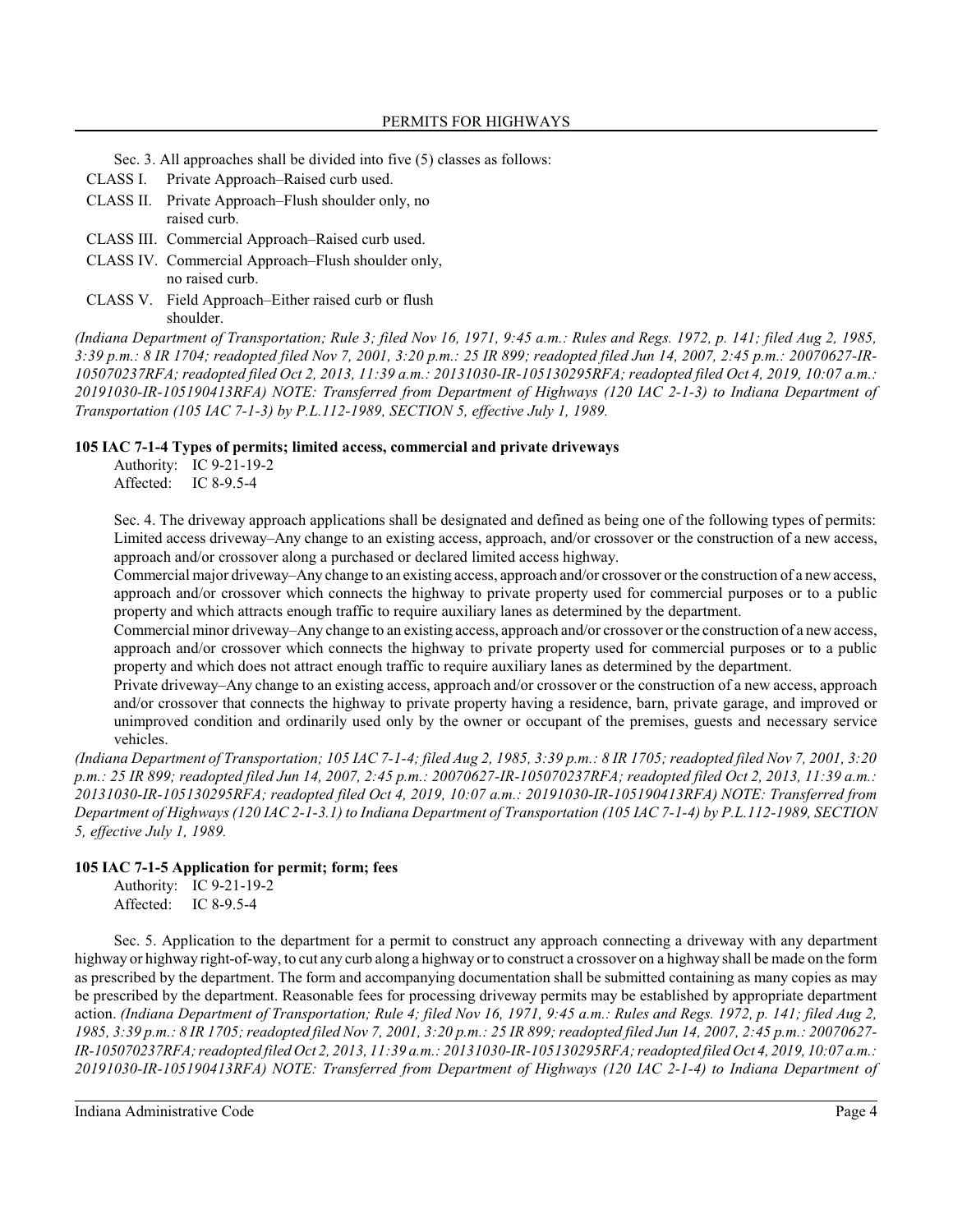Sec. 3. All approaches shall be divided into five (5) classes as follows:

CLASS I. Private Approach–Raised curb used.

CLASS II. Private Approach–Flush shoulder only, no raised curb.

CLASS III. Commercial Approach–Raised curb used.

CLASS IV. Commercial Approach–Flush shoulder only, no raised curb.

CLASS V. Field Approach–Either raised curb or flush shoulder.

*(Indiana Department of Transportation; Rule 3; filed Nov 16, 1971, 9:45 a.m.: Rules and Regs. 1972, p. 141; filed Aug 2, 1985, 3:39 p.m.: 8 IR 1704; readopted filed Nov 7, 2001, 3:20 p.m.: 25 IR 899; readopted filed Jun 14, 2007, 2:45 p.m.: 20070627-IR-105070237RFA; readopted filed Oct 2, 2013, 11:39 a.m.: 20131030-IR-105130295RFA; readopted filed Oct 4, 2019, 10:07 a.m.: 20191030-IR-105190413RFA) NOTE: Transferred from Department of Highways (120 IAC 2-1-3) to Indiana Department of Transportation (105 IAC 7-1-3) by P.L.112-1989, SECTION 5, effective July 1, 1989.*

**105 IAC 7-1-4 Types of permits; limited access, commercial and private driveways**

Authority: IC 9-21-19-2
Affected: IC 8-9.5-4

Sec. 4. The driveway approach applications shall be designated and defined as being one of the following types of permits:

Limited access driveway–Any change to an existing access, approach, and/or crossover or the construction of a new access, approach and/or crossover along a purchased or declared limited access highway.

Commercial major driveway–Any change to an existing access, approach and/or crossover or the construction of a new access, approach and/or crossover which connects the highway to private property used for commercial purposes or to a public property and which attracts enough traffic to require auxiliary lanes as determined by the department.

Commercial minor driveway–Any change to an existing access, approach and/or crossover or the construction of a new access, approach and/or crossover which connects the highway to private property used for commercial purposes or to a public property and which does not attract enough traffic to require auxiliary lanes as determined by the department.

Private driveway–Any change to an existing access, approach and/or crossover or the construction of a new access, approach and/or crossover that connects the highway to private property having a residence, barn, private garage, and improved or unimproved condition and ordinarily used only by the owner or occupant of the premises, guests and necessary service vehicles.

*(Indiana Department of Transportation; 105 IAC 7-1-4; filed Aug 2, 1985, 3:39 p.m.: 8 IR 1705; readopted filed Nov 7, 2001, 3:20 p.m.: 25 IR 899; readopted filed Jun 14, 2007, 2:45 p.m.: 20070627-IR-105070237RFA; readopted filed Oct 2, 2013, 11:39 a.m.: 20131030-IR-105130295RFA; readopted filed Oct 4, 2019, 10:07 a.m.: 20191030-IR-105190413RFA) NOTE: Transferred from Department of Highways (120 IAC 2-1-3.1) to Indiana Department of Transportation (105 IAC 7-1-4) by P.L.112-1989, SECTION 5, effective July 1, 1989.*

**105 IAC 7-1-5 Application for permit; form; fees**

Authority: IC 9-21-19-2
Affected: IC 8-9.5-4

Sec. 5. Application to the department for a permit to construct any approach connecting a driveway with any department highway or highway right-of-way, to cut any curb along a highway or to construct a crossover on a highway shall be made on the form as prescribed by the department. The form and accompanying documentation shall be submitted containing as many copies as may be prescribed by the department. Reasonable fees for processing driveway permits may be established by appropriate department action. *(Indiana Department of Transportation; Rule 4; filed Nov 16, 1971, 9:45 a.m.: Rules and Regs. 1972, p. 141; filed Aug 2, 1985, 3:39 p.m.: 8 IR 1705; readopted filed Nov 7, 2001, 3:20 p.m.: 25 IR 899; readopted filed Jun 14, 2007, 2:45 p.m.: 20070627-IR-105070237RFA; readopted filed Oct 2, 2013, 11:39 a.m.: 20131030-IR-105130295RFA; readopted filed Oct 4, 2019, 10:07 a.m.: 20191030-IR-105190413RFA) NOTE: Transferred from Department of Highways (120 IAC 2-1-4) to Indiana Department of*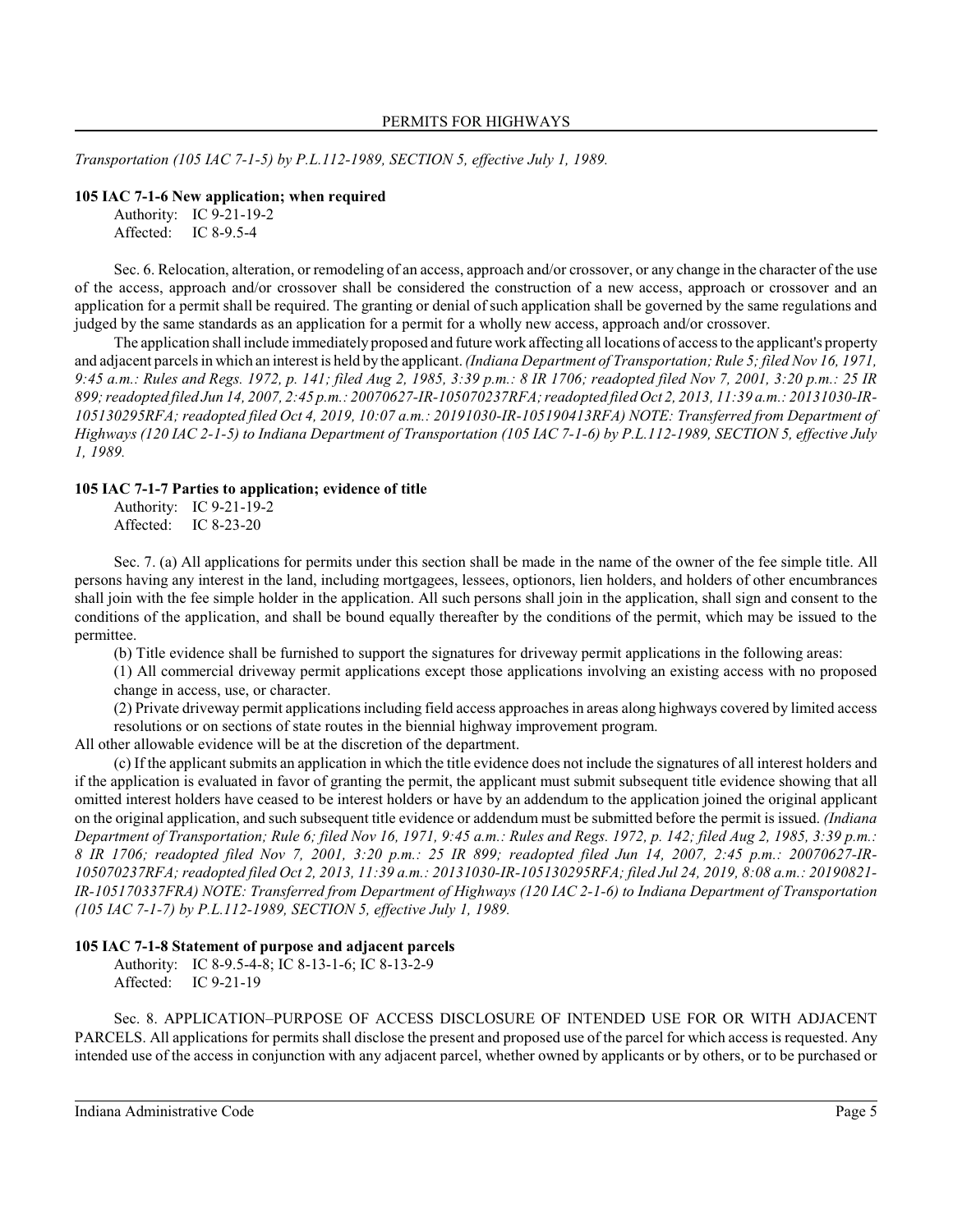*Transportation (105 IAC 7-1-5) by P.L.112-1989, SECTION 5, effective July 1, 1989.*

### 105 IAC 7-1-6 New application; when required

Authority: IC 9-21-19-2
Affected: IC 8-9.5-4

Sec. 6. Relocation, alteration, or remodeling of an access, approach and/or crossover, or any change in the character of the use of the access, approach and/or crossover shall be considered the construction of a new access, approach or crossover and an application for a permit shall be required. The granting or denial of such application shall be governed by the same regulations and judged by the same standards as an application for a permit for a wholly new access, approach and/or crossover.

The application shall include immediately proposed and future work affecting all locations of access to the applicant's property and adjacent parcels in which an interest is held by the applicant. *(Indiana Department of Transportation; Rule 5; filed Nov 16, 1971, 9:45 a.m.: Rules and Regs. 1972, p. 141; filed Aug 2, 1985, 3:39 p.m.: 8 IR 1706; readopted filed Nov 7, 2001, 3:20 p.m.: 25 IR 899; readopted filed Jun 14, 2007, 2:45 p.m.: 20070627-IR-105070237RFA; readopted filed Oct 2, 2013, 11:39 a.m.: 20131030-IR-105130295RFA; readopted filed Oct 4, 2019, 10:07 a.m.: 20191030-IR-105190413RFA) NOTE: Transferred from Department of Highways (120 IAC 2-1-5) to Indiana Department of Transportation (105 IAC 7-1-6) by P.L.112-1989, SECTION 5, effective July 1, 1989.*

### 105 IAC 7-1-7 Parties to application; evidence of title

Authority: IC 9-21-19-2
Affected: IC 8-23-20

Sec. 7. (a) All applications for permits under this section shall be made in the name of the owner of the fee simple title. All persons having any interest in the land, including mortgagees, lessees, optionors, lien holders, and holders of other encumbrances shall join with the fee simple holder in the application. All such persons shall join in the application, shall sign and consent to the conditions of the application, and shall be bound equally thereafter by the conditions of the permit, which may be issued to the permittee.

(b) Title evidence shall be furnished to support the signatures for driveway permit applications in the following areas:

(1) All commercial driveway permit applications except those applications involving an existing access with no proposed change in access, use, or character.

(2) Private driveway permit applications including field access approaches in areas along highways covered by limited access resolutions or on sections of state routes in the biennial highway improvement program.

All other allowable evidence will be at the discretion of the department.

(c) If the applicant submits an application in which the title evidence does not include the signatures of all interest holders and if the application is evaluated in favor of granting the permit, the applicant must submit subsequent title evidence showing that all omitted interest holders have ceased to be interest holders or have by an addendum to the application joined the original applicant on the original application, and such subsequent title evidence or addendum must be submitted before the permit is issued. *(Indiana Department of Transportation; Rule 6; filed Nov 16, 1971, 9:45 a.m.: Rules and Regs. 1972, p. 142; filed Aug 2, 1985, 3:39 p.m.: 8 IR 1706; readopted filed Nov 7, 2001, 3:20 p.m.: 25 IR 899; readopted filed Jun 14, 2007, 2:45 p.m.: 20070627-IR-105070237RFA; readopted filed Oct 2, 2013, 11:39 a.m.: 20131030-IR-105130295RFA; filed Jul 24, 2019, 8:08 a.m.: 20190821-IR-105170337FRA) NOTE: Transferred from Department of Highways (120 IAC 2-1-6) to Indiana Department of Transportation (105 IAC 7-1-7) by P.L.112-1989, SECTION 5, effective July 1, 1989.*

### 105 IAC 7-1-8 Statement of purpose and adjacent parcels

Authority: IC 8-9.5-4-8; IC 8-13-1-6; IC 8-13-2-9
Affected: IC 9-21-19

Sec. 8. APPLICATION–PURPOSE OF ACCESS DISCLOSURE OF INTENDED USE FOR OR WITH ADJACENT PARCELS. All applications for permits shall disclose the present and proposed use of the parcel for which access is requested. Any intended use of the access in conjunction with any adjacent parcel, whether owned by applicants or by others, or to be purchased or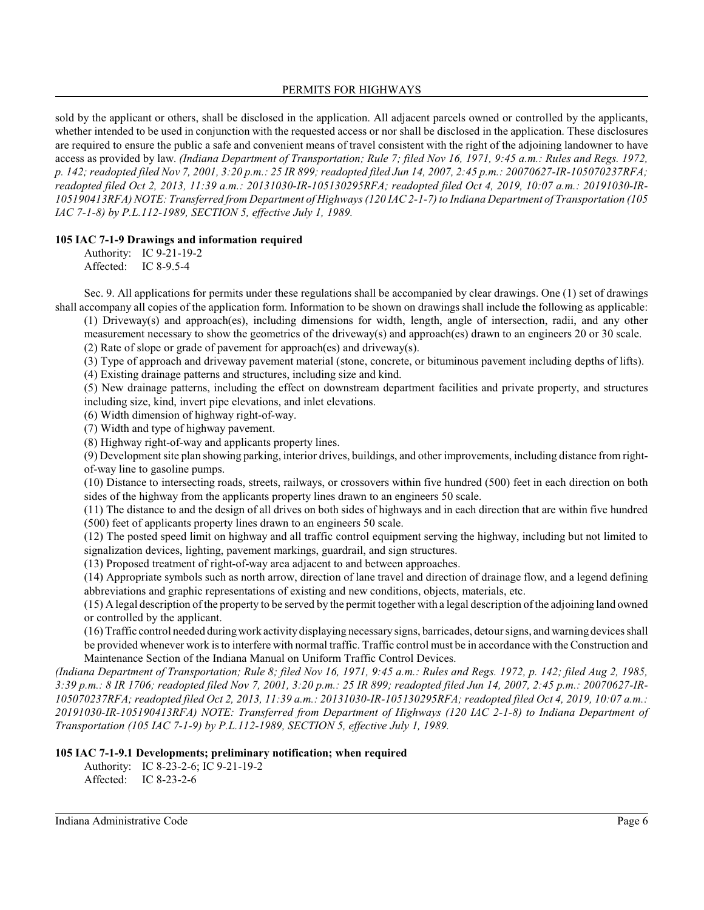sold by the applicant or others, shall be disclosed in the application. All adjacent parcels owned or controlled by the applicants, whether intended to be used in conjunction with the requested access or nor shall be disclosed in the application. These disclosures are required to ensure the public a safe and convenient means of travel consistent with the right of the adjoining landowner to have access as provided by law. *(Indiana Department of Transportation; Rule 7; filed Nov 16, 1971, 9:45 a.m.: Rules and Regs. 1972, p. 142; readopted filed Nov 7, 2001, 3:20 p.m.: 25 IR 899; readopted filed Jun 14, 2007, 2:45 p.m.: 20070627-IR-105070237RFA; readopted filed Oct 2, 2013, 11:39 a.m.: 20131030-IR-105130295RFA; readopted filed Oct 4, 2019, 10:07 a.m.: 20191030-IR-105190413RFA) NOTE: Transferred from Department of Highways (120 IAC 2-1-7) to Indiana Department of Transportation (105 IAC 7-1-8) by P.L.112-1989, SECTION 5, effective July 1, 1989.*

### 105 IAC 7-1-9 Drawings and information required

Authority: IC 9-21-19-2
Affected: IC 8-9.5-4

Sec. 9. All applications for permits under these regulations shall be accompanied by clear drawings. One (1) set of drawings shall accompany all copies of the application form. Information to be shown on drawings shall include the following as applicable:

(1) Driveway(s) and approach(es), including dimensions for width, length, angle of intersection, radii, and any other measurement necessary to show the geometrics of the driveway(s) and approach(es) drawn to an engineers 20 or 30 scale.

(2) Rate of slope or grade of pavement for approach(es) and driveway(s).

(3) Type of approach and driveway pavement material (stone, concrete, or bituminous pavement including depths of lifts).

(4) Existing drainage patterns and structures, including size and kind.

(5) New drainage patterns, including the effect on downstream department facilities and private property, and structures including size, kind, invert pipe elevations, and inlet elevations.

(6) Width dimension of highway right-of-way.

(7) Width and type of highway pavement.

(8) Highway right-of-way and applicants property lines.

(9) Development site plan showing parking, interior drives, buildings, and other improvements, including distance from right-of-way line to gasoline pumps.

(10) Distance to intersecting roads, streets, railways, or crossovers within five hundred (500) feet in each direction on both sides of the highway from the applicants property lines drawn to an engineers 50 scale.

(11) The distance to and the design of all drives on both sides of highways and in each direction that are within five hundred (500) feet of applicants property lines drawn to an engineers 50 scale.

(12) The posted speed limit on highway and all traffic control equipment serving the highway, including but not limited to signalization devices, lighting, pavement markings, guardrail, and sign structures.

(13) Proposed treatment of right-of-way area adjacent to and between approaches.

(14) Appropriate symbols such as north arrow, direction of lane travel and direction of drainage flow, and a legend defining abbreviations and graphic representations of existing and new conditions, objects, materials, etc.

(15) A legal description of the property to be served by the permit together with a legal description of the adjoining land owned or controlled by the applicant.

(16) Traffic control needed during work activity displaying necessary signs, barricades, detour signs, and warning devices shall be provided whenever work is to interfere with normal traffic. Traffic control must be in accordance with the Construction and Maintenance Section of the Indiana Manual on Uniform Traffic Control Devices.

*(Indiana Department of Transportation; Rule 8; filed Nov 16, 1971, 9:45 a.m.: Rules and Regs. 1972, p. 142; filed Aug 2, 1985, 3:39 p.m.: 8 IR 1706; readopted filed Nov 7, 2001, 3:20 p.m.: 25 IR 899; readopted filed Jun 14, 2007, 2:45 p.m.: 20070627-IR-105070237RFA; readopted filed Oct 2, 2013, 11:39 a.m.: 20131030-IR-105130295RFA; readopted filed Oct 4, 2019, 10:07 a.m.: 20191030-IR-105190413RFA) NOTE: Transferred from Department of Highways (120 IAC 2-1-8) to Indiana Department of Transportation (105 IAC 7-1-9) by P.L.112-1989, SECTION 5, effective July 1, 1989.*

### 105 IAC 7-1-9.1 Developments; preliminary notification; when required

Authority: IC 8-23-2-6; IC 9-21-19-2
Affected: IC 8-23-2-6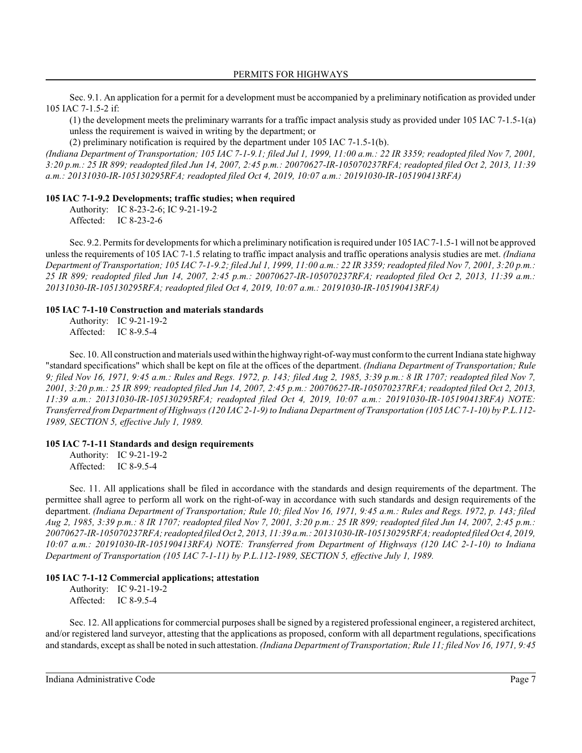Sec. 9.1. An application for a permit for a development must be accompanied by a preliminary notification as provided under 105 IAC 7-1.5-2 if:

(1) the development meets the preliminary warrants for a traffic impact analysis study as provided under 105 IAC 7-1.5-1(a) unless the requirement is waived in writing by the department; or

(2) preliminary notification is required by the department under 105 IAC 7-1.5-1(b).

*(Indiana Department of Transportation; 105 IAC 7-1-9.1; filed Jul 1, 1999, 11:00 a.m.: 22 IR 3359; readopted filed Nov 7, 2001, 3:20 p.m.: 25 IR 899; readopted filed Jun 14, 2007, 2:45 p.m.: 20070627-IR-105070237RFA; readopted filed Oct 2, 2013, 11:39 a.m.: 20131030-IR-105130295RFA; readopted filed Oct 4, 2019, 10:07 a.m.: 20191030-IR-105190413RFA)*

### 105 IAC 7-1-9.2 Developments; traffic studies; when required

Authority: IC 8-23-2-6; IC 9-21-19-2
Affected: IC 8-23-2-6

Sec. 9.2. Permits for developments for which a preliminary notification is required under 105 IAC 7-1.5-1 will not be approved unless the requirements of 105 IAC 7-1.5 relating to traffic impact analysis and traffic operations analysis studies are met. *(Indiana Department of Transportation; 105 IAC 7-1-9.2; filed Jul 1, 1999, 11:00 a.m.: 22 IR 3359; readopted filed Nov 7, 2001, 3:20 p.m.: 25 IR 899; readopted filed Jun 14, 2007, 2:45 p.m.: 20070627-IR-105070237RFA; readopted filed Oct 2, 2013, 11:39 a.m.: 20131030-IR-105130295RFA; readopted filed Oct 4, 2019, 10:07 a.m.: 20191030-IR-105190413RFA)*

### 105 IAC 7-1-10 Construction and materials standards

Authority: IC 9-21-19-2
Affected: IC 8-9.5-4

Sec. 10. All construction and materials used within the highway right-of-way must conform to the current Indiana state highway "standard specifications" which shall be kept on file at the offices of the department. *(Indiana Department of Transportation; Rule 9; filed Nov 16, 1971, 9:45 a.m.: Rules and Regs. 1972, p. 143; filed Aug 2, 1985, 3:39 p.m.: 8 IR 1707; readopted filed Nov 7, 2001, 3:20 p.m.: 25 IR 899; readopted filed Jun 14, 2007, 2:45 p.m.: 20070627-IR-105070237RFA; readopted filed Oct 2, 2013, 11:39 a.m.: 20131030-IR-105130295RFA; readopted filed Oct 4, 2019, 10:07 a.m.: 20191030-IR-105190413RFA) NOTE: Transferred from Department of Highways (120 IAC 2-1-9) to Indiana Department of Transportation (105 IAC 7-1-10) by P.L.112-1989, SECTION 5, effective July 1, 1989.*

### 105 IAC 7-1-11 Standards and design requirements

Authority: IC 9-21-19-2
Affected: IC 8-9.5-4

Sec. 11. All applications shall be filed in accordance with the standards and design requirements of the department. The permittee shall agree to perform all work on the right-of-way in accordance with such standards and design requirements of the department. *(Indiana Department of Transportation; Rule 10; filed Nov 16, 1971, 9:45 a.m.: Rules and Regs. 1972, p. 143; filed Aug 2, 1985, 3:39 p.m.: 8 IR 1707; readopted filed Nov 7, 2001, 3:20 p.m.: 25 IR 899; readopted filed Jun 14, 2007, 2:45 p.m.: 20070627-IR-105070237RFA; readopted filed Oct 2, 2013, 11:39 a.m.: 20131030-IR-105130295RFA; readopted filed Oct 4, 2019, 10:07 a.m.: 20191030-IR-105190413RFA) NOTE: Transferred from Department of Highways (120 IAC 2-1-10) to Indiana Department of Transportation (105 IAC 7-1-11) by P.L.112-1989, SECTION 5, effective July 1, 1989.*

### 105 IAC 7-1-12 Commercial applications; attestation

Authority: IC 9-21-19-2
Affected: IC 8-9.5-4

Sec. 12. All applications for commercial purposes shall be signed by a registered professional engineer, a registered architect, and/or registered land surveyor, attesting that the applications as proposed, conform with all department regulations, specifications and standards, except as shall be noted in such attestation. *(Indiana Department of Transportation; Rule 11; filed Nov 16, 1971, 9:45*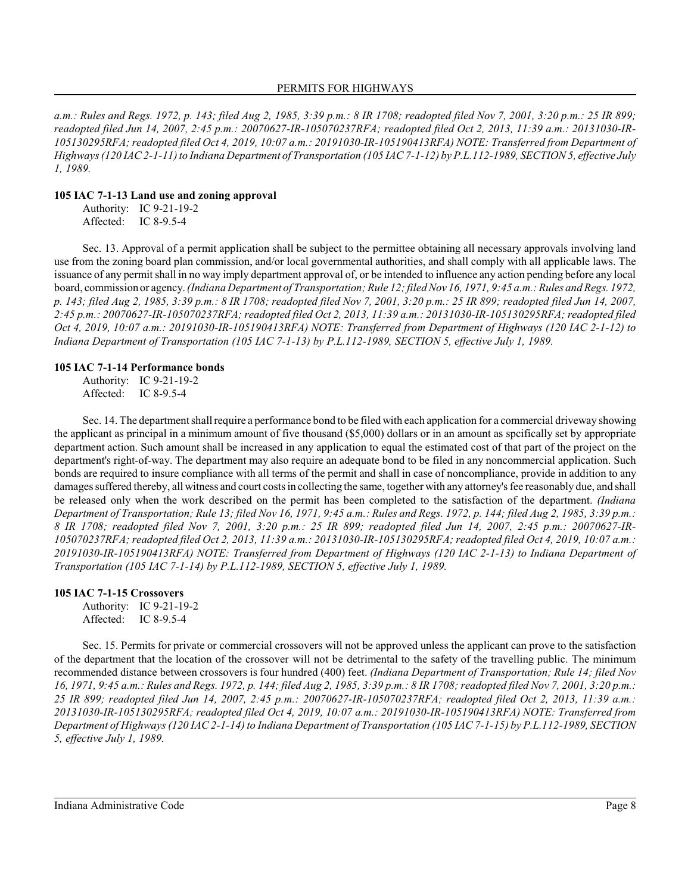*a.m.: Rules and Regs. 1972, p. 143; filed Aug 2, 1985, 3:39 p.m.: 8 IR 1708; readopted filed Nov 7, 2001, 3:20 p.m.: 25 IR 899; readopted filed Jun 14, 2007, 2:45 p.m.: 20070627-IR-105070237RFA; readopted filed Oct 2, 2013, 11:39 a.m.: 20131030-IR-105130295RFA; readopted filed Oct 4, 2019, 10:07 a.m.: 20191030-IR-105190413RFA) NOTE: Transferred from Department of Highways (120 IAC 2-1-11) to Indiana Department of Transportation (105 IAC 7-1-12) by P.L.112-1989, SECTION 5, effective July 1, 1989.*

**105 IAC 7-1-13 Land use and zoning approval**

Authority: IC 9-21-19-2
Affected: IC 8-9.5-4

Sec. 13. Approval of a permit application shall be subject to the permittee obtaining all necessary approvals involving land use from the zoning board plan commission, and/or local governmental authorities, and shall comply with all applicable laws. The issuance of any permit shall in no way imply department approval of, or be intended to influence any action pending before any local board, commission or agency. *(Indiana Department of Transportation; Rule 12; filed Nov 16, 1971, 9:45 a.m.: Rules and Regs. 1972, p. 143; filed Aug 2, 1985, 3:39 p.m.: 8 IR 1708; readopted filed Nov 7, 2001, 3:20 p.m.: 25 IR 899; readopted filed Jun 14, 2007, 2:45 p.m.: 20070627-IR-105070237RFA; readopted filed Oct 2, 2013, 11:39 a.m.: 20131030-IR-105130295RFA; readopted filed Oct 4, 2019, 10:07 a.m.: 20191030-IR-105190413RFA) NOTE: Transferred from Department of Highways (120 IAC 2-1-12) to Indiana Department of Transportation (105 IAC 7-1-13) by P.L.112-1989, SECTION 5, effective July 1, 1989.*

**105 IAC 7-1-14 Performance bonds**

Authority: IC 9-21-19-2
Affected: IC 8-9.5-4

Sec. 14. The department shall require a performance bond to be filed with each application for a commercial driveway showing the applicant as principal in a minimum amount of five thousand ($5,000) dollars or in an amount as spcifically set by appropriate department action. Such amount shall be increased in any application to equal the estimated cost of that part of the project on the department's right-of-way. The department may also require an adequate bond to be filed in any noncommercial application. Such bonds are required to insure compliance with all terms of the permit and shall in case of noncompliance, provide in addition to any damages suffered thereby, all witness and court costs in collecting the same, together with any attorney's fee reasonably due, and shall be released only when the work described on the permit has been completed to the satisfaction of the department. *(Indiana Department of Transportation; Rule 13; filed Nov 16, 1971, 9:45 a.m.: Rules and Regs. 1972, p. 144; filed Aug 2, 1985, 3:39 p.m.: 8 IR 1708; readopted filed Nov 7, 2001, 3:20 p.m.: 25 IR 899; readopted filed Jun 14, 2007, 2:45 p.m.: 20070627-IR-105070237RFA; readopted filed Oct 2, 2013, 11:39 a.m.: 20131030-IR-105130295RFA; readopted filed Oct 4, 2019, 10:07 a.m.: 20191030-IR-105190413RFA) NOTE: Transferred from Department of Highways (120 IAC 2-1-13) to Indiana Department of Transportation (105 IAC 7-1-14) by P.L.112-1989, SECTION 5, effective July 1, 1989.*

**105 IAC 7-1-15 Crossovers**

Authority: IC 9-21-19-2
Affected: IC 8-9.5-4

Sec. 15. Permits for private or commercial crossovers will not be approved unless the applicant can prove to the satisfaction of the department that the location of the crossover will not be detrimental to the safety of the travelling public. The minimum recommended distance between crossovers is four hundred (400) feet. *(Indiana Department of Transportation; Rule 14; filed Nov 16, 1971, 9:45 a.m.: Rules and Regs. 1972, p. 144; filed Aug 2, 1985, 3:39 p.m.: 8 IR 1708; readopted filed Nov 7, 2001, 3:20 p.m.: 25 IR 899; readopted filed Jun 14, 2007, 2:45 p.m.: 20070627-IR-105070237RFA; readopted filed Oct 2, 2013, 11:39 a.m.: 20131030-IR-105130295RFA; readopted filed Oct 4, 2019, 10:07 a.m.: 20191030-IR-105190413RFA) NOTE: Transferred from Department of Highways (120 IAC 2-1-14) to Indiana Department of Transportation (105 IAC 7-1-15) by P.L.112-1989, SECTION 5, effective July 1, 1989.*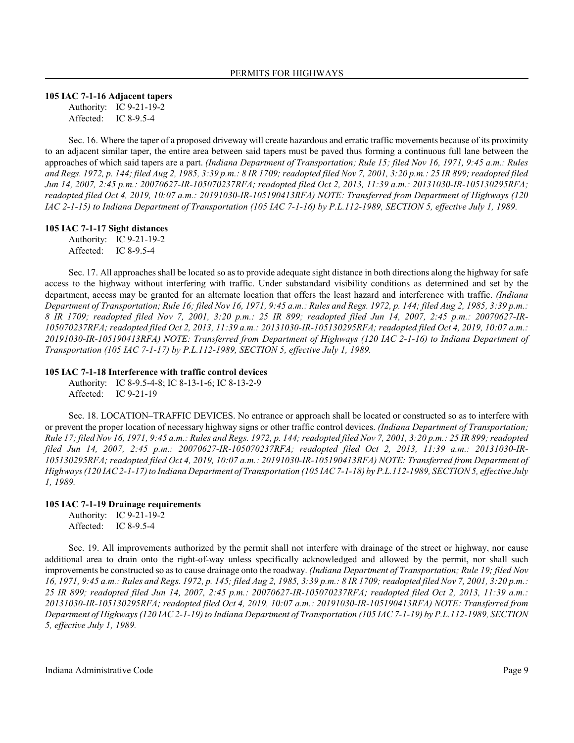### 105 IAC 7-1-16 Adjacent tapers

Authority: IC 9-21-19-2
Affected: IC 8-9.5-4

Sec. 16. Where the taper of a proposed driveway will create hazardous and erratic traffic movements because of its proximity to an adjacent similar taper, the entire area between said tapers must be paved thus forming a continuous full lane between the approaches of which said tapers are a part. *(Indiana Department of Transportation; Rule 15; filed Nov 16, 1971, 9:45 a.m.: Rules and Regs. 1972, p. 144; filed Aug 2, 1985, 3:39 p.m.: 8 IR 1709; readopted filed Nov 7, 2001, 3:20 p.m.: 25 IR 899; readopted filed Jun 14, 2007, 2:45 p.m.: 20070627-IR-105070237RFA; readopted filed Oct 2, 2013, 11:39 a.m.: 20131030-IR-105130295RFA; readopted filed Oct 4, 2019, 10:07 a.m.: 20191030-IR-105190413RFA) NOTE: Transferred from Department of Highways (120 IAC 2-1-15) to Indiana Department of Transportation (105 IAC 7-1-16) by P.L.112-1989, SECTION 5, effective July 1, 1989.*

### 105 IAC 7-1-17 Sight distances

Authority: IC 9-21-19-2
Affected: IC 8-9.5-4

Sec. 17. All approaches shall be located so as to provide adequate sight distance in both directions along the highway for safe access to the highway without interfering with traffic. Under substandard visibility conditions as determined and set by the department, access may be granted for an alternate location that offers the least hazard and interference with traffic. *(Indiana Department of Transportation; Rule 16; filed Nov 16, 1971, 9:45 a.m.: Rules and Regs. 1972, p. 144; filed Aug 2, 1985, 3:39 p.m.: 8 IR 1709; readopted filed Nov 7, 2001, 3:20 p.m.: 25 IR 899; readopted filed Jun 14, 2007, 2:45 p.m.: 20070627-IR-105070237RFA; readopted filed Oct 2, 2013, 11:39 a.m.: 20131030-IR-105130295RFA; readopted filed Oct 4, 2019, 10:07 a.m.: 20191030-IR-105190413RFA) NOTE: Transferred from Department of Highways (120 IAC 2-1-16) to Indiana Department of Transportation (105 IAC 7-1-17) by P.L.112-1989, SECTION 5, effective July 1, 1989.*

### 105 IAC 7-1-18 Interference with traffic control devices

Authority: IC 8-9.5-4-8; IC 8-13-1-6; IC 8-13-2-9
Affected: IC 9-21-19

Sec. 18. LOCATION–TRAFFIC DEVICES. No entrance or approach shall be located or constructed so as to interfere with or prevent the proper location of necessary highway signs or other traffic control devices. *(Indiana Department of Transportation; Rule 17; filed Nov 16, 1971, 9:45 a.m.: Rules and Regs. 1972, p. 144; readopted filed Nov 7, 2001, 3:20 p.m.: 25 IR 899; readopted filed Jun 14, 2007, 2:45 p.m.: 20070627-IR-105070237RFA; readopted filed Oct 2, 2013, 11:39 a.m.: 20131030-IR-105130295RFA; readopted filed Oct 4, 2019, 10:07 a.m.: 20191030-IR-105190413RFA) NOTE: Transferred from Department of Highways (120 IAC 2-1-17) to Indiana Department of Transportation (105 IAC 7-1-18) by P.L.112-1989, SECTION 5, effective July 1, 1989.*

### 105 IAC 7-1-19 Drainage requirements

Authority: IC 9-21-19-2
Affected: IC 8-9.5-4

Sec. 19. All improvements authorized by the permit shall not interfere with drainage of the street or highway, nor cause additional area to drain onto the right-of-way unless specifically acknowledged and allowed by the permit, nor shall such improvements be constructed so as to cause drainage onto the roadway. *(Indiana Department of Transportation; Rule 19; filed Nov 16, 1971, 9:45 a.m.: Rules and Regs. 1972, p. 145; filed Aug 2, 1985, 3:39 p.m.: 8 IR 1709; readopted filed Nov 7, 2001, 3:20 p.m.: 25 IR 899; readopted filed Jun 14, 2007, 2:45 p.m.: 20070627-IR-105070237RFA; readopted filed Oct 2, 2013, 11:39 a.m.: 20131030-IR-105130295RFA; readopted filed Oct 4, 2019, 10:07 a.m.: 20191030-IR-105190413RFA) NOTE: Transferred from Department of Highways (120 IAC 2-1-19) to Indiana Department of Transportation (105 IAC 7-1-19) by P.L.112-1989, SECTION 5, effective July 1, 1989.*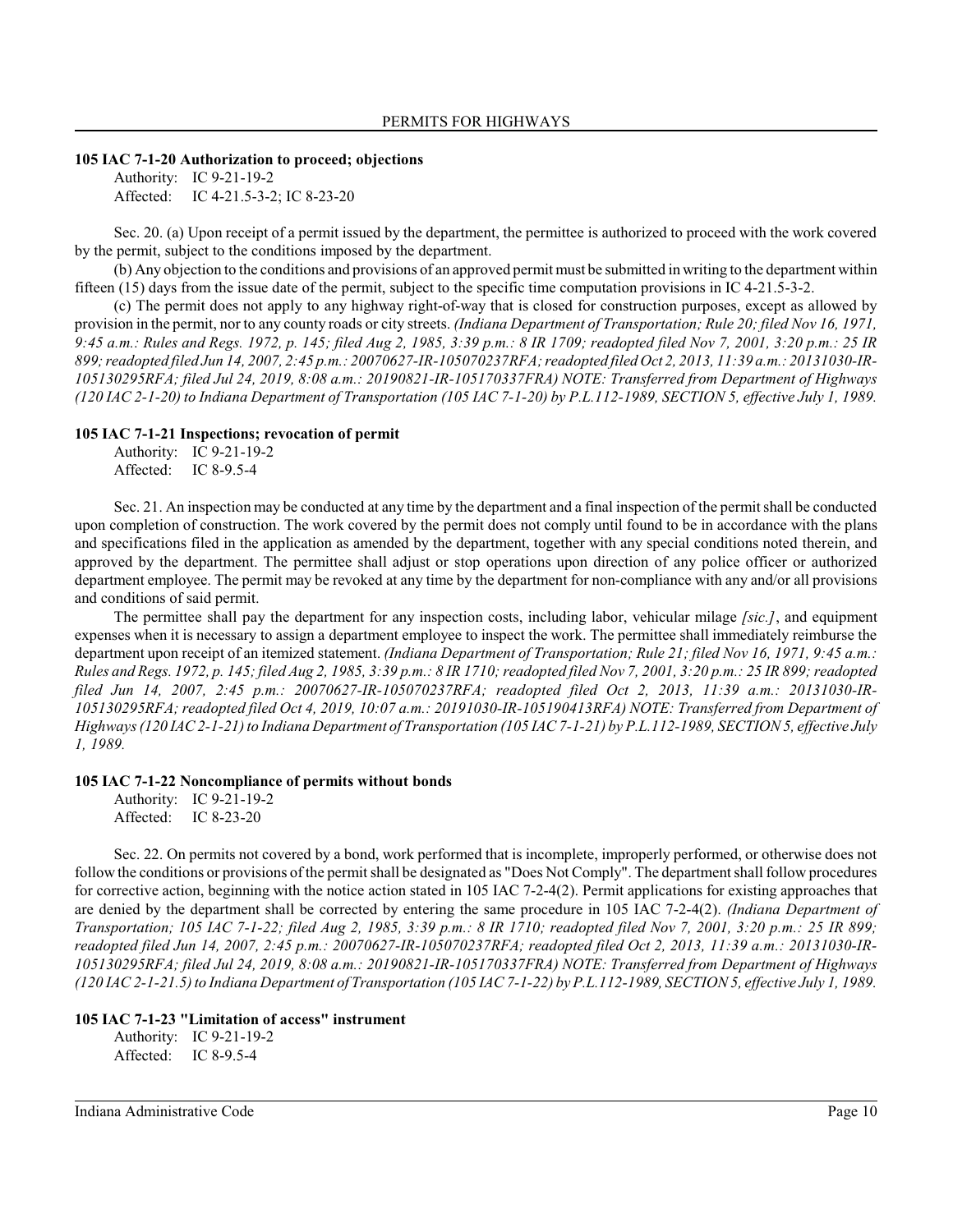### 105 IAC 7-1-20 Authorization to proceed; objections

Authority: IC 9-21-19-2
Affected: IC 4-21.5-3-2; IC 8-23-20

Sec. 20. (a) Upon receipt of a permit issued by the department, the permittee is authorized to proceed with the work covered by the permit, subject to the conditions imposed by the department.

(b) Any objection to the conditions and provisions of an approved permit must be submitted in writing to the department within fifteen (15) days from the issue date of the permit, subject to the specific time computation provisions in IC 4-21.5-3-2.

(c) The permit does not apply to any highway right-of-way that is closed for construction purposes, except as allowed by provision in the permit, nor to any county roads or city streets. *(Indiana Department of Transportation; Rule 20; filed Nov 16, 1971, 9:45 a.m.: Rules and Regs. 1972, p. 145; filed Aug 2, 1985, 3:39 p.m.: 8 IR 1709; readopted filed Nov 7, 2001, 3:20 p.m.: 25 IR 899; readopted filed Jun 14, 2007, 2:45 p.m.: 20070627-IR-105070237RFA; readopted filed Oct 2, 2013, 11:39 a.m.: 20131030-IR-105130295RFA; filed Jul 24, 2019, 8:08 a.m.: 20190821-IR-105170337FRA) NOTE: Transferred from Department of Highways (120 IAC 2-1-20) to Indiana Department of Transportation (105 IAC 7-1-20) by P.L.112-1989, SECTION 5, effective July 1, 1989.*

### 105 IAC 7-1-21 Inspections; revocation of permit

Authority: IC 9-21-19-2
Affected: IC 8-9.5-4

Sec. 21. An inspection may be conducted at any time by the department and a final inspection of the permit shall be conducted upon completion of construction. The work covered by the permit does not comply until found to be in accordance with the plans and specifications filed in the application as amended by the department, together with any special conditions noted therein, and approved by the department. The permittee shall adjust or stop operations upon direction of any police officer or authorized department employee. The permit may be revoked at any time by the department for non-compliance with any and/or all provisions and conditions of said permit.

The permittee shall pay the department for any inspection costs, including labor, vehicular milage *[sic.]*, and equipment expenses when it is necessary to assign a department employee to inspect the work. The permittee shall immediately reimburse the department upon receipt of an itemized statement. *(Indiana Department of Transportation; Rule 21; filed Nov 16, 1971, 9:45 a.m.: Rules and Regs. 1972, p. 145; filed Aug 2, 1985, 3:39 p.m.: 8 IR 1710; readopted filed Nov 7, 2001, 3:20 p.m.: 25 IR 899; readopted filed Jun 14, 2007, 2:45 p.m.: 20070627-IR-105070237RFA; readopted filed Oct 2, 2013, 11:39 a.m.: 20131030-IR-105130295RFA; readopted filed Oct 4, 2019, 10:07 a.m.: 20191030-IR-105190413RFA) NOTE: Transferred from Department of Highways (120 IAC 2-1-21) to Indiana Department of Transportation (105 IAC 7-1-21) by P.L.112-1989, SECTION 5, effective July 1, 1989.*

### 105 IAC 7-1-22 Noncompliance of permits without bonds

Authority: IC 9-21-19-2
Affected: IC 8-23-20

Sec. 22. On permits not covered by a bond, work performed that is incomplete, improperly performed, or otherwise does not follow the conditions or provisions of the permit shall be designated as "Does Not Comply". The department shall follow procedures for corrective action, beginning with the notice action stated in 105 IAC 7-2-4(2). Permit applications for existing approaches that are denied by the department shall be corrected by entering the same procedure in 105 IAC 7-2-4(2). *(Indiana Department of Transportation; 105 IAC 7-1-22; filed Aug 2, 1985, 3:39 p.m.: 8 IR 1710; readopted filed Nov 7, 2001, 3:20 p.m.: 25 IR 899; readopted filed Jun 14, 2007, 2:45 p.m.: 20070627-IR-105070237RFA; readopted filed Oct 2, 2013, 11:39 a.m.: 20131030-IR-105130295RFA; filed Jul 24, 2019, 8:08 a.m.: 20190821-IR-105170337FRA) NOTE: Transferred from Department of Highways (120 IAC 2-1-21.5) to Indiana Department of Transportation (105 IAC 7-1-22) by P.L.112-1989, SECTION 5, effective July 1, 1989.*

### 105 IAC 7-1-23 "Limitation of access" instrument

Authority: IC 9-21-19-2
Affected: IC 8-9.5-4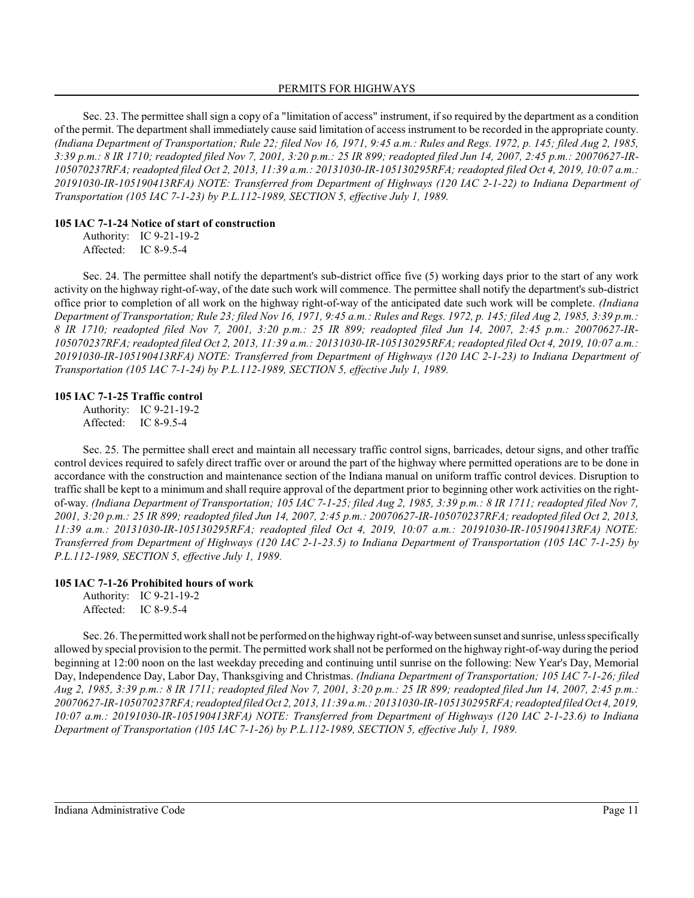Sec. 23. The permittee shall sign a copy of a "limitation of access" instrument, if so required by the department as a condition of the permit. The department shall immediately cause said limitation of access instrument to be recorded in the appropriate county. *(Indiana Department of Transportation; Rule 22; filed Nov 16, 1971, 9:45 a.m.: Rules and Regs. 1972, p. 145; filed Aug 2, 1985, 3:39 p.m.: 8 IR 1710; readopted filed Nov 7, 2001, 3:20 p.m.: 25 IR 899; readopted filed Jun 14, 2007, 2:45 p.m.: 20070627-IR-105070237RFA; readopted filed Oct 2, 2013, 11:39 a.m.: 20131030-IR-105130295RFA; readopted filed Oct 4, 2019, 10:07 a.m.: 20191030-IR-105190413RFA) NOTE: Transferred from Department of Highways (120 IAC 2-1-22) to Indiana Department of Transportation (105 IAC 7-1-23) by P.L.112-1989, SECTION 5, effective July 1, 1989.*

### 105 IAC 7-1-24 Notice of start of construction

Authority: IC 9-21-19-2
Affected: IC 8-9.5-4

Sec. 24. The permittee shall notify the department's sub-district office five (5) working days prior to the start of any work activity on the highway right-of-way, of the date such work will commence. The permittee shall notify the department's sub-district office prior to completion of all work on the highway right-of-way of the anticipated date such work will be complete. *(Indiana Department of Transportation; Rule 23; filed Nov 16, 1971, 9:45 a.m.: Rules and Regs. 1972, p. 145; filed Aug 2, 1985, 3:39 p.m.: 8 IR 1710; readopted filed Nov 7, 2001, 3:20 p.m.: 25 IR 899; readopted filed Jun 14, 2007, 2:45 p.m.: 20070627-IR-105070237RFA; readopted filed Oct 2, 2013, 11:39 a.m.: 20131030-IR-105130295RFA; readopted filed Oct 4, 2019, 10:07 a.m.: 20191030-IR-105190413RFA) NOTE: Transferred from Department of Highways (120 IAC 2-1-23) to Indiana Department of Transportation (105 IAC 7-1-24) by P.L.112-1989, SECTION 5, effective July 1, 1989.*

### 105 IAC 7-1-25 Traffic control

Authority: IC 9-21-19-2
Affected: IC 8-9.5-4

Sec. 25. The permittee shall erect and maintain all necessary traffic control signs, barricades, detour signs, and other traffic control devices required to safely direct traffic over or around the part of the highway where permitted operations are to be done in accordance with the construction and maintenance section of the Indiana manual on uniform traffic control devices. Disruption to traffic shall be kept to a minimum and shall require approval of the department prior to beginning other work activities on the right-of-way. *(Indiana Department of Transportation; 105 IAC 7-1-25; filed Aug 2, 1985, 3:39 p.m.: 8 IR 1711; readopted filed Nov 7, 2001, 3:20 p.m.: 25 IR 899; readopted filed Jun 14, 2007, 2:45 p.m.: 20070627-IR-105070237RFA; readopted filed Oct 2, 2013, 11:39 a.m.: 20131030-IR-105130295RFA; readopted filed Oct 4, 2019, 10:07 a.m.: 20191030-IR-105190413RFA) NOTE: Transferred from Department of Highways (120 IAC 2-1-23.5) to Indiana Department of Transportation (105 IAC 7-1-25) by P.L.112-1989, SECTION 5, effective July 1, 1989.*

### 105 IAC 7-1-26 Prohibited hours of work

Authority: IC 9-21-19-2
Affected: IC 8-9.5-4

Sec. 26. The permitted work shall not be performed on the highway right-of-way between sunset and sunrise, unless specifically allowed by special provision to the permit. The permitted work shall not be performed on the highway right-of-way during the period beginning at 12:00 noon on the last weekday preceding and continuing until sunrise on the following: New Year's Day, Memorial Day, Independence Day, Labor Day, Thanksgiving and Christmas. *(Indiana Department of Transportation; 105 IAC 7-1-26; filed Aug 2, 1985, 3:39 p.m.: 8 IR 1711; readopted filed Nov 7, 2001, 3:20 p.m.: 25 IR 899; readopted filed Jun 14, 2007, 2:45 p.m.: 20070627-IR-105070237RFA; readopted filed Oct 2, 2013, 11:39 a.m.: 20131030-IR-105130295RFA; readopted filed Oct 4, 2019, 10:07 a.m.: 20191030-IR-105190413RFA) NOTE: Transferred from Department of Highways (120 IAC 2-1-23.6) to Indiana Department of Transportation (105 IAC 7-1-26) by P.L.112-1989, SECTION 5, effective July 1, 1989.*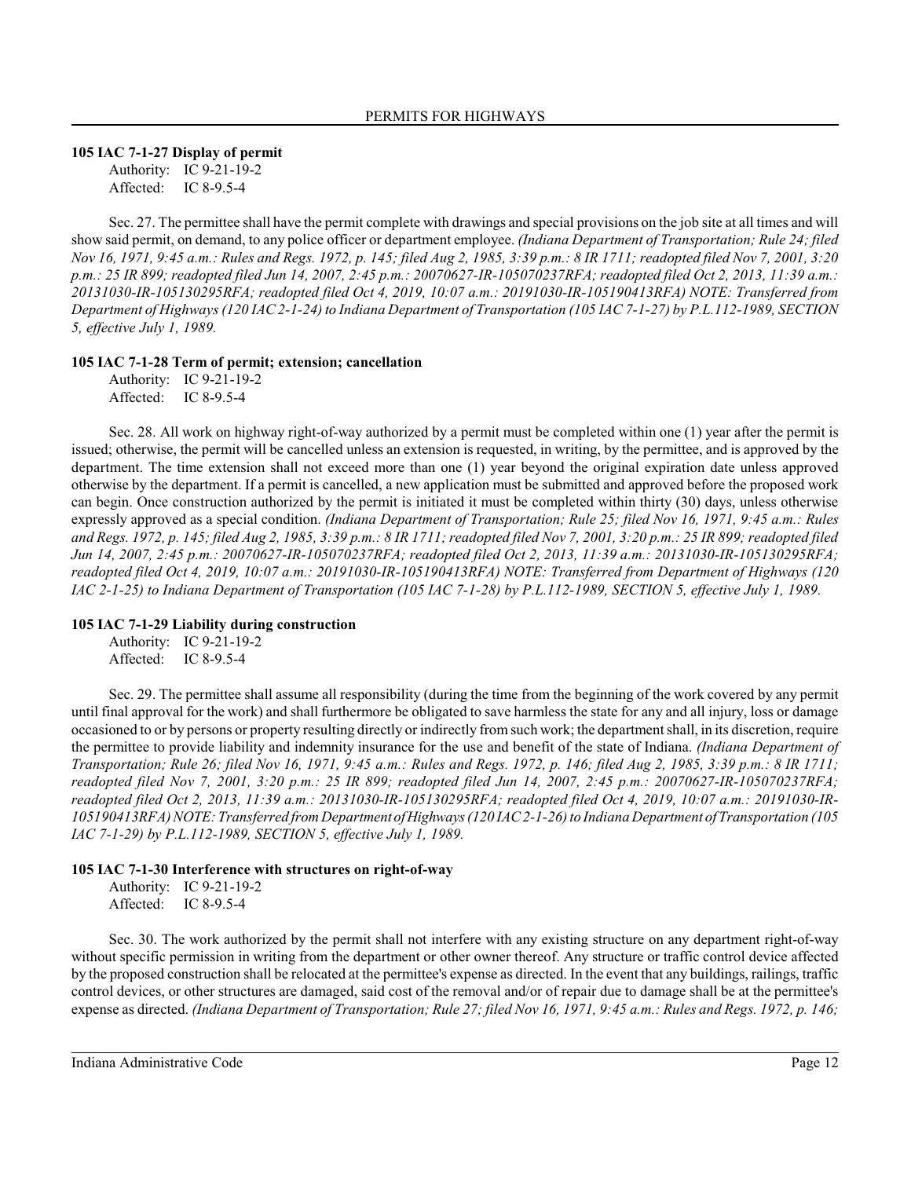**105 IAC 7-1-27 Display of permit**

Authority: IC 9-21-19-2
Affected: IC 8-9.5-4

Sec. 27. The permittee shall have the permit complete with drawings and special provisions on the job site at all times and will show said permit, on demand, to any police officer or department employee. *(Indiana Department of Transportation; Rule 24; filed Nov 16, 1971, 9:45 a.m.: Rules and Regs. 1972, p. 145; filed Aug 2, 1985, 3:39 p.m.: 8 IR 1711; readopted filed Nov 7, 2001, 3:20 p.m.: 25 IR 899; readopted filed Jun 14, 2007, 2:45 p.m.: 20070627-IR-105070237RFA; readopted filed Oct 2, 2013, 11:39 a.m.: 20131030-IR-105130295RFA; readopted filed Oct 4, 2019, 10:07 a.m.: 20191030-IR-105190413RFA) NOTE: Transferred from Department of Highways (120 IAC 2-1-24) to Indiana Department of Transportation (105 IAC 7-1-27) by P.L.112-1989, SECTION 5, effective July 1, 1989.*

**105 IAC 7-1-28 Term of permit; extension; cancellation**

Authority: IC 9-21-19-2
Affected: IC 8-9.5-4

Sec. 28. All work on highway right-of-way authorized by a permit must be completed within one (1) year after the permit is issued; otherwise, the permit will be cancelled unless an extension is requested, in writing, by the permittee, and is approved by the department. The time extension shall not exceed more than one (1) year beyond the original expiration date unless approved otherwise by the department. If a permit is cancelled, a new application must be submitted and approved before the proposed work can begin. Once construction authorized by the permit is initiated it must be completed within thirty (30) days, unless otherwise expressly approved as a special condition. *(Indiana Department of Transportation; Rule 25; filed Nov 16, 1971, 9:45 a.m.: Rules and Regs. 1972, p. 145; filed Aug 2, 1985, 3:39 p.m.: 8 IR 1711; readopted filed Nov 7, 2001, 3:20 p.m.: 25 IR 899; readopted filed Jun 14, 2007, 2:45 p.m.: 20070627-IR-105070237RFA; readopted filed Oct 2, 2013, 11:39 a.m.: 20131030-IR-105130295RFA; readopted filed Oct 4, 2019, 10:07 a.m.: 20191030-IR-105190413RFA) NOTE: Transferred from Department of Highways (120 IAC 2-1-25) to Indiana Department of Transportation (105 IAC 7-1-28) by P.L.112-1989, SECTION 5, effective July 1, 1989.*

**105 IAC 7-1-29 Liability during construction**

Authority: IC 9-21-19-2
Affected: IC 8-9.5-4

Sec. 29. The permittee shall assume all responsibility (during the time from the beginning of the work covered by any permit until final approval for the work) and shall furthermore be obligated to save harmless the state for any and all injury, loss or damage occasioned to or by persons or property resulting directly or indirectly from such work; the department shall, in its discretion, require the permittee to provide liability and indemnity insurance for the use and benefit of the state of Indiana. *(Indiana Department of Transportation; Rule 26; filed Nov 16, 1971, 9:45 a.m.: Rules and Regs. 1972, p. 146; filed Aug 2, 1985, 3:39 p.m.: 8 IR 1711; readopted filed Nov 7, 2001, 3:20 p.m.: 25 IR 899; readopted filed Jun 14, 2007, 2:45 p.m.: 20070627-IR-105070237RFA; readopted filed Oct 2, 2013, 11:39 a.m.: 20131030-IR-105130295RFA; readopted filed Oct 4, 2019, 10:07 a.m.: 20191030-IR-105190413RFA) NOTE: Transferred from Department of Highways (120 IAC 2-1-26) to Indiana Department of Transportation (105 IAC 7-1-29) by P.L.112-1989, SECTION 5, effective July 1, 1989.*

**105 IAC 7-1-30 Interference with structures on right-of-way**

Authority: IC 9-21-19-2
Affected: IC 8-9.5-4

Sec. 30. The work authorized by the permit shall not interfere with any existing structure on any department right-of-way without specific permission in writing from the department or other owner thereof. Any structure or traffic control device affected by the proposed construction shall be relocated at the permittee's expense as directed. In the event that any buildings, railings, traffic control devices, or other structures are damaged, said cost of the removal and/or of repair due to damage shall be at the permittee's expense as directed. *(Indiana Department of Transportation; Rule 27; filed Nov 16, 1971, 9:45 a.m.: Rules and Regs. 1972, p. 146;*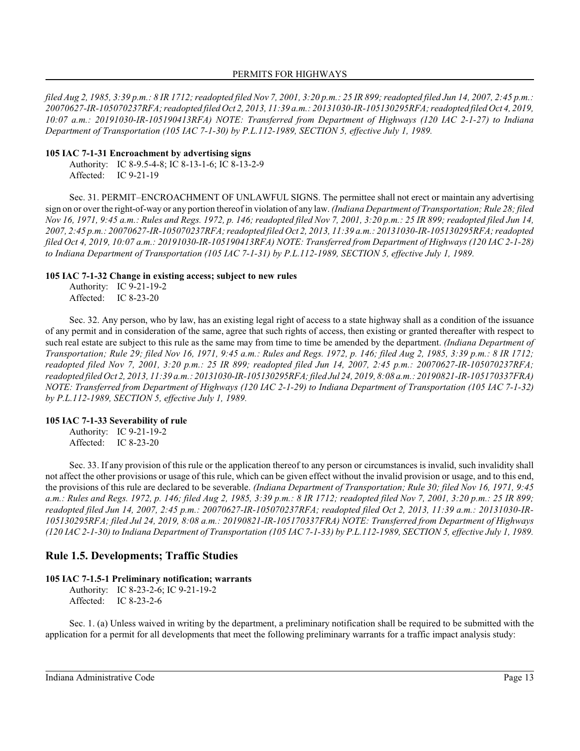*filed Aug 2, 1985, 3:39 p.m.: 8 IR 1712; readopted filed Nov 7, 2001, 3:20 p.m.: 25 IR 899; readopted filed Jun 14, 2007, 2:45 p.m.: 20070627-IR-105070237RFA; readopted filed Oct 2, 2013, 11:39 a.m.: 20131030-IR-105130295RFA; readopted filed Oct 4, 2019, 10:07 a.m.: 20191030-IR-105190413RFA) NOTE: Transferred from Department of Highways (120 IAC 2-1-27) to Indiana Department of Transportation (105 IAC 7-1-30) by P.L.112-1989, SECTION 5, effective July 1, 1989.*

**105 IAC 7-1-31 Encroachment by advertising signs**

Authority: IC 8-9.5-4-8; IC 8-13-1-6; IC 8-13-2-9
Affected: IC 9-21-19

Sec. 31. PERMIT–ENCROACHMENT OF UNLAWFUL SIGNS. The permittee shall not erect or maintain any advertising sign on or over the right-of-way or any portion thereof in violation of any law. *(Indiana Department of Transportation; Rule 28; filed Nov 16, 1971, 9:45 a.m.: Rules and Regs. 1972, p. 146; readopted filed Nov 7, 2001, 3:20 p.m.: 25 IR 899; readopted filed Jun 14, 2007, 2:45 p.m.: 20070627-IR-105070237RFA; readopted filed Oct 2, 2013, 11:39 a.m.: 20131030-IR-105130295RFA; readopted filed Oct 4, 2019, 10:07 a.m.: 20191030-IR-105190413RFA) NOTE: Transferred from Department of Highways (120 IAC 2-1-28) to Indiana Department of Transportation (105 IAC 7-1-31) by P.L.112-1989, SECTION 5, effective July 1, 1989.*

**105 IAC 7-1-32 Change in existing access; subject to new rules**

Authority: IC 9-21-19-2
Affected: IC 8-23-20

Sec. 32. Any person, who by law, has an existing legal right of access to a state highway shall as a condition of the issuance of any permit and in consideration of the same, agree that such rights of access, then existing or granted thereafter with respect to such real estate are subject to this rule as the same may from time to time be amended by the department. *(Indiana Department of Transportation; Rule 29; filed Nov 16, 1971, 9:45 a.m.: Rules and Regs. 1972, p. 146; filed Aug 2, 1985, 3:39 p.m.: 8 IR 1712; readopted filed Nov 7, 2001, 3:20 p.m.: 25 IR 899; readopted filed Jun 14, 2007, 2:45 p.m.: 20070627-IR-105070237RFA; readopted filed Oct 2, 2013, 11:39 a.m.: 20131030-IR-105130295RFA; filed Jul 24, 2019, 8:08 a.m.: 20190821-IR-105170337FRA) NOTE: Transferred from Department of Highways (120 IAC 2-1-29) to Indiana Department of Transportation (105 IAC 7-1-32) by P.L.112-1989, SECTION 5, effective July 1, 1989.*

**105 IAC 7-1-33 Severability of rule**

Authority: IC 9-21-19-2
Affected: IC 8-23-20

Sec. 33. If any provision of this rule or the application thereof to any person or circumstances is invalid, such invalidity shall not affect the other provisions or usage of this rule, which can be given effect without the invalid provision or usage, and to this end, the provisions of this rule are declared to be severable. *(Indiana Department of Transportation; Rule 30; filed Nov 16, 1971, 9:45 a.m.: Rules and Regs. 1972, p. 146; filed Aug 2, 1985, 3:39 p.m.: 8 IR 1712; readopted filed Nov 7, 2001, 3:20 p.m.: 25 IR 899; readopted filed Jun 14, 2007, 2:45 p.m.: 20070627-IR-105070237RFA; readopted filed Oct 2, 2013, 11:39 a.m.: 20131030-IR-105130295RFA; filed Jul 24, 2019, 8:08 a.m.: 20190821-IR-105170337FRA) NOTE: Transferred from Department of Highways (120 IAC 2-1-30) to Indiana Department of Transportation (105 IAC 7-1-33) by P.L.112-1989, SECTION 5, effective July 1, 1989.*

## Rule 1.5. Developments; Traffic Studies

**105 IAC 7-1.5-1 Preliminary notification; warrants**

Authority: IC 8-23-2-6; IC 9-21-19-2
Affected: IC 8-23-2-6

Sec. 1. (a) Unless waived in writing by the department, a preliminary notification shall be required to be submitted with the application for a permit for all developments that meet the following preliminary warrants for a traffic impact analysis study: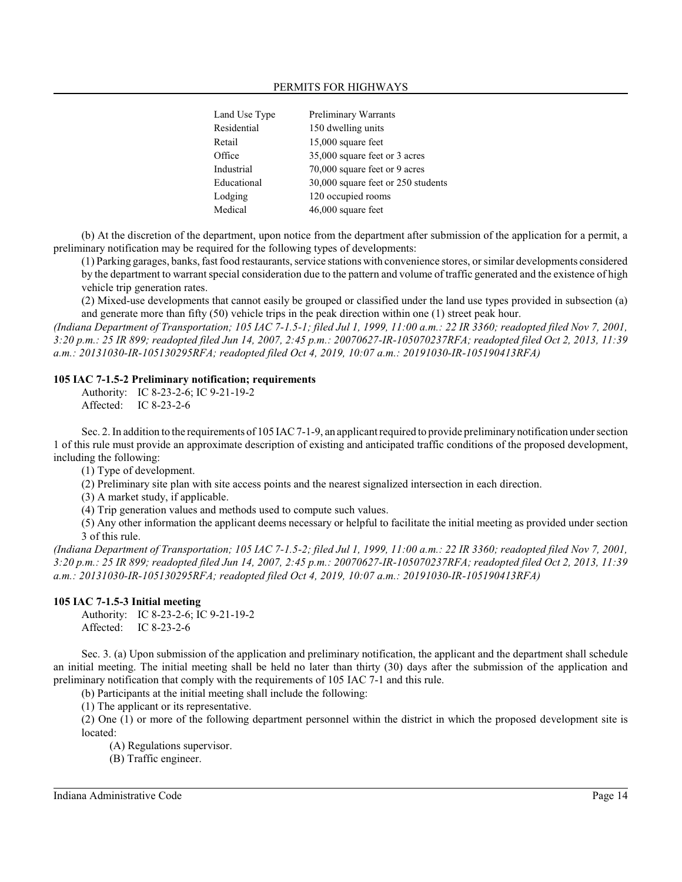| Land Use Type | Preliminary Warrants |
|---|---|
| Residential | 150 dwelling units |
| Retail | 15,000 square feet |
| Office | 35,000 square feet or 3 acres |
| Industrial | 70,000 square feet or 9 acres |
| Educational | 30,000 square feet or 250 students |
| Lodging | 120 occupied rooms |
| Medical | 46,000 square feet |

(b) At the discretion of the department, upon notice from the department after submission of the application for a permit, a preliminary notification may be required for the following types of developments:

(1) Parking garages, banks, fast food restaurants, service stations with convenience stores, or similar developments considered by the department to warrant special consideration due to the pattern and volume of traffic generated and the existence of high vehicle trip generation rates.

(2) Mixed-use developments that cannot easily be grouped or classified under the land use types provided in subsection (a) and generate more than fifty (50) vehicle trips in the peak direction within one (1) street peak hour.

*(Indiana Department of Transportation; 105 IAC 7-1.5-1; filed Jul 1, 1999, 11:00 a.m.: 22 IR 3360; readopted filed Nov 7, 2001, 3:20 p.m.: 25 IR 899; readopted filed Jun 14, 2007, 2:45 p.m.: 20070627-IR-105070237RFA; readopted filed Oct 2, 2013, 11:39 a.m.: 20131030-IR-105130295RFA; readopted filed Oct 4, 2019, 10:07 a.m.: 20191030-IR-105190413RFA)*

### 105 IAC 7-1.5-2 Preliminary notification; requirements

Authority: IC 8-23-2-6; IC 9-21-19-2
Affected: IC 8-23-2-6

Sec. 2. In addition to the requirements of 105 IAC 7-1-9, an applicant required to provide preliminary notification under section 1 of this rule must provide an approximate description of existing and anticipated traffic conditions of the proposed development, including the following:

(1) Type of development.

(2) Preliminary site plan with site access points and the nearest signalized intersection in each direction.

(3) A market study, if applicable.

(4) Trip generation values and methods used to compute such values.

(5) Any other information the applicant deems necessary or helpful to facilitate the initial meeting as provided under section 3 of this rule.

*(Indiana Department of Transportation; 105 IAC 7-1.5-2; filed Jul 1, 1999, 11:00 a.m.: 22 IR 3360; readopted filed Nov 7, 2001, 3:20 p.m.: 25 IR 899; readopted filed Jun 14, 2007, 2:45 p.m.: 20070627-IR-105070237RFA; readopted filed Oct 2, 2013, 11:39 a.m.: 20131030-IR-105130295RFA; readopted filed Oct 4, 2019, 10:07 a.m.: 20191030-IR-105190413RFA)*

### 105 IAC 7-1.5-3 Initial meeting

Authority: IC 8-23-2-6; IC 9-21-19-2
Affected: IC 8-23-2-6

Sec. 3. (a) Upon submission of the application and preliminary notification, the applicant and the department shall schedule an initial meeting. The initial meeting shall be held no later than thirty (30) days after the submission of the application and preliminary notification that comply with the requirements of 105 IAC 7-1 and this rule.

(b) Participants at the initial meeting shall include the following:

(1) The applicant or its representative.

(2) One (1) or more of the following department personnel within the district in which the proposed development site is located:

(A) Regulations supervisor.

(B) Traffic engineer.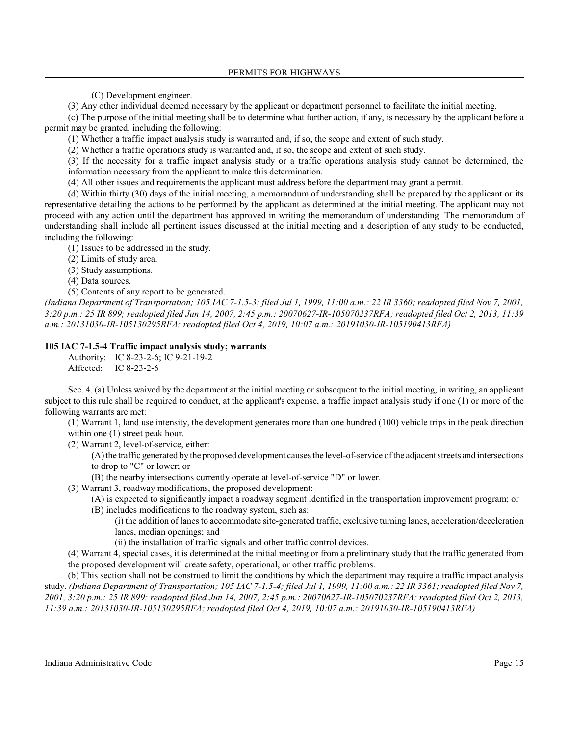(C) Development engineer.

(3) Any other individual deemed necessary by the applicant or department personnel to facilitate the initial meeting.

(c) The purpose of the initial meeting shall be to determine what further action, if any, is necessary by the applicant before a permit may be granted, including the following:

(1) Whether a traffic impact analysis study is warranted and, if so, the scope and extent of such study.

(2) Whether a traffic operations study is warranted and, if so, the scope and extent of such study.

(3) If the necessity for a traffic impact analysis study or a traffic operations analysis study cannot be determined, the information necessary from the applicant to make this determination.

(4) All other issues and requirements the applicant must address before the department may grant a permit.

(d) Within thirty (30) days of the initial meeting, a memorandum of understanding shall be prepared by the applicant or its representative detailing the actions to be performed by the applicant as determined at the initial meeting. The applicant may not proceed with any action until the department has approved in writing the memorandum of understanding. The memorandum of understanding shall include all pertinent issues discussed at the initial meeting and a description of any study to be conducted, including the following:

(1) Issues to be addressed in the study.

(2) Limits of study area.

(3) Study assumptions.

(4) Data sources.

(5) Contents of any report to be generated.

*(Indiana Department of Transportation; 105 IAC 7-1.5-3; filed Jul 1, 1999, 11:00 a.m.: 22 IR 3360; readopted filed Nov 7, 2001, 3:20 p.m.: 25 IR 899; readopted filed Jun 14, 2007, 2:45 p.m.: 20070627-IR-105070237RFA; readopted filed Oct 2, 2013, 11:39 a.m.: 20131030-IR-105130295RFA; readopted filed Oct 4, 2019, 10:07 a.m.: 20191030-IR-105190413RFA)*

**105 IAC 7-1.5-4 Traffic impact analysis study; warrants**

Authority: IC 8-23-2-6; IC 9-21-19-2
Affected: IC 8-23-2-6

Sec. 4. (a) Unless waived by the department at the initial meeting or subsequent to the initial meeting, in writing, an applicant subject to this rule shall be required to conduct, at the applicant's expense, a traffic impact analysis study if one (1) or more of the following warrants are met:

(1) Warrant 1, land use intensity, the development generates more than one hundred (100) vehicle trips in the peak direction within one (1) street peak hour.

(2) Warrant 2, level-of-service, either:

(A) the traffic generated by the proposed development causes the level-of-service of the adjacent streets and intersections to drop to "C" or lower; or

(B) the nearby intersections currently operate at level-of-service "D" or lower.

(3) Warrant 3, roadway modifications, the proposed development:

(A) is expected to significantly impact a roadway segment identified in the transportation improvement program; or

(B) includes modifications to the roadway system, such as:

(i) the addition of lanes to accommodate site-generated traffic, exclusive turning lanes, acceleration/deceleration lanes, median openings; and

(ii) the installation of traffic signals and other traffic control devices.

(4) Warrant 4, special cases, it is determined at the initial meeting or from a preliminary study that the traffic generated from the proposed development will create safety, operational, or other traffic problems.

(b) This section shall not be construed to limit the conditions by which the department may require a traffic impact analysis study. *(Indiana Department of Transportation; 105 IAC 7-1.5-4; filed Jul 1, 1999, 11:00 a.m.: 22 IR 3361; readopted filed Nov 7, 2001, 3:20 p.m.: 25 IR 899; readopted filed Jun 14, 2007, 2:45 p.m.: 20070627-IR-105070237RFA; readopted filed Oct 2, 2013, 11:39 a.m.: 20131030-IR-105130295RFA; readopted filed Oct 4, 2019, 10:07 a.m.: 20191030-IR-105190413RFA)*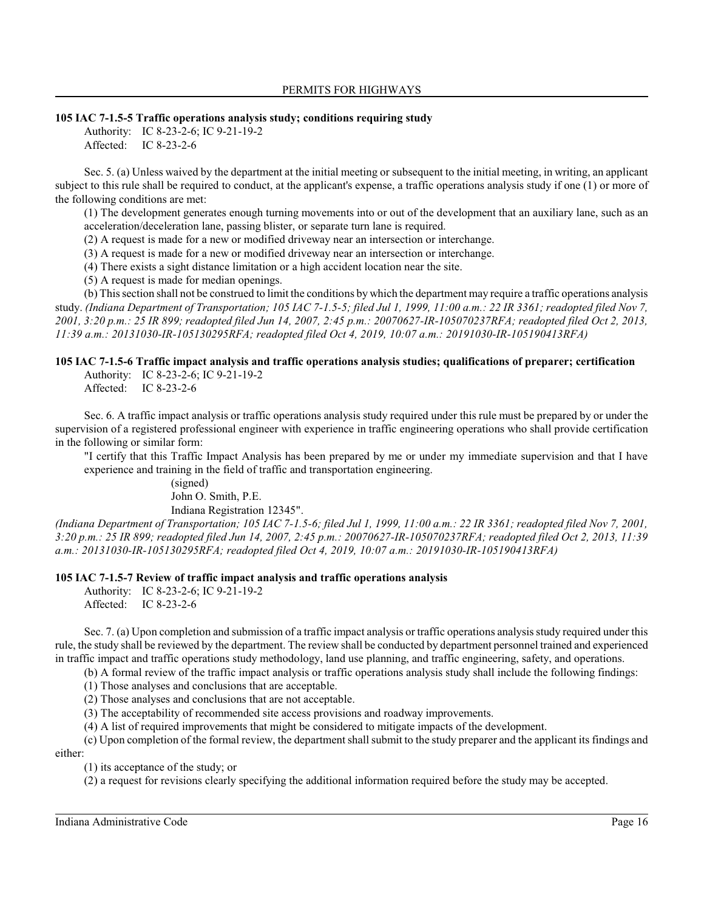**105 IAC 7-1.5-5 Traffic operations analysis study; conditions requiring study**

Authority: IC 8-23-2-6; IC 9-21-19-2
Affected: IC 8-23-2-6

Sec. 5. (a) Unless waived by the department at the initial meeting or subsequent to the initial meeting, in writing, an applicant subject to this rule shall be required to conduct, at the applicant's expense, a traffic operations analysis study if one (1) or more of the following conditions are met:

(1) The development generates enough turning movements into or out of the development that an auxiliary lane, such as an acceleration/deceleration lane, passing blister, or separate turn lane is required.

(2) A request is made for a new or modified driveway near an intersection or interchange.

(3) A request is made for a new or modified driveway near an intersection or interchange.

(4) There exists a sight distance limitation or a high accident location near the site.

(5) A request is made for median openings.

(b) This section shall not be construed to limit the conditions by which the department may require a traffic operations analysis study. *(Indiana Department of Transportation; 105 IAC 7-1.5-5; filed Jul 1, 1999, 11:00 a.m.: 22 IR 3361; readopted filed Nov 7, 2001, 3:20 p.m.: 25 IR 899; readopted filed Jun 14, 2007, 2:45 p.m.: 20070627-IR-105070237RFA; readopted filed Oct 2, 2013, 11:39 a.m.: 20131030-IR-105130295RFA; readopted filed Oct 4, 2019, 10:07 a.m.: 20191030-IR-105190413RFA)*

**105 IAC 7-1.5-6 Traffic impact analysis and traffic operations analysis studies; qualifications of preparer; certification**

Authority: IC 8-23-2-6; IC 9-21-19-2
Affected: IC 8-23-2-6

Sec. 6. A traffic impact analysis or traffic operations analysis study required under this rule must be prepared by or under the supervision of a registered professional engineer with experience in traffic engineering operations who shall provide certification in the following or similar form:

"I certify that this Traffic Impact Analysis has been prepared by me or under my immediate supervision and that I have experience and training in the field of traffic and transportation engineering.

(signed)
John O. Smith, P.E.
Indiana Registration 12345".

*(Indiana Department of Transportation; 105 IAC 7-1.5-6; filed Jul 1, 1999, 11:00 a.m.: 22 IR 3361; readopted filed Nov 7, 2001, 3:20 p.m.: 25 IR 899; readopted filed Jun 14, 2007, 2:45 p.m.: 20070627-IR-105070237RFA; readopted filed Oct 2, 2013, 11:39 a.m.: 20131030-IR-105130295RFA; readopted filed Oct 4, 2019, 10:07 a.m.: 20191030-IR-105190413RFA)*

**105 IAC 7-1.5-7 Review of traffic impact analysis and traffic operations analysis**

Authority: IC 8-23-2-6; IC 9-21-19-2
Affected: IC 8-23-2-6

Sec. 7. (a) Upon completion and submission of a traffic impact analysis or traffic operations analysis study required under this rule, the study shall be reviewed by the department. The review shall be conducted by department personnel trained and experienced in traffic impact and traffic operations study methodology, land use planning, and traffic engineering, safety, and operations.

(b) A formal review of the traffic impact analysis or traffic operations analysis study shall include the following findings:

(1) Those analyses and conclusions that are acceptable.

(2) Those analyses and conclusions that are not acceptable.

(3) The acceptability of recommended site access provisions and roadway improvements.

(4) A list of required improvements that might be considered to mitigate impacts of the development.

(c) Upon completion of the formal review, the department shall submit to the study preparer and the applicant its findings and either:

(1) its acceptance of the study; or

(2) a request for revisions clearly specifying the additional information required before the study may be accepted.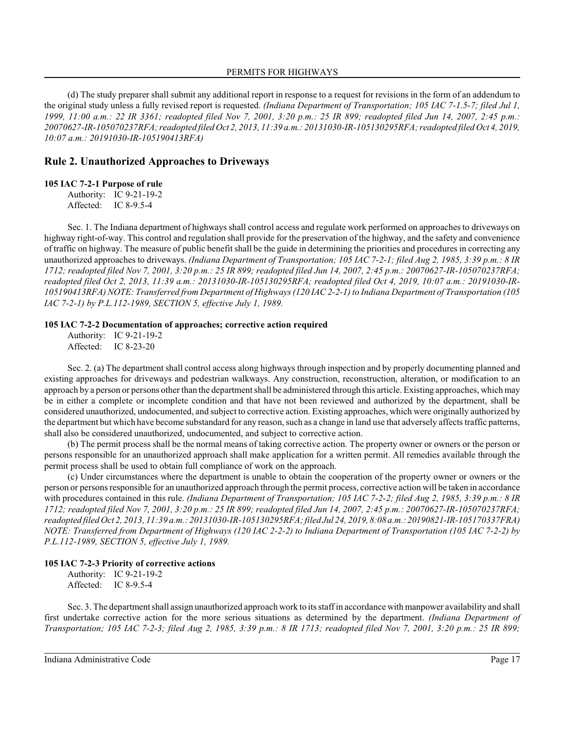(d) The study preparer shall submit any additional report in response to a request for revisions in the form of an addendum to the original study unless a fully revised report is requested. *(Indiana Department of Transportation; 105 IAC 7-1.5-7; filed Jul 1, 1999, 11:00 a.m.: 22 IR 3361; readopted filed Nov 7, 2001, 3:20 p.m.: 25 IR 899; readopted filed Jun 14, 2007, 2:45 p.m.: 20070627-IR-105070237RFA; readopted filed Oct 2, 2013, 11:39 a.m.: 20131030-IR-105130295RFA; readopted filed Oct 4, 2019, 10:07 a.m.: 20191030-IR-105190413RFA)*

## Rule 2. Unauthorized Approaches to Driveways

**105 IAC 7-2-1 Purpose of rule**

Authority: IC 9-21-19-2
Affected: IC 8-9.5-4

Sec. 1. The Indiana department of highways shall control access and regulate work performed on approaches to driveways on highway right-of-way. This control and regulation shall provide for the preservation of the highway, and the safety and convenience of traffic on highway. The measure of public benefit shall be the guide in determining the priorities and procedures in correcting any unauthorized approaches to driveways. *(Indiana Department of Transportation; 105 IAC 7-2-1; filed Aug 2, 1985, 3:39 p.m.: 8 IR 1712; readopted filed Nov 7, 2001, 3:20 p.m.: 25 IR 899; readopted filed Jun 14, 2007, 2:45 p.m.: 20070627-IR-105070237RFA; readopted filed Oct 2, 2013, 11:39 a.m.: 20131030-IR-105130295RFA; readopted filed Oct 4, 2019, 10:07 a.m.: 20191030-IR-105190413RFA) NOTE: Transferred from Department of Highways (120 IAC 2-2-1) to Indiana Department of Transportation (105 IAC 7-2-1) by P.L.112-1989, SECTION 5, effective July 1, 1989.*

**105 IAC 7-2-2 Documentation of approaches; corrective action required**

Authority: IC 9-21-19-2
Affected: IC 8-23-20

Sec. 2. (a) The department shall control access along highways through inspection and by properly documenting planned and existing approaches for driveways and pedestrian walkways. Any construction, reconstruction, alteration, or modification to an approach by a person or persons other than the department shall be administered through this article. Existing approaches, which may be in either a complete or incomplete condition and that have not been reviewed and authorized by the department, shall be considered unauthorized, undocumented, and subject to corrective action. Existing approaches, which were originally authorized by the department but which have become substandard for any reason, such as a change in land use that adversely affects traffic patterns, shall also be considered unauthorized, undocumented, and subject to corrective action.

(b) The permit process shall be the normal means of taking corrective action. The property owner or owners or the person or persons responsible for an unauthorized approach shall make application for a written permit. All remedies available through the permit process shall be used to obtain full compliance of work on the approach.

(c) Under circumstances where the department is unable to obtain the cooperation of the property owner or owners or the person or persons responsible for an unauthorized approach through the permit process, corrective action will be taken in accordance with procedures contained in this rule. *(Indiana Department of Transportation; 105 IAC 7-2-2; filed Aug 2, 1985, 3:39 p.m.: 8 IR 1712; readopted filed Nov 7, 2001, 3:20 p.m.: 25 IR 899; readopted filed Jun 14, 2007, 2:45 p.m.: 20070627-IR-105070237RFA; readopted filed Oct 2, 2013, 11:39 a.m.: 20131030-IR-105130295RFA; filed Jul 24, 2019, 8:08 a.m.: 20190821-IR-105170337FRA) NOTE: Transferred from Department of Highways (120 IAC 2-2-2) to Indiana Department of Transportation (105 IAC 7-2-2) by P.L.112-1989, SECTION 5, effective July 1, 1989.*

**105 IAC 7-2-3 Priority of corrective actions**

Authority: IC 9-21-19-2
Affected: IC 8-9.5-4

Sec. 3. The department shall assign unauthorized approach work to its staff in accordance with manpower availability and shall first undertake corrective action for the more serious situations as determined by the department. *(Indiana Department of Transportation; 105 IAC 7-2-3; filed Aug 2, 1985, 3:39 p.m.: 8 IR 1713; readopted filed Nov 7, 2001, 3:20 p.m.: 25 IR 899;*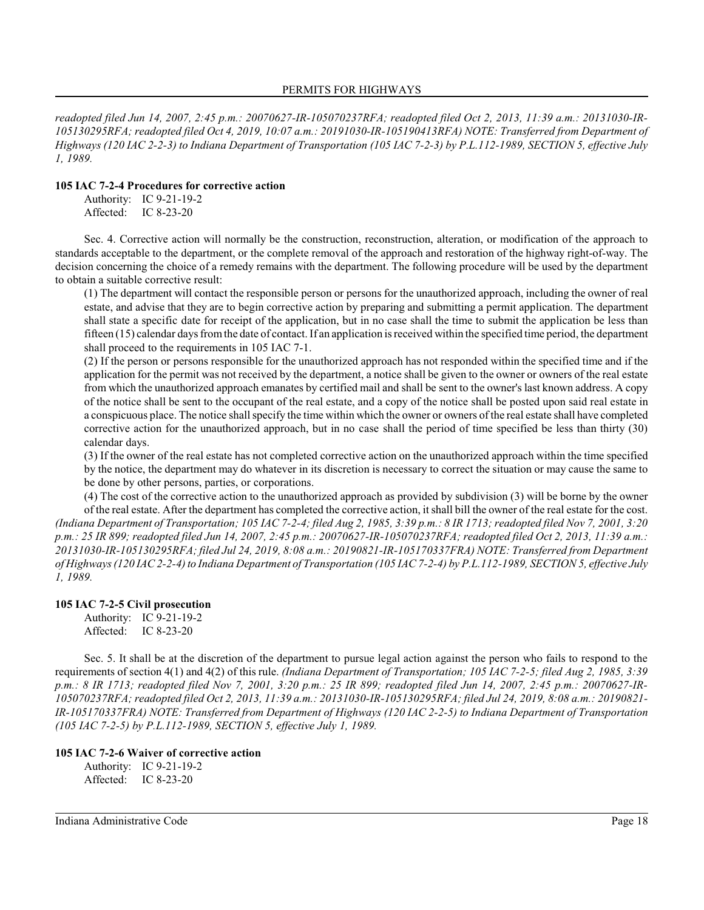*readopted filed Jun 14, 2007, 2:45 p.m.: 20070627-IR-105070237RFA; readopted filed Oct 2, 2013, 11:39 a.m.: 20131030-IR-105130295RFA; readopted filed Oct 4, 2019, 10:07 a.m.: 20191030-IR-105190413RFA) NOTE: Transferred from Department of Highways (120 IAC 2-2-3) to Indiana Department of Transportation (105 IAC 7-2-3) by P.L.112-1989, SECTION 5, effective July 1, 1989.*

**105 IAC 7-2-4 Procedures for corrective action**

Authority: IC 9-21-19-2
Affected: IC 8-23-20

Sec. 4. Corrective action will normally be the construction, reconstruction, alteration, or modification of the approach to standards acceptable to the department, or the complete removal of the approach and restoration of the highway right-of-way. The decision concerning the choice of a remedy remains with the department. The following procedure will be used by the department to obtain a suitable corrective result:

(1) The department will contact the responsible person or persons for the unauthorized approach, including the owner of real estate, and advise that they are to begin corrective action by preparing and submitting a permit application. The department shall state a specific date for receipt of the application, but in no case shall the time to submit the application be less than fifteen (15) calendar days from the date of contact. If an application is received within the specified time period, the department shall proceed to the requirements in 105 IAC 7-1.

(2) If the person or persons responsible for the unauthorized approach has not responded within the specified time and if the application for the permit was not received by the department, a notice shall be given to the owner or owners of the real estate from which the unauthorized approach emanates by certified mail and shall be sent to the owner's last known address. A copy of the notice shall be sent to the occupant of the real estate, and a copy of the notice shall be posted upon said real estate in a conspicuous place. The notice shall specify the time within which the owner or owners of the real estate shall have completed corrective action for the unauthorized approach, but in no case shall the period of time specified be less than thirty (30) calendar days.

(3) If the owner of the real estate has not completed corrective action on the unauthorized approach within the time specified by the notice, the department may do whatever in its discretion is necessary to correct the situation or may cause the same to be done by other persons, parties, or corporations.

(4) The cost of the corrective action to the unauthorized approach as provided by subdivision (3) will be borne by the owner of the real estate. After the department has completed the corrective action, it shall bill the owner of the real estate for the cost.

*(Indiana Department of Transportation; 105 IAC 7-2-4; filed Aug 2, 1985, 3:39 p.m.: 8 IR 1713; readopted filed Nov 7, 2001, 3:20 p.m.: 25 IR 899; readopted filed Jun 14, 2007, 2:45 p.m.: 20070627-IR-105070237RFA; readopted filed Oct 2, 2013, 11:39 a.m.: 20131030-IR-105130295RFA; filed Jul 24, 2019, 8:08 a.m.: 20190821-IR-105170337FRA) NOTE: Transferred from Department of Highways (120 IAC 2-2-4) to Indiana Department of Transportation (105 IAC 7-2-4) by P.L.112-1989, SECTION 5, effective July 1, 1989.*

**105 IAC 7-2-5 Civil prosecution**

Authority: IC 9-21-19-2
Affected: IC 8-23-20

Sec. 5. It shall be at the discretion of the department to pursue legal action against the person who fails to respond to the requirements of section 4(1) and 4(2) of this rule. *(Indiana Department of Transportation; 105 IAC 7-2-5; filed Aug 2, 1985, 3:39 p.m.: 8 IR 1713; readopted filed Nov 7, 2001, 3:20 p.m.: 25 IR 899; readopted filed Jun 14, 2007, 2:45 p.m.: 20070627-IR-105070237RFA; readopted filed Oct 2, 2013, 11:39 a.m.: 20131030-IR-105130295RFA; filed Jul 24, 2019, 8:08 a.m.: 20190821-IR-105170337FRA) NOTE: Transferred from Department of Highways (120 IAC 2-2-5) to Indiana Department of Transportation (105 IAC 7-2-5) by P.L.112-1989, SECTION 5, effective July 1, 1989.*

**105 IAC 7-2-6 Waiver of corrective action**

Authority: IC 9-21-19-2
Affected: IC 8-23-20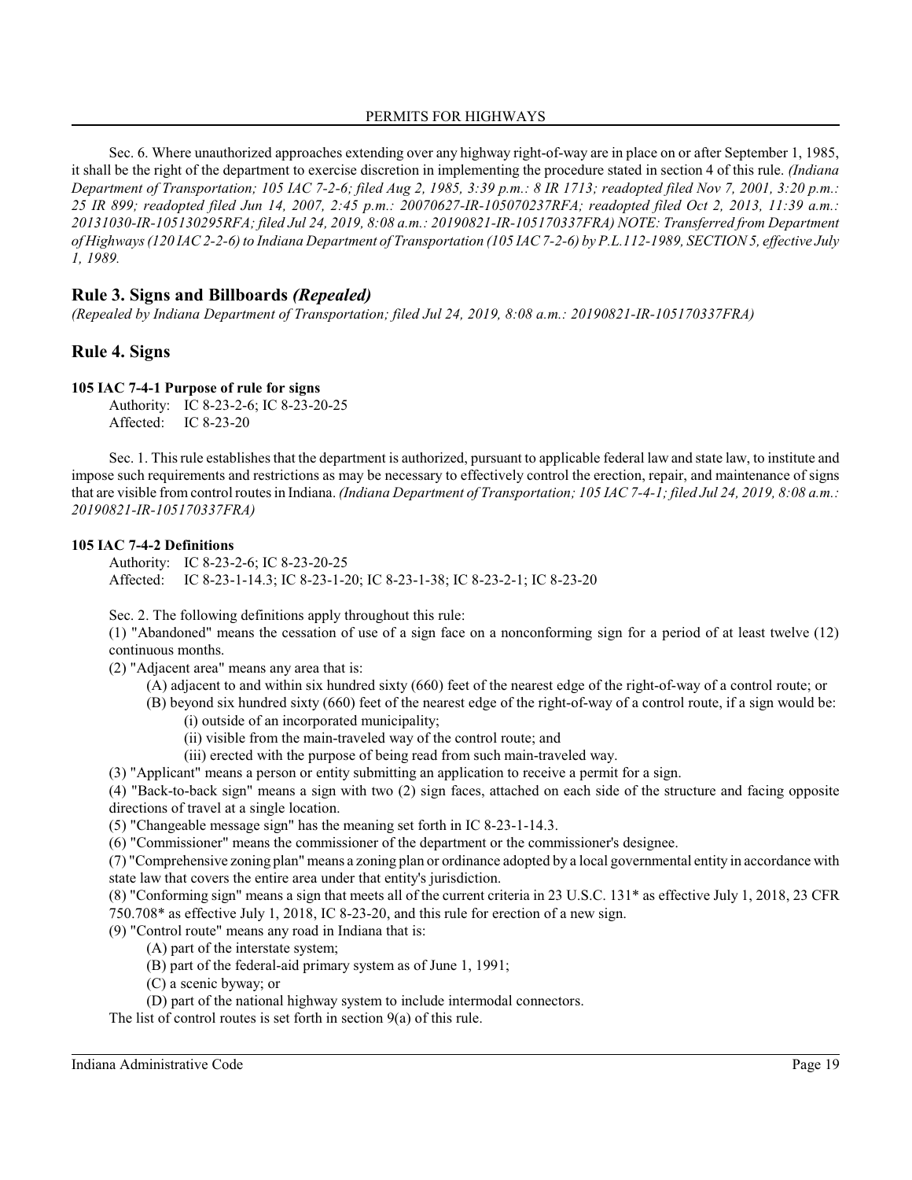Sec. 6. Where unauthorized approaches extending over any highway right-of-way are in place on or after September 1, 1985, it shall be the right of the department to exercise discretion in implementing the procedure stated in section 4 of this rule. *(Indiana Department of Transportation; 105 IAC 7-2-6; filed Aug 2, 1985, 3:39 p.m.: 8 IR 1713; readopted filed Nov 7, 2001, 3:20 p.m.: 25 IR 899; readopted filed Jun 14, 2007, 2:45 p.m.: 20070627-IR-105070237RFA; readopted filed Oct 2, 2013, 11:39 a.m.: 20131030-IR-105130295RFA; filed Jul 24, 2019, 8:08 a.m.: 20190821-IR-105170337FRA) NOTE: Transferred from Department of Highways (120 IAC 2-2-6) to Indiana Department of Transportation (105 IAC 7-2-6) by P.L.112-1989, SECTION 5, effective July 1, 1989.*

## Rule 3. Signs and Billboards *(Repealed)*

*(Repealed by Indiana Department of Transportation; filed Jul 24, 2019, 8:08 a.m.: 20190821-IR-105170337FRA)*

## Rule 4. Signs

### 105 IAC 7-4-1 Purpose of rule for signs

Authority: IC 8-23-2-6; IC 8-23-20-25
Affected: IC 8-23-20

Sec. 1. This rule establishes that the department is authorized, pursuant to applicable federal law and state law, to institute and impose such requirements and restrictions as may be necessary to effectively control the erection, repair, and maintenance of signs that are visible from control routes in Indiana. *(Indiana Department of Transportation; 105 IAC 7-4-1; filed Jul 24, 2019, 8:08 a.m.: 20190821-IR-105170337FRA)*

### 105 IAC 7-4-2 Definitions

Authority: IC 8-23-2-6; IC 8-23-20-25
Affected: IC 8-23-1-14.3; IC 8-23-1-20; IC 8-23-1-38; IC 8-23-2-1; IC 8-23-20

Sec. 2. The following definitions apply throughout this rule:

(1) "Abandoned" means the cessation of use of a sign face on a nonconforming sign for a period of at least twelve (12) continuous months.

(2) "Adjacent area" means any area that is:

(A) adjacent to and within six hundred sixty (660) feet of the nearest edge of the right-of-way of a control route; or

(B) beyond six hundred sixty (660) feet of the nearest edge of the right-of-way of a control route, if a sign would be:

(i) outside of an incorporated municipality;

(ii) visible from the main-traveled way of the control route; and

(iii) erected with the purpose of being read from such main-traveled way.

(3) "Applicant" means a person or entity submitting an application to receive a permit for a sign.

(4) "Back-to-back sign" means a sign with two (2) sign faces, attached on each side of the structure and facing opposite directions of travel at a single location.

(5) "Changeable message sign" has the meaning set forth in IC 8-23-1-14.3.

(6) "Commissioner" means the commissioner of the department or the commissioner's designee.

(7) "Comprehensive zoning plan" means a zoning plan or ordinance adopted by a local governmental entity in accordance with state law that covers the entire area under that entity's jurisdiction.

(8) "Conforming sign" means a sign that meets all of the current criteria in 23 U.S.C. 131* as effective July 1, 2018, 23 CFR 750.708* as effective July 1, 2018, IC 8-23-20, and this rule for erection of a new sign.

(9) "Control route" means any road in Indiana that is:

(A) part of the interstate system;

(B) part of the federal-aid primary system as of June 1, 1991;

(C) a scenic byway; or

(D) part of the national highway system to include intermodal connectors.

The list of control routes is set forth in section 9(a) of this rule.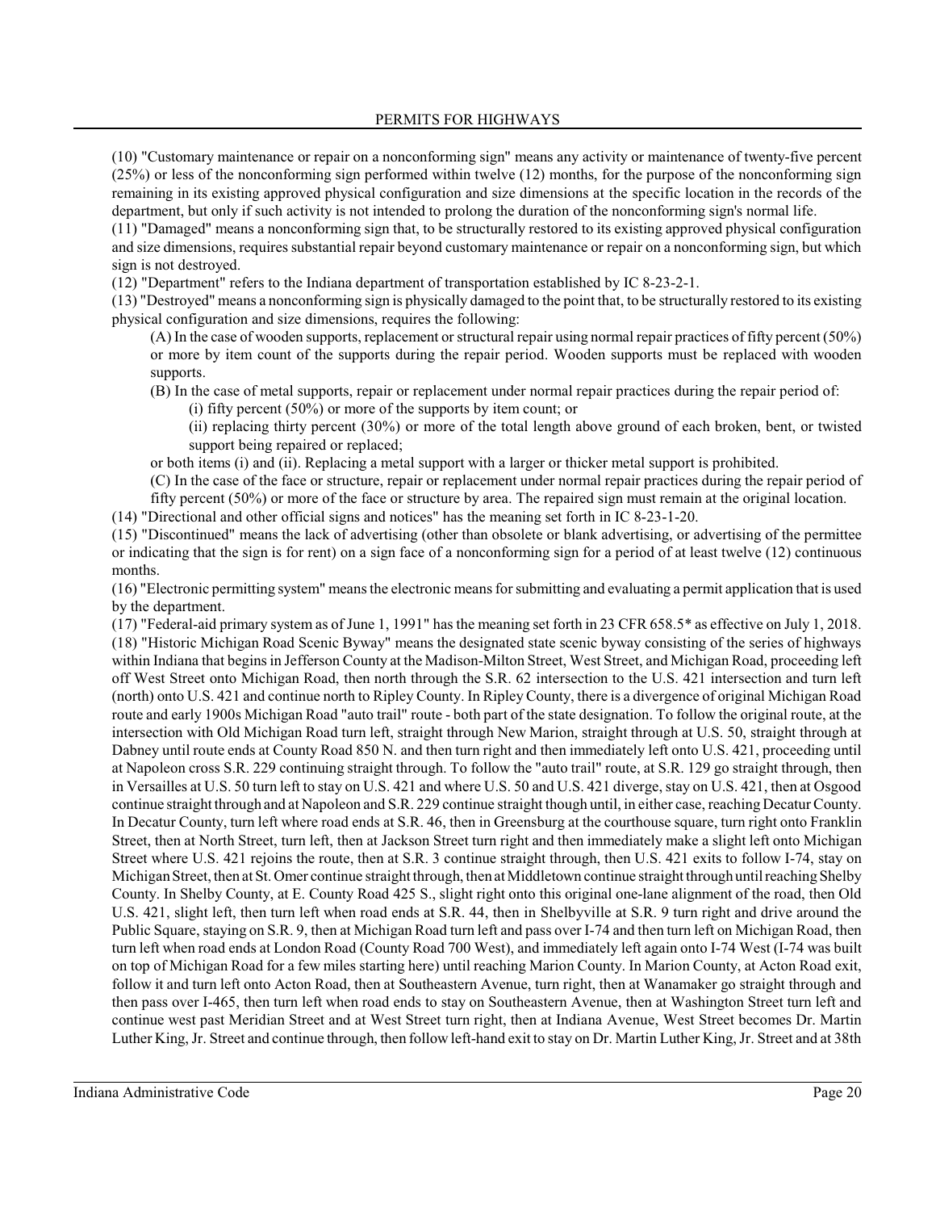(10) "Customary maintenance or repair on a nonconforming sign" means any activity or maintenance of twenty-five percent (25%) or less of the nonconforming sign performed within twelve (12) months, for the purpose of the nonconforming sign remaining in its existing approved physical configuration and size dimensions at the specific location in the records of the department, but only if such activity is not intended to prolong the duration of the nonconforming sign's normal life.

(11) "Damaged" means a nonconforming sign that, to be structurally restored to its existing approved physical configuration and size dimensions, requires substantial repair beyond customary maintenance or repair on a nonconforming sign, but which sign is not destroyed.

(12) "Department" refers to the Indiana department of transportation established by IC 8-23-2-1.

(13) "Destroyed" means a nonconforming sign is physically damaged to the point that, to be structurally restored to its existing physical configuration and size dimensions, requires the following:

(A) In the case of wooden supports, replacement or structural repair using normal repair practices of fifty percent (50%) or more by item count of the supports during the repair period. Wooden supports must be replaced with wooden supports.

(B) In the case of metal supports, repair or replacement under normal repair practices during the repair period of:

(i) fifty percent (50%) or more of the supports by item count; or

(ii) replacing thirty percent (30%) or more of the total length above ground of each broken, bent, or twisted support being repaired or replaced;

or both items (i) and (ii). Replacing a metal support with a larger or thicker metal support is prohibited.

(C) In the case of the face or structure, repair or replacement under normal repair practices during the repair period of fifty percent (50%) or more of the face or structure by area. The repaired sign must remain at the original location.

(14) "Directional and other official signs and notices" has the meaning set forth in IC 8-23-1-20.

(15) "Discontinued" means the lack of advertising (other than obsolete or blank advertising, or advertising of the permittee or indicating that the sign is for rent) on a sign face of a nonconforming sign for a period of at least twelve (12) continuous months.

(16) "Electronic permitting system" means the electronic means for submitting and evaluating a permit application that is used by the department.

(17) "Federal-aid primary system as of June 1, 1991" has the meaning set forth in 23 CFR 658.5* as effective on July 1, 2018.

(18) "Historic Michigan Road Scenic Byway" means the designated state scenic byway consisting of the series of highways within Indiana that begins in Jefferson County at the Madison-Milton Street, West Street, and Michigan Road, proceeding left off West Street onto Michigan Road, then north through the S.R. 62 intersection to the U.S. 421 intersection and turn left (north) onto U.S. 421 and continue north to Ripley County. In Ripley County, there is a divergence of original Michigan Road route and early 1900s Michigan Road "auto trail" route - both part of the state designation. To follow the original route, at the intersection with Old Michigan Road turn left, straight through New Marion, straight through at U.S. 50, straight through at Dabney until route ends at County Road 850 N. and then turn right and then immediately left onto U.S. 421, proceeding until at Napoleon cross S.R. 229 continuing straight through. To follow the "auto trail" route, at S.R. 129 go straight through, then in Versailles at U.S. 50 turn left to stay on U.S. 421 and where U.S. 50 and U.S. 421 diverge, stay on U.S. 421, then at Osgood continue straight through and at Napoleon and S.R. 229 continue straight though until, in either case, reaching Decatur County. In Decatur County, turn left where road ends at S.R. 46, then in Greensburg at the courthouse square, turn right onto Franklin Street, then at North Street, turn left, then at Jackson Street turn right and then immediately make a slight left onto Michigan Street where U.S. 421 rejoins the route, then at S.R. 3 continue straight through, then U.S. 421 exits to follow I-74, stay on Michigan Street, then at St. Omer continue straight through, then at Middletown continue straight through until reaching Shelby County. In Shelby County, at E. County Road 425 S., slight right onto this original one-lane alignment of the road, then Old U.S. 421, slight left, then turn left when road ends at S.R. 44, then in Shelbyville at S.R. 9 turn right and drive around the Public Square, staying on S.R. 9, then at Michigan Road turn left and pass over I-74 and then turn left on Michigan Road, then turn left when road ends at London Road (County Road 700 West), and immediately left again onto I-74 West (I-74 was built on top of Michigan Road for a few miles starting here) until reaching Marion County. In Marion County, at Acton Road exit, follow it and turn left onto Acton Road, then at Southeastern Avenue, turn right, then at Wanamaker go straight through and then pass over I-465, then turn left when road ends to stay on Southeastern Avenue, then at Washington Street turn left and continue west past Meridian Street and at West Street turn right, then at Indiana Avenue, West Street becomes Dr. Martin Luther King, Jr. Street and continue through, then follow left-hand exit to stay on Dr. Martin Luther King, Jr. Street and at 38th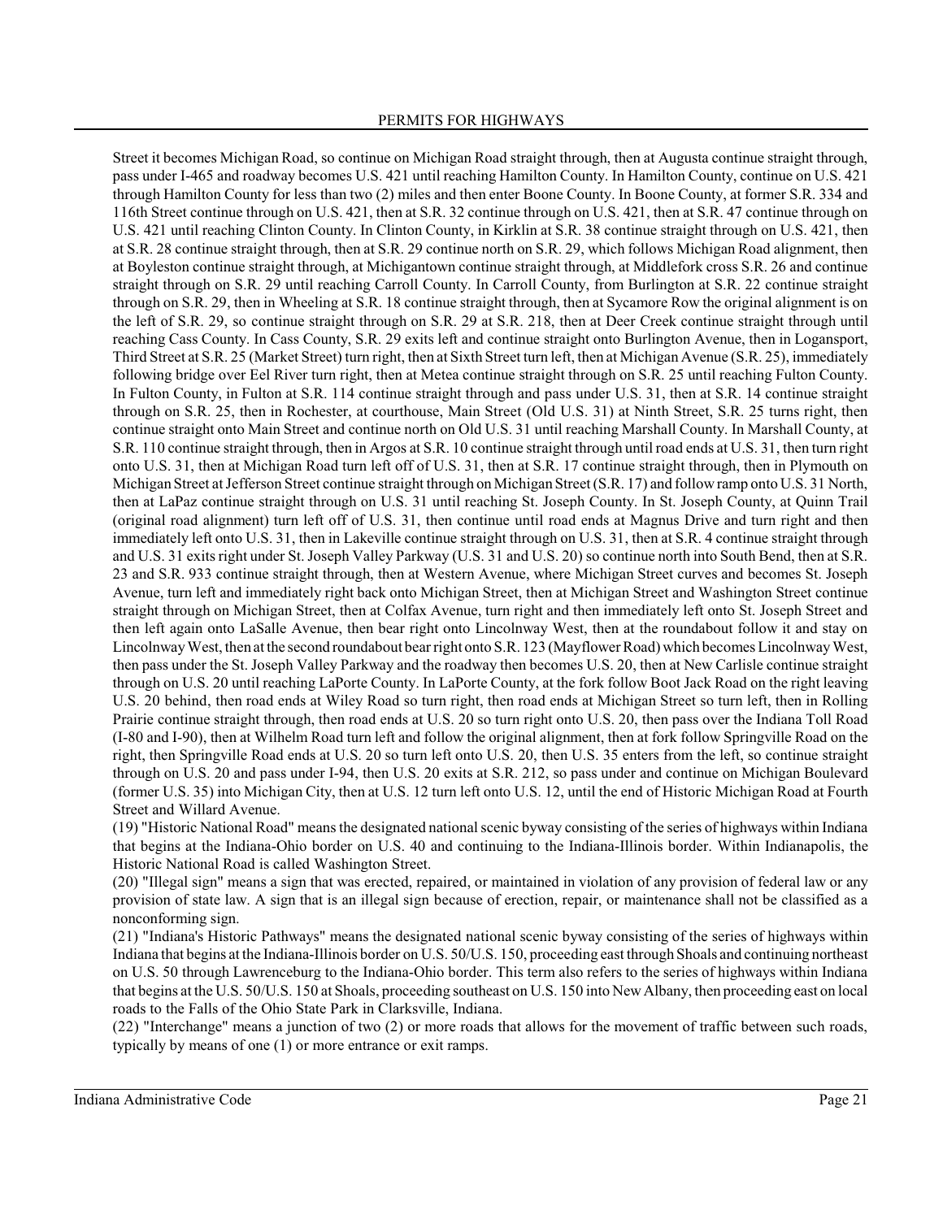Street it becomes Michigan Road, so continue on Michigan Road straight through, then at Augusta continue straight through, pass under I-465 and roadway becomes U.S. 421 until reaching Hamilton County. In Hamilton County, continue on U.S. 421 through Hamilton County for less than two (2) miles and then enter Boone County. In Boone County, at former S.R. 334 and 116th Street continue through on U.S. 421, then at S.R. 32 continue through on U.S. 421, then at S.R. 47 continue through on U.S. 421 until reaching Clinton County. In Clinton County, in Kirklin at S.R. 38 continue straight through on U.S. 421, then at S.R. 28 continue straight through, then at S.R. 29 continue north on S.R. 29, which follows Michigan Road alignment, then at Boyleston continue straight through, at Michigantown continue straight through, at Middlefork cross S.R. 26 and continue straight through on S.R. 29 until reaching Carroll County. In Carroll County, from Burlington at S.R. 22 continue straight through on S.R. 29, then in Wheeling at S.R. 18 continue straight through, then at Sycamore Row the original alignment is on the left of S.R. 29, so continue straight through on S.R. 29 at S.R. 218, then at Deer Creek continue straight through until reaching Cass County. In Cass County, S.R. 29 exits left and continue straight onto Burlington Avenue, then in Logansport, Third Street at S.R. 25 (Market Street) turn right, then at Sixth Street turn left, then at Michigan Avenue (S.R. 25), immediately following bridge over Eel River turn right, then at Metea continue straight through on S.R. 25 until reaching Fulton County. In Fulton County, in Fulton at S.R. 114 continue straight through and pass under U.S. 31, then at S.R. 14 continue straight through on S.R. 25, then in Rochester, at courthouse, Main Street (Old U.S. 31) at Ninth Street, S.R. 25 turns right, then continue straight onto Main Street and continue north on Old U.S. 31 until reaching Marshall County. In Marshall County, at S.R. 110 continue straight through, then in Argos at S.R. 10 continue straight through until road ends at U.S. 31, then turn right onto U.S. 31, then at Michigan Road turn left off of U.S. 31, then at S.R. 17 continue straight through, then in Plymouth on Michigan Street at Jefferson Street continue straight through on Michigan Street (S.R. 17) and follow ramp onto U.S. 31 North, then at LaPaz continue straight through on U.S. 31 until reaching St. Joseph County. In St. Joseph County, at Quinn Trail (original road alignment) turn left off of U.S. 31, then continue until road ends at Magnus Drive and turn right and then immediately left onto U.S. 31, then in Lakeville continue straight through on U.S. 31, then at S.R. 4 continue straight through and U.S. 31 exits right under St. Joseph Valley Parkway (U.S. 31 and U.S. 20) so continue north into South Bend, then at S.R. 23 and S.R. 933 continue straight through, then at Western Avenue, where Michigan Street curves and becomes St. Joseph Avenue, turn left and immediately right back onto Michigan Street, then at Michigan Street and Washington Street continue straight through on Michigan Street, then at Colfax Avenue, turn right and then immediately left onto St. Joseph Street and then left again onto LaSalle Avenue, then bear right onto Lincolnway West, then at the roundabout follow it and stay on Lincolnway West, then at the second roundabout bear right onto S.R. 123 (Mayflower Road) which becomes Lincolnway West, then pass under the St. Joseph Valley Parkway and the roadway then becomes U.S. 20, then at New Carlisle continue straight through on U.S. 20 until reaching LaPorte County. In LaPorte County, at the fork follow Boot Jack Road on the right leaving U.S. 20 behind, then road ends at Wiley Road so turn right, then road ends at Michigan Street so turn left, then in Rolling Prairie continue straight through, then road ends at U.S. 20 so turn right onto U.S. 20, then pass over the Indiana Toll Road (I-80 and I-90), then at Wilhelm Road turn left and follow the original alignment, then at fork follow Springville Road on the right, then Springville Road ends at U.S. 20 so turn left onto U.S. 20, then U.S. 35 enters from the left, so continue straight through on U.S. 20 and pass under I-94, then U.S. 20 exits at S.R. 212, so pass under and continue on Michigan Boulevard (former U.S. 35) into Michigan City, then at U.S. 12 turn left onto U.S. 12, until the end of Historic Michigan Road at Fourth Street and Willard Avenue.

(19) "Historic National Road" means the designated national scenic byway consisting of the series of highways within Indiana that begins at the Indiana-Ohio border on U.S. 40 and continuing to the Indiana-Illinois border. Within Indianapolis, the Historic National Road is called Washington Street.

(20) "Illegal sign" means a sign that was erected, repaired, or maintained in violation of any provision of federal law or any provision of state law. A sign that is an illegal sign because of erection, repair, or maintenance shall not be classified as a nonconforming sign.

(21) "Indiana's Historic Pathways" means the designated national scenic byway consisting of the series of highways within Indiana that begins at the Indiana-Illinois border on U.S. 50/U.S. 150, proceeding east through Shoals and continuing northeast on U.S. 50 through Lawrenceburg to the Indiana-Ohio border. This term also refers to the series of highways within Indiana that begins at the U.S. 50/U.S. 150 at Shoals, proceeding southeast on U.S. 150 into New Albany, then proceeding east on local roads to the Falls of the Ohio State Park in Clarksville, Indiana.

(22) "Interchange" means a junction of two (2) or more roads that allows for the movement of traffic between such roads, typically by means of one (1) or more entrance or exit ramps.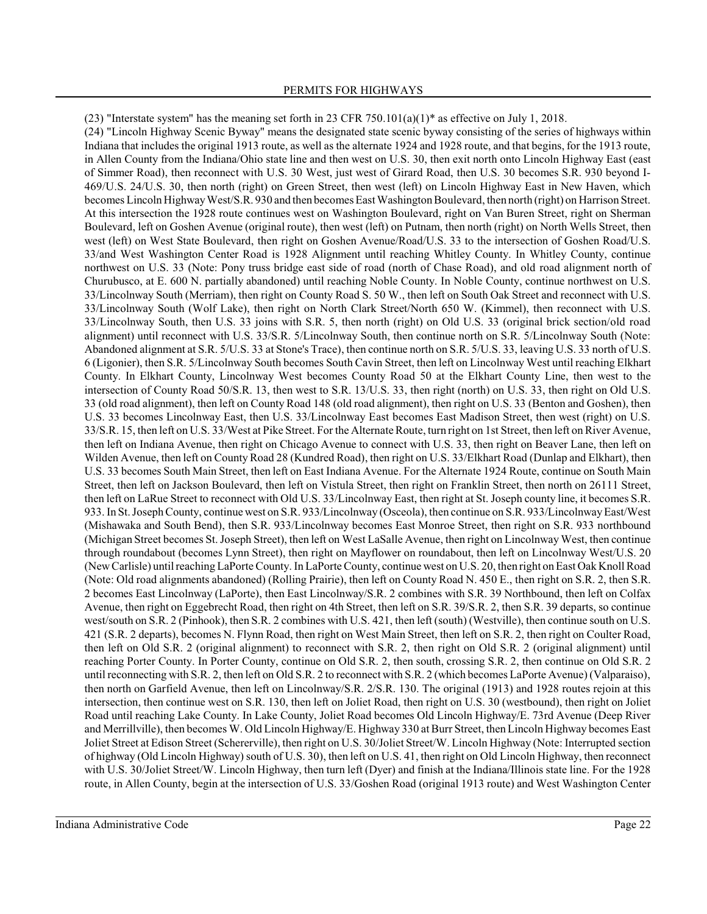(23) "Interstate system" has the meaning set forth in 23 CFR 750.101(a)(1)* as effective on July 1, 2018.

(24) "Lincoln Highway Scenic Byway" means the designated state scenic byway consisting of the series of highways within Indiana that includes the original 1913 route, as well as the alternate 1924 and 1928 route, and that begins, for the 1913 route, in Allen County from the Indiana/Ohio state line and then west on U.S. 30, then exit north onto Lincoln Highway East (east of Simmer Road), then reconnect with U.S. 30 West, just west of Girard Road, then U.S. 30 becomes S.R. 930 beyond I-469/U.S. 24/U.S. 30, then north (right) on Green Street, then west (left) on Lincoln Highway East in New Haven, which becomes Lincoln Highway West/S.R. 930 and then becomes East Washington Boulevard, then north (right) on Harrison Street. At this intersection the 1928 route continues west on Washington Boulevard, right on Van Buren Street, right on Sherman Boulevard, left on Goshen Avenue (original route), then west (left) on Putnam, then north (right) on North Wells Street, then west (left) on West State Boulevard, then right on Goshen Avenue/Road/U.S. 33 to the intersection of Goshen Road/U.S. 33/and West Washington Center Road is 1928 Alignment until reaching Whitley County. In Whitley County, continue northwest on U.S. 33 (Note: Pony truss bridge east side of road (north of Chase Road), and old road alignment north of Churubusco, at E. 600 N. partially abandoned) until reaching Noble County. In Noble County, continue northwest on U.S. 33/Lincolnway South (Merriam), then right on County Road S. 50 W., then left on South Oak Street and reconnect with U.S. 33/Lincolnway South (Wolf Lake), then right on North Clark Street/North 650 W. (Kimmel), then reconnect with U.S. 33/Lincolnway South, then U.S. 33 joins with S.R. 5, then north (right) on Old U.S. 33 (original brick section/old road alignment) until reconnect with U.S. 33/S.R. 5/Lincolnway South, then continue north on S.R. 5/Lincolnway South (Note: Abandoned alignment at S.R. 5/U.S. 33 at Stone's Trace), then continue north on S.R. 5/U.S. 33, leaving U.S. 33 north of U.S. 6 (Ligonier), then S.R. 5/Lincolnway South becomes South Cavin Street, then left on Lincolnway West until reaching Elkhart County. In Elkhart County, Lincolnway West becomes County Road 50 at the Elkhart County Line, then west to the intersection of County Road 50/S.R. 13, then west to S.R. 13/U.S. 33, then right (north) on U.S. 33, then right on Old U.S. 33 (old road alignment), then left on County Road 148 (old road alignment), then right on U.S. 33 (Benton and Goshen), then U.S. 33 becomes Lincolnway East, then U.S. 33/Lincolnway East becomes East Madison Street, then west (right) on U.S. 33/S.R. 15, then left on U.S. 33/West at Pike Street. For the Alternate Route, turn right on 1st Street, then left on River Avenue, then left on Indiana Avenue, then right on Chicago Avenue to connect with U.S. 33, then right on Beaver Lane, then left on Wilden Avenue, then left on County Road 28 (Kundred Road), then right on U.S. 33/Elkhart Road (Dunlap and Elkhart), then U.S. 33 becomes South Main Street, then left on East Indiana Avenue. For the Alternate 1924 Route, continue on South Main Street, then left on Jackson Boulevard, then left on Vistula Street, then right on Franklin Street, then north on 26111 Street, then left on LaRue Street to reconnect with Old U.S. 33/Lincolnway East, then right at St. Joseph county line, it becomes S.R. 933. In St. Joseph County, continue west on S.R. 933/Lincolnway (Osceola), then continue on S.R. 933/Lincolnway East/West (Mishawaka and South Bend), then S.R. 933/Lincolnway becomes East Monroe Street, then right on S.R. 933 northbound (Michigan Street becomes St. Joseph Street), then left on West LaSalle Avenue, then right on Lincolnway West, then continue through roundabout (becomes Lynn Street), then right on Mayflower on roundabout, then left on Lincolnway West/U.S. 20 (New Carlisle) until reaching LaPorte County. In LaPorte County, continue west on U.S. 20, then right on East Oak Knoll Road (Note: Old road alignments abandoned) (Rolling Prairie), then left on County Road N. 450 E., then right on S.R. 2, then S.R. 2 becomes East Lincolnway (LaPorte), then East Lincolnway/S.R. 2 combines with S.R. 39 Northbound, then left on Colfax Avenue, then right on Eggebrecht Road, then right on 4th Street, then left on S.R. 39/S.R. 2, then S.R. 39 departs, so continue west/south on S.R. 2 (Pinhook), then S.R. 2 combines with U.S. 421, then left (south) (Westville), then continue south on U.S. 421 (S.R. 2 departs), becomes N. Flynn Road, then right on West Main Street, then left on S.R. 2, then right on Coulter Road, then left on Old S.R. 2 (original alignment) to reconnect with S.R. 2, then right on Old S.R. 2 (original alignment) until reaching Porter County. In Porter County, continue on Old S.R. 2, then south, crossing S.R. 2, then continue on Old S.R. 2 until reconnecting with S.R. 2, then left on Old S.R. 2 to reconnect with S.R. 2 (which becomes LaPorte Avenue) (Valparaiso), then north on Garfield Avenue, then left on Lincolnway/S.R. 2/S.R. 130. The original (1913) and 1928 routes rejoin at this intersection, then continue west on S.R. 130, then left on Joliet Road, then right on U.S. 30 (westbound), then right on Joliet Road until reaching Lake County. In Lake County, Joliet Road becomes Old Lincoln Highway/E. 73rd Avenue (Deep River and Merrillville), then becomes W. Old Lincoln Highway/E. Highway 330 at Burr Street, then Lincoln Highway becomes East Joliet Street at Edison Street (Schererville), then right on U.S. 30/Joliet Street/W. Lincoln Highway (Note: Interrupted section of highway (Old Lincoln Highway) south of U.S. 30), then left on U.S. 41, then right on Old Lincoln Highway, then reconnect with U.S. 30/Joliet Street/W. Lincoln Highway, then turn left (Dyer) and finish at the Indiana/Illinois state line. For the 1928 route, in Allen County, begin at the intersection of U.S. 33/Goshen Road (original 1913 route) and West Washington Center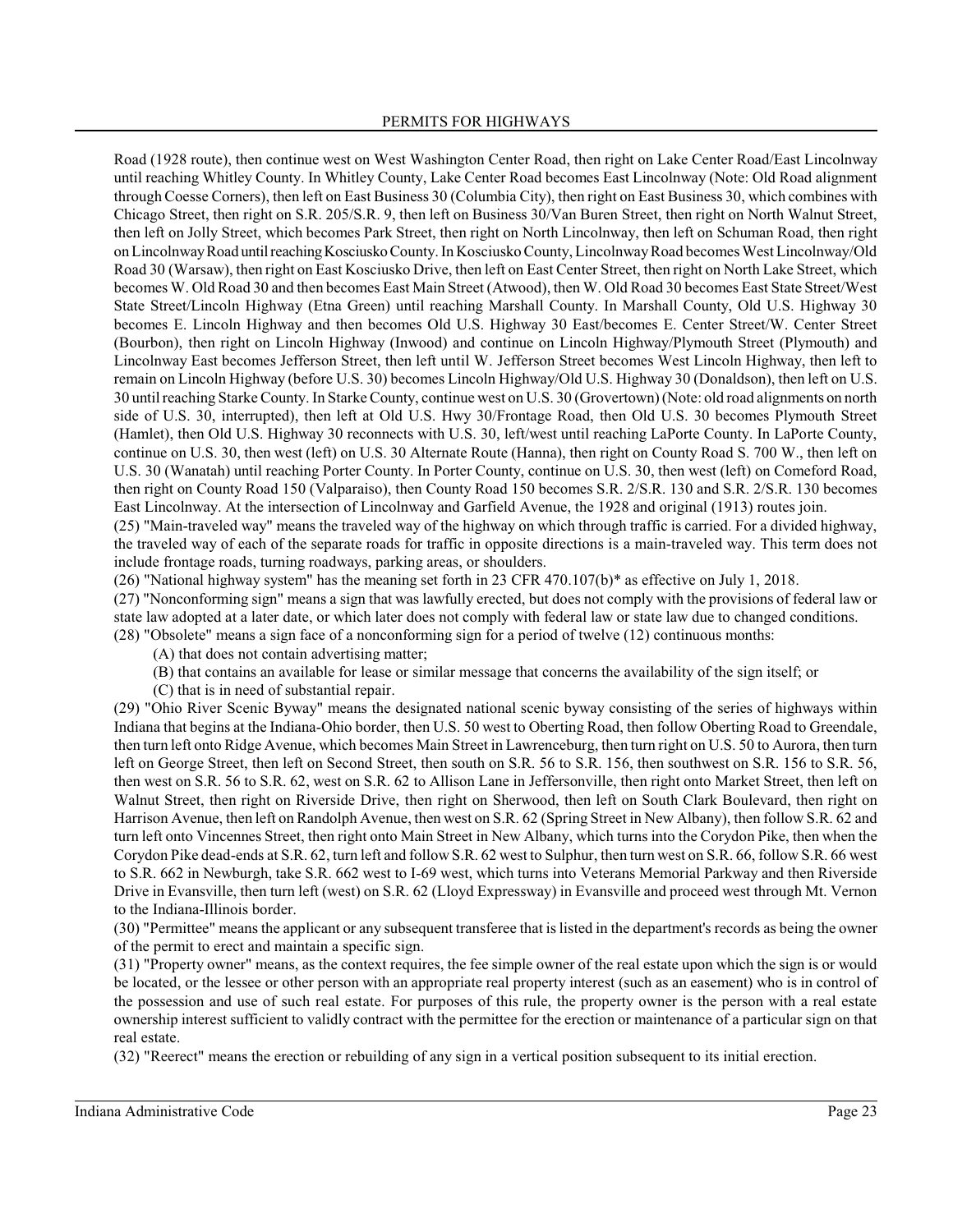Road (1928 route), then continue west on West Washington Center Road, then right on Lake Center Road/East Lincolnway until reaching Whitley County. In Whitley County, Lake Center Road becomes East Lincolnway (Note: Old Road alignment through Coesse Corners), then left on East Business 30 (Columbia City), then right on East Business 30, which combines with Chicago Street, then right on S.R. 205/S.R. 9, then left on Business 30/Van Buren Street, then right on North Walnut Street, then left on Jolly Street, which becomes Park Street, then right on North Lincolnway, then left on Schuman Road, then right on Lincolnway Road until reaching Kosciusko County. In Kosciusko County, Lincolnway Road becomes West Lincolnway/Old Road 30 (Warsaw), then right on East Kosciusko Drive, then left on East Center Street, then right on North Lake Street, which becomes W. Old Road 30 and then becomes East Main Street (Atwood), then W. Old Road 30 becomes East State Street/West State Street/Lincoln Highway (Etna Green) until reaching Marshall County. In Marshall County, Old U.S. Highway 30 becomes E. Lincoln Highway and then becomes Old U.S. Highway 30 East/becomes E. Center Street/W. Center Street (Bourbon), then right on Lincoln Highway (Inwood) and continue on Lincoln Highway/Plymouth Street (Plymouth) and Lincolnway East becomes Jefferson Street, then left until W. Jefferson Street becomes West Lincoln Highway, then left to remain on Lincoln Highway (before U.S. 30) becomes Lincoln Highway/Old U.S. Highway 30 (Donaldson), then left on U.S. 30 until reaching Starke County. In Starke County, continue west on U.S. 30 (Grovertown) (Note: old road alignments on north side of U.S. 30, interrupted), then left at Old U.S. Hwy 30/Frontage Road, then Old U.S. 30 becomes Plymouth Street (Hamlet), then Old U.S. Highway 30 reconnects with U.S. 30, left/west until reaching LaPorte County. In LaPorte County, continue on U.S. 30, then west (left) on U.S. 30 Alternate Route (Hanna), then right on County Road S. 700 W., then left on U.S. 30 (Wanatah) until reaching Porter County. In Porter County, continue on U.S. 30, then west (left) on Comeford Road, then right on County Road 150 (Valparaiso), then County Road 150 becomes S.R. 2/S.R. 130 and S.R. 2/S.R. 130 becomes East Lincolnway. At the intersection of Lincolnway and Garfield Avenue, the 1928 and original (1913) routes join.

(25) "Main-traveled way" means the traveled way of the highway on which through traffic is carried. For a divided highway, the traveled way of each of the separate roads for traffic in opposite directions is a main-traveled way. This term does not include frontage roads, turning roadways, parking areas, or shoulders.

(26) "National highway system" has the meaning set forth in 23 CFR 470.107(b)* as effective on July 1, 2018.

(27) "Nonconforming sign" means a sign that was lawfully erected, but does not comply with the provisions of federal law or state law adopted at a later date, or which later does not comply with federal law or state law due to changed conditions.

(28) "Obsolete" means a sign face of a nonconforming sign for a period of twelve (12) continuous months:

(A) that does not contain advertising matter;

(B) that contains an available for lease or similar message that concerns the availability of the sign itself; or

(C) that is in need of substantial repair.

(29) "Ohio River Scenic Byway" means the designated national scenic byway consisting of the series of highways within Indiana that begins at the Indiana-Ohio border, then U.S. 50 west to Oberting Road, then follow Oberting Road to Greendale, then turn left onto Ridge Avenue, which becomes Main Street in Lawrenceburg, then turn right on U.S. 50 to Aurora, then turn left on George Street, then left on Second Street, then south on S.R. 56 to S.R. 156, then southwest on S.R. 156 to S.R. 56, then west on S.R. 56 to S.R. 62, west on S.R. 62 to Allison Lane in Jeffersonville, then right onto Market Street, then left on Walnut Street, then right on Riverside Drive, then right on Sherwood, then left on South Clark Boulevard, then right on Harrison Avenue, then left on Randolph Avenue, then west on S.R. 62 (Spring Street in New Albany), then follow S.R. 62 and turn left onto Vincennes Street, then right onto Main Street in New Albany, which turns into the Corydon Pike, then when the Corydon Pike dead-ends at S.R. 62, turn left and follow S.R. 62 west to Sulphur, then turn west on S.R. 66, follow S.R. 66 west to S.R. 662 in Newburgh, take S.R. 662 west to I-69 west, which turns into Veterans Memorial Parkway and then Riverside Drive in Evansville, then turn left (west) on S.R. 62 (Lloyd Expressway) in Evansville and proceed west through Mt. Vernon to the Indiana-Illinois border.

(30) "Permittee" means the applicant or any subsequent transferee that is listed in the department's records as being the owner of the permit to erect and maintain a specific sign.

(31) "Property owner" means, as the context requires, the fee simple owner of the real estate upon which the sign is or would be located, or the lessee or other person with an appropriate real property interest (such as an easement) who is in control of the possession and use of such real estate. For purposes of this rule, the property owner is the person with a real estate ownership interest sufficient to validly contract with the permittee for the erection or maintenance of a particular sign on that real estate.

(32) "Reerect" means the erection or rebuilding of any sign in a vertical position subsequent to its initial erection.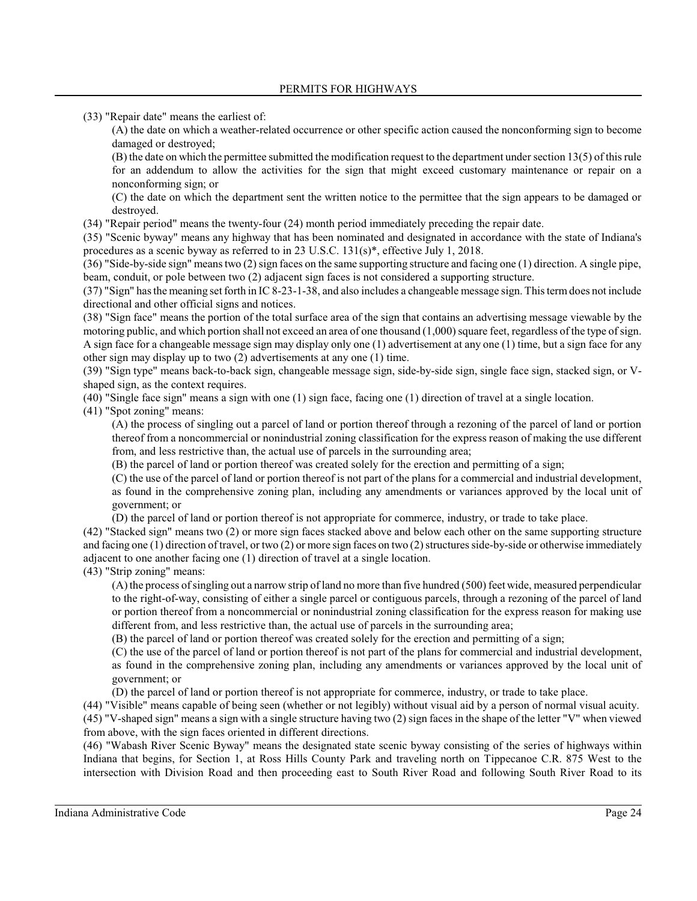(33) "Repair date" means the earliest of:

(A) the date on which a weather-related occurrence or other specific action caused the nonconforming sign to become damaged or destroyed;

(B) the date on which the permittee submitted the modification request to the department under section 13(5) of this rule for an addendum to allow the activities for the sign that might exceed customary maintenance or repair on a nonconforming sign; or

(C) the date on which the department sent the written notice to the permittee that the sign appears to be damaged or destroyed.

(34) "Repair period" means the twenty-four (24) month period immediately preceding the repair date.

(35) "Scenic byway" means any highway that has been nominated and designated in accordance with the state of Indiana's procedures as a scenic byway as referred to in 23 U.S.C. 131(s)*, effective July 1, 2018.

(36) "Side-by-side sign" means two (2) sign faces on the same supporting structure and facing one (1) direction. A single pipe, beam, conduit, or pole between two (2) adjacent sign faces is not considered a supporting structure.

(37) "Sign" has the meaning set forth in IC 8-23-1-38, and also includes a changeable message sign. This term does not include directional and other official signs and notices.

(38) "Sign face" means the portion of the total surface area of the sign that contains an advertising message viewable by the motoring public, and which portion shall not exceed an area of one thousand (1,000) square feet, regardless of the type of sign. A sign face for a changeable message sign may display only one (1) advertisement at any one (1) time, but a sign face for any other sign may display up to two (2) advertisements at any one (1) time.

(39) "Sign type" means back-to-back sign, changeable message sign, side-by-side sign, single face sign, stacked sign, or V-shaped sign, as the context requires.

(40) "Single face sign" means a sign with one (1) sign face, facing one (1) direction of travel at a single location.

(41) "Spot zoning" means:

(A) the process of singling out a parcel of land or portion thereof through a rezoning of the parcel of land or portion thereof from a noncommercial or nonindustrial zoning classification for the express reason of making the use different from, and less restrictive than, the actual use of parcels in the surrounding area;

(B) the parcel of land or portion thereof was created solely for the erection and permitting of a sign;

(C) the use of the parcel of land or portion thereof is not part of the plans for a commercial and industrial development, as found in the comprehensive zoning plan, including any amendments or variances approved by the local unit of government; or

(D) the parcel of land or portion thereof is not appropriate for commerce, industry, or trade to take place.

(42) "Stacked sign" means two (2) or more sign faces stacked above and below each other on the same supporting structure and facing one (1) direction of travel, or two (2) or more sign faces on two (2) structures side-by-side or otherwise immediately adjacent to one another facing one (1) direction of travel at a single location.

(43) "Strip zoning" means:

(A) the process of singling out a narrow strip of land no more than five hundred (500) feet wide, measured perpendicular to the right-of-way, consisting of either a single parcel or contiguous parcels, through a rezoning of the parcel of land or portion thereof from a noncommercial or nonindustrial zoning classification for the express reason for making use different from, and less restrictive than, the actual use of parcels in the surrounding area;

(B) the parcel of land or portion thereof was created solely for the erection and permitting of a sign;

(C) the use of the parcel of land or portion thereof is not part of the plans for commercial and industrial development, as found in the comprehensive zoning plan, including any amendments or variances approved by the local unit of government; or

(D) the parcel of land or portion thereof is not appropriate for commerce, industry, or trade to take place.

(44) "Visible" means capable of being seen (whether or not legibly) without visual aid by a person of normal visual acuity.

(45) "V-shaped sign" means a sign with a single structure having two (2) sign faces in the shape of the letter "V" when viewed from above, with the sign faces oriented in different directions.

(46) "Wabash River Scenic Byway" means the designated state scenic byway consisting of the series of highways within Indiana that begins, for Section 1, at Ross Hills County Park and traveling north on Tippecanoe C.R. 875 West to the intersection with Division Road and then proceeding east to South River Road and following South River Road to its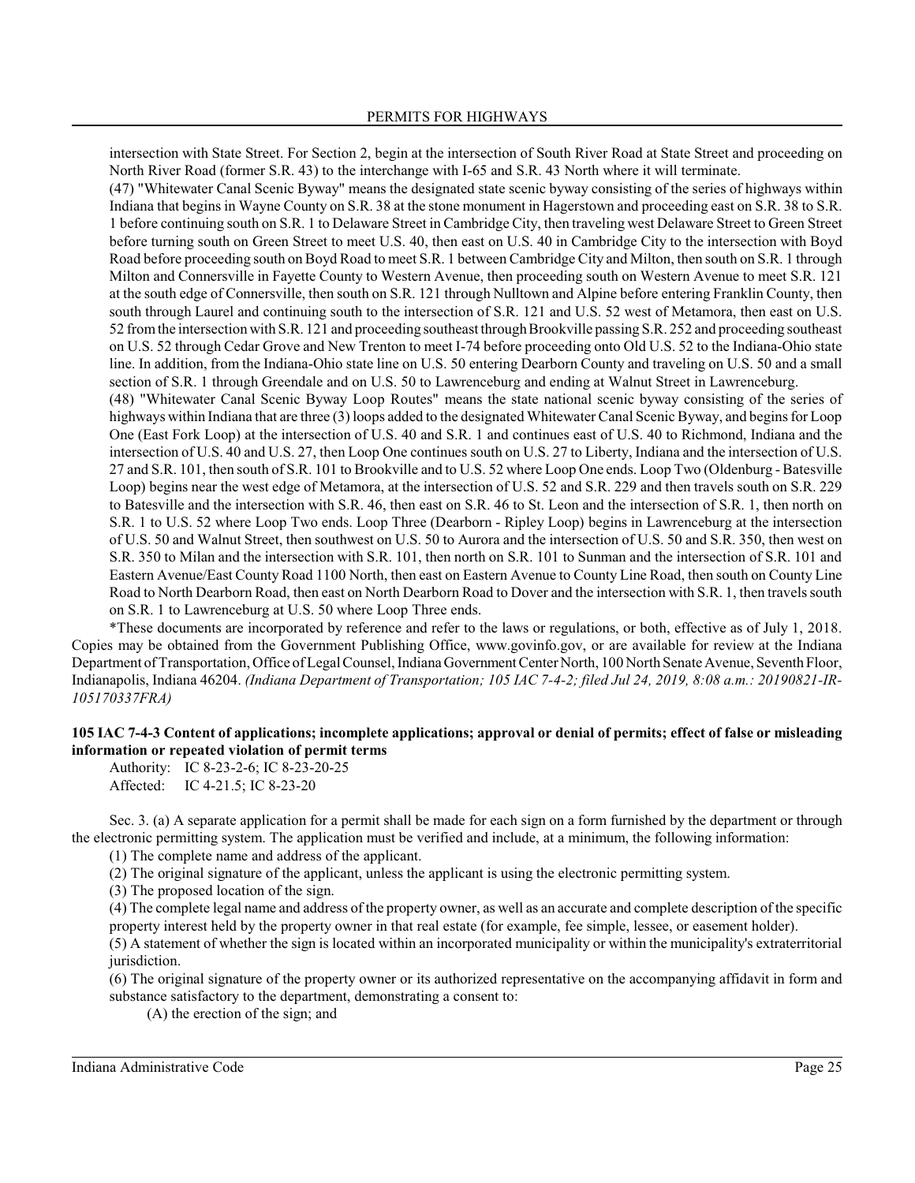intersection with State Street. For Section 2, begin at the intersection of South River Road at State Street and proceeding on North River Road (former S.R. 43) to the interchange with I-65 and S.R. 43 North where it will terminate.

(47) "Whitewater Canal Scenic Byway" means the designated state scenic byway consisting of the series of highways within Indiana that begins in Wayne County on S.R. 38 at the stone monument in Hagerstown and proceeding east on S.R. 38 to S.R. 1 before continuing south on S.R. 1 to Delaware Street in Cambridge City, then traveling west Delaware Street to Green Street before turning south on Green Street to meet U.S. 40, then east on U.S. 40 in Cambridge City to the intersection with Boyd Road before proceeding south on Boyd Road to meet S.R. 1 between Cambridge City and Milton, then south on S.R. 1 through Milton and Connersville in Fayette County to Western Avenue, then proceeding south on Western Avenue to meet S.R. 121 at the south edge of Connersville, then south on S.R. 121 through Nulltown and Alpine before entering Franklin County, then south through Laurel and continuing south to the intersection of S.R. 121 and U.S. 52 west of Metamora, then east on U.S. 52 from the intersection with S.R. 121 and proceeding southeast through Brookville passing S.R. 252 and proceeding southeast on U.S. 52 through Cedar Grove and New Trenton to meet I-74 before proceeding onto Old U.S. 52 to the Indiana-Ohio state line. In addition, from the Indiana-Ohio state line on U.S. 50 entering Dearborn County and traveling on U.S. 50 and a small section of S.R. 1 through Greendale and on U.S. 50 to Lawrenceburg and ending at Walnut Street in Lawrenceburg.

(48) "Whitewater Canal Scenic Byway Loop Routes" means the state national scenic byway consisting of the series of highways within Indiana that are three (3) loops added to the designated Whitewater Canal Scenic Byway, and begins for Loop One (East Fork Loop) at the intersection of U.S. 40 and S.R. 1 and continues east of U.S. 40 to Richmond, Indiana and the intersection of U.S. 40 and U.S. 27, then Loop One continues south on U.S. 27 to Liberty, Indiana and the intersection of U.S. 27 and S.R. 101, then south of S.R. 101 to Brookville and to U.S. 52 where Loop One ends. Loop Two (Oldenburg - Batesville Loop) begins near the west edge of Metamora, at the intersection of U.S. 52 and S.R. 229 and then travels south on S.R. 229 to Batesville and the intersection with S.R. 46, then east on S.R. 46 to St. Leon and the intersection of S.R. 1, then north on S.R. 1 to U.S. 52 where Loop Two ends. Loop Three (Dearborn - Ripley Loop) begins in Lawrenceburg at the intersection of U.S. 50 and Walnut Street, then southwest on U.S. 50 to Aurora and the intersection of U.S. 50 and S.R. 350, then west on S.R. 350 to Milan and the intersection with S.R. 101, then north on S.R. 101 to Sunman and the intersection of S.R. 101 and Eastern Avenue/East County Road 1100 North, then east on Eastern Avenue to County Line Road, then south on County Line Road to North Dearborn Road, then east on North Dearborn Road to Dover and the intersection with S.R. 1, then travels south on S.R. 1 to Lawrenceburg at U.S. 50 where Loop Three ends.

*These documents are incorporated by reference and refer to the laws or regulations, or both, effective as of July 1, 2018. Copies may be obtained from the Government Publishing Office, www.govinfo.gov, or are available for review at the Indiana Department of Transportation, Office of Legal Counsel, Indiana Government Center North, 100 North Senate Avenue, Seventh Floor, Indianapolis, Indiana 46204. *(Indiana Department of Transportation; 105 IAC 7-4-2; filed Jul 24, 2019, 8:08 a.m.: 20190821-IR-105170337FRA)*

**105 IAC 7-4-3 Content of applications; incomplete applications; approval or denial of permits; effect of false or misleading information or repeated violation of permit terms**

Authority: IC 8-23-2-6; IC 8-23-20-25
Affected: IC 4-21.5; IC 8-23-20

Sec. 3. (a) A separate application for a permit shall be made for each sign on a form furnished by the department or through the electronic permitting system. The application must be verified and include, at a minimum, the following information:

(1) The complete name and address of the applicant.

(2) The original signature of the applicant, unless the applicant is using the electronic permitting system.

(3) The proposed location of the sign.

(4) The complete legal name and address of the property owner, as well as an accurate and complete description of the specific property interest held by the property owner in that real estate (for example, fee simple, lessee, or easement holder).

(5) A statement of whether the sign is located within an incorporated municipality or within the municipality's extraterritorial jurisdiction.

(6) The original signature of the property owner or its authorized representative on the accompanying affidavit in form and substance satisfactory to the department, demonstrating a consent to:

(A) the erection of the sign; and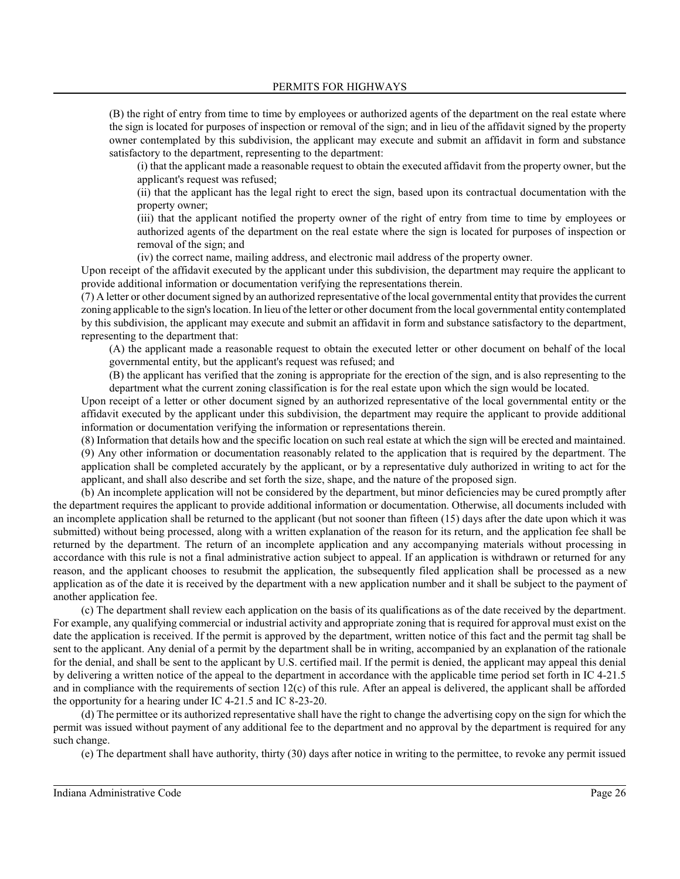(B) the right of entry from time to time by employees or authorized agents of the department on the real estate where the sign is located for purposes of inspection or removal of the sign; and in lieu of the affidavit signed by the property owner contemplated by this subdivision, the applicant may execute and submit an affidavit in form and substance satisfactory to the department, representing to the department:

(i) that the applicant made a reasonable request to obtain the executed affidavit from the property owner, but the applicant's request was refused;

(ii) that the applicant has the legal right to erect the sign, based upon its contractual documentation with the property owner;

(iii) that the applicant notified the property owner of the right of entry from time to time by employees or authorized agents of the department on the real estate where the sign is located for purposes of inspection or removal of the sign; and

(iv) the correct name, mailing address, and electronic mail address of the property owner.

Upon receipt of the affidavit executed by the applicant under this subdivision, the department may require the applicant to provide additional information or documentation verifying the representations therein.

(7) A letter or other document signed by an authorized representative of the local governmental entity that provides the current zoning applicable to the sign's location. In lieu of the letter or other document from the local governmental entity contemplated by this subdivision, the applicant may execute and submit an affidavit in form and substance satisfactory to the department, representing to the department that:

(A) the applicant made a reasonable request to obtain the executed letter or other document on behalf of the local governmental entity, but the applicant's request was refused; and

(B) the applicant has verified that the zoning is appropriate for the erection of the sign, and is also representing to the department what the current zoning classification is for the real estate upon which the sign would be located.

Upon receipt of a letter or other document signed by an authorized representative of the local governmental entity or the affidavit executed by the applicant under this subdivision, the department may require the applicant to provide additional information or documentation verifying the information or representations therein.

(8) Information that details how and the specific location on such real estate at which the sign will be erected and maintained.

(9) Any other information or documentation reasonably related to the application that is required by the department. The application shall be completed accurately by the applicant, or by a representative duly authorized in writing to act for the applicant, and shall also describe and set forth the size, shape, and the nature of the proposed sign.

(b) An incomplete application will not be considered by the department, but minor deficiencies may be cured promptly after the department requires the applicant to provide additional information or documentation. Otherwise, all documents included with an incomplete application shall be returned to the applicant (but not sooner than fifteen (15) days after the date upon which it was submitted) without being processed, along with a written explanation of the reason for its return, and the application fee shall be returned by the department. The return of an incomplete application and any accompanying materials without processing in accordance with this rule is not a final administrative action subject to appeal. If an application is withdrawn or returned for any reason, and the applicant chooses to resubmit the application, the subsequently filed application shall be processed as a new application as of the date it is received by the department with a new application number and it shall be subject to the payment of another application fee.

(c) The department shall review each application on the basis of its qualifications as of the date received by the department. For example, any qualifying commercial or industrial activity and appropriate zoning that is required for approval must exist on the date the application is received. If the permit is approved by the department, written notice of this fact and the permit tag shall be sent to the applicant. Any denial of a permit by the department shall be in writing, accompanied by an explanation of the rationale for the denial, and shall be sent to the applicant by U.S. certified mail. If the permit is denied, the applicant may appeal this denial by delivering a written notice of the appeal to the department in accordance with the applicable time period set forth in IC 4-21.5 and in compliance with the requirements of section 12(c) of this rule. After an appeal is delivered, the applicant shall be afforded the opportunity for a hearing under IC 4-21.5 and IC 8-23-20.

(d) The permittee or its authorized representative shall have the right to change the advertising copy on the sign for which the permit was issued without payment of any additional fee to the department and no approval by the department is required for any such change.

(e) The department shall have authority, thirty (30) days after notice in writing to the permittee, to revoke any permit issued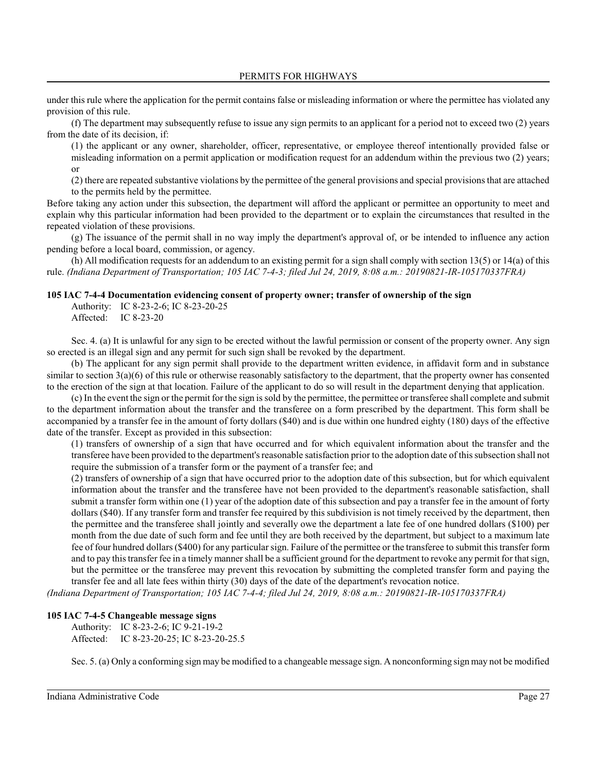under this rule where the application for the permit contains false or misleading information or where the permittee has violated any provision of this rule.

(f) The department may subsequently refuse to issue any sign permits to an applicant for a period not to exceed two (2) years from the date of its decision, if:

(1) the applicant or any owner, shareholder, officer, representative, or employee thereof intentionally provided false or misleading information on a permit application or modification request for an addendum within the previous two (2) years; or

(2) there are repeated substantive violations by the permittee of the general provisions and special provisions that are attached to the permits held by the permittee.

Before taking any action under this subsection, the department will afford the applicant or permittee an opportunity to meet and explain why this particular information had been provided to the department or to explain the circumstances that resulted in the repeated violation of these provisions.

(g) The issuance of the permit shall in no way imply the department's approval of, or be intended to influence any action pending before a local board, commission, or agency.

(h) All modification requests for an addendum to an existing permit for a sign shall comply with section 13(5) or 14(a) of this rule. *(Indiana Department of Transportation; 105 IAC 7-4-3; filed Jul 24, 2019, 8:08 a.m.: 20190821-IR-105170337FRA)*

**105 IAC 7-4-4 Documentation evidencing consent of property owner; transfer of ownership of the sign**

Authority: IC 8-23-2-6; IC 8-23-20-25
Affected: IC 8-23-20

Sec. 4. (a) It is unlawful for any sign to be erected without the lawful permission or consent of the property owner. Any sign so erected is an illegal sign and any permit for such sign shall be revoked by the department.

(b) The applicant for any sign permit shall provide to the department written evidence, in affidavit form and in substance similar to section 3(a)(6) of this rule or otherwise reasonably satisfactory to the department, that the property owner has consented to the erection of the sign at that location. Failure of the applicant to do so will result in the department denying that application.

(c) In the event the sign or the permit for the sign is sold by the permittee, the permittee or transferee shall complete and submit to the department information about the transfer and the transferee on a form prescribed by the department. This form shall be accompanied by a transfer fee in the amount of forty dollars ($40) and is due within one hundred eighty (180) days of the effective date of the transfer. Except as provided in this subsection:

(1) transfers of ownership of a sign that have occurred and for which equivalent information about the transfer and the transferee have been provided to the department's reasonable satisfaction prior to the adoption date of this subsection shall not require the submission of a transfer form or the payment of a transfer fee; and

(2) transfers of ownership of a sign that have occurred prior to the adoption date of this subsection, but for which equivalent information about the transfer and the transferee have not been provided to the department's reasonable satisfaction, shall submit a transfer form within one (1) year of the adoption date of this subsection and pay a transfer fee in the amount of forty dollars ($40). If any transfer form and transfer fee required by this subdivision is not timely received by the department, then the permittee and the transferee shall jointly and severally owe the department a late fee of one hundred dollars ($100) per month from the due date of such form and fee until they are both received by the department, but subject to a maximum late fee of four hundred dollars ($400) for any particular sign. Failure of the permittee or the transferee to submit this transfer form and to pay this transfer fee in a timely manner shall be a sufficient ground for the department to revoke any permit for that sign, but the permittee or the transferee may prevent this revocation by submitting the completed transfer form and paying the transfer fee and all late fees within thirty (30) days of the date of the department's revocation notice.

*(Indiana Department of Transportation; 105 IAC 7-4-4; filed Jul 24, 2019, 8:08 a.m.: 20190821-IR-105170337FRA)*

**105 IAC 7-4-5 Changeable message signs**

Authority: IC 8-23-2-6; IC 9-21-19-2
Affected: IC 8-23-20-25; IC 8-23-20-25.5

Sec. 5. (a) Only a conforming sign may be modified to a changeable message sign. A nonconforming sign may not be modified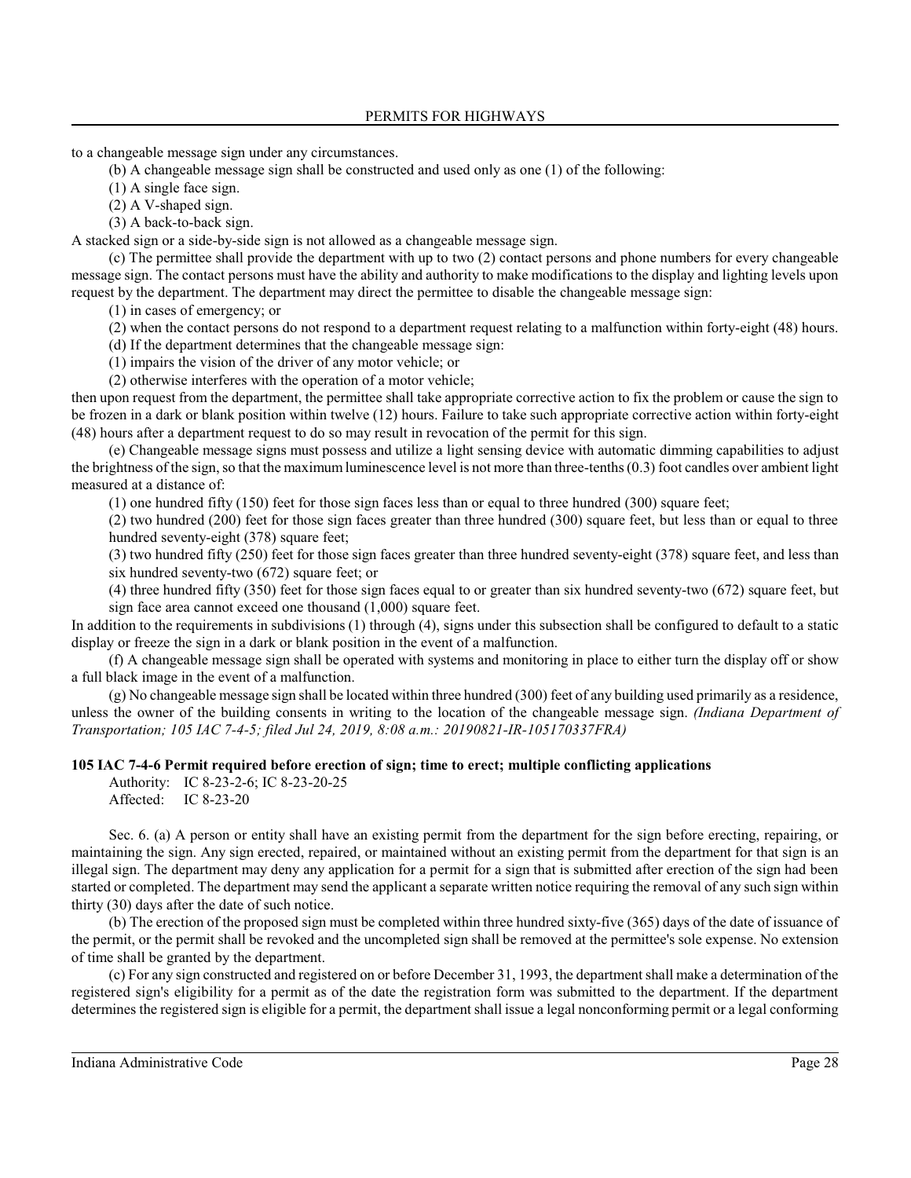to a changeable message sign under any circumstances.

(b) A changeable message sign shall be constructed and used only as one (1) of the following:

(1) A single face sign.

(2) A V-shaped sign.

(3) A back-to-back sign.

A stacked sign or a side-by-side sign is not allowed as a changeable message sign.

(c) The permittee shall provide the department with up to two (2) contact persons and phone numbers for every changeable message sign. The contact persons must have the ability and authority to make modifications to the display and lighting levels upon request by the department. The department may direct the permittee to disable the changeable message sign:

(1) in cases of emergency; or

(2) when the contact persons do not respond to a department request relating to a malfunction within forty-eight (48) hours.

(d) If the department determines that the changeable message sign:

(1) impairs the vision of the driver of any motor vehicle; or

(2) otherwise interferes with the operation of a motor vehicle;

then upon request from the department, the permittee shall take appropriate corrective action to fix the problem or cause the sign to be frozen in a dark or blank position within twelve (12) hours. Failure to take such appropriate corrective action within forty-eight (48) hours after a department request to do so may result in revocation of the permit for this sign.

(e) Changeable message signs must possess and utilize a light sensing device with automatic dimming capabilities to adjust the brightness of the sign, so that the maximum luminescence level is not more than three-tenths (0.3) foot candles over ambient light measured at a distance of:

(1) one hundred fifty (150) feet for those sign faces less than or equal to three hundred (300) square feet;

(2) two hundred (200) feet for those sign faces greater than three hundred (300) square feet, but less than or equal to three hundred seventy-eight (378) square feet;

(3) two hundred fifty (250) feet for those sign faces greater than three hundred seventy-eight (378) square feet, and less than six hundred seventy-two (672) square feet; or

(4) three hundred fifty (350) feet for those sign faces equal to or greater than six hundred seventy-two (672) square feet, but sign face area cannot exceed one thousand (1,000) square feet.

In addition to the requirements in subdivisions (1) through (4), signs under this subsection shall be configured to default to a static display or freeze the sign in a dark or blank position in the event of a malfunction.

(f) A changeable message sign shall be operated with systems and monitoring in place to either turn the display off or show a full black image in the event of a malfunction.

(g) No changeable message sign shall be located within three hundred (300) feet of any building used primarily as a residence, unless the owner of the building consents in writing to the location of the changeable message sign. *(Indiana Department of Transportation; 105 IAC 7-4-5; filed Jul 24, 2019, 8:08 a.m.: 20190821-IR-105170337FRA)*

**105 IAC 7-4-6 Permit required before erection of sign; time to erect; multiple conflicting applications**

Authority: IC 8-23-2-6; IC 8-23-20-25
Affected: IC 8-23-20

Sec. 6. (a) A person or entity shall have an existing permit from the department for the sign before erecting, repairing, or maintaining the sign. Any sign erected, repaired, or maintained without an existing permit from the department for that sign is an illegal sign. The department may deny any application for a permit for a sign that is submitted after erection of the sign had been started or completed. The department may send the applicant a separate written notice requiring the removal of any such sign within thirty (30) days after the date of such notice.

(b) The erection of the proposed sign must be completed within three hundred sixty-five (365) days of the date of issuance of the permit, or the permit shall be revoked and the uncompleted sign shall be removed at the permittee's sole expense. No extension of time shall be granted by the department.

(c) For any sign constructed and registered on or before December 31, 1993, the department shall make a determination of the registered sign's eligibility for a permit as of the date the registration form was submitted to the department. If the department determines the registered sign is eligible for a permit, the department shall issue a legal nonconforming permit or a legal conforming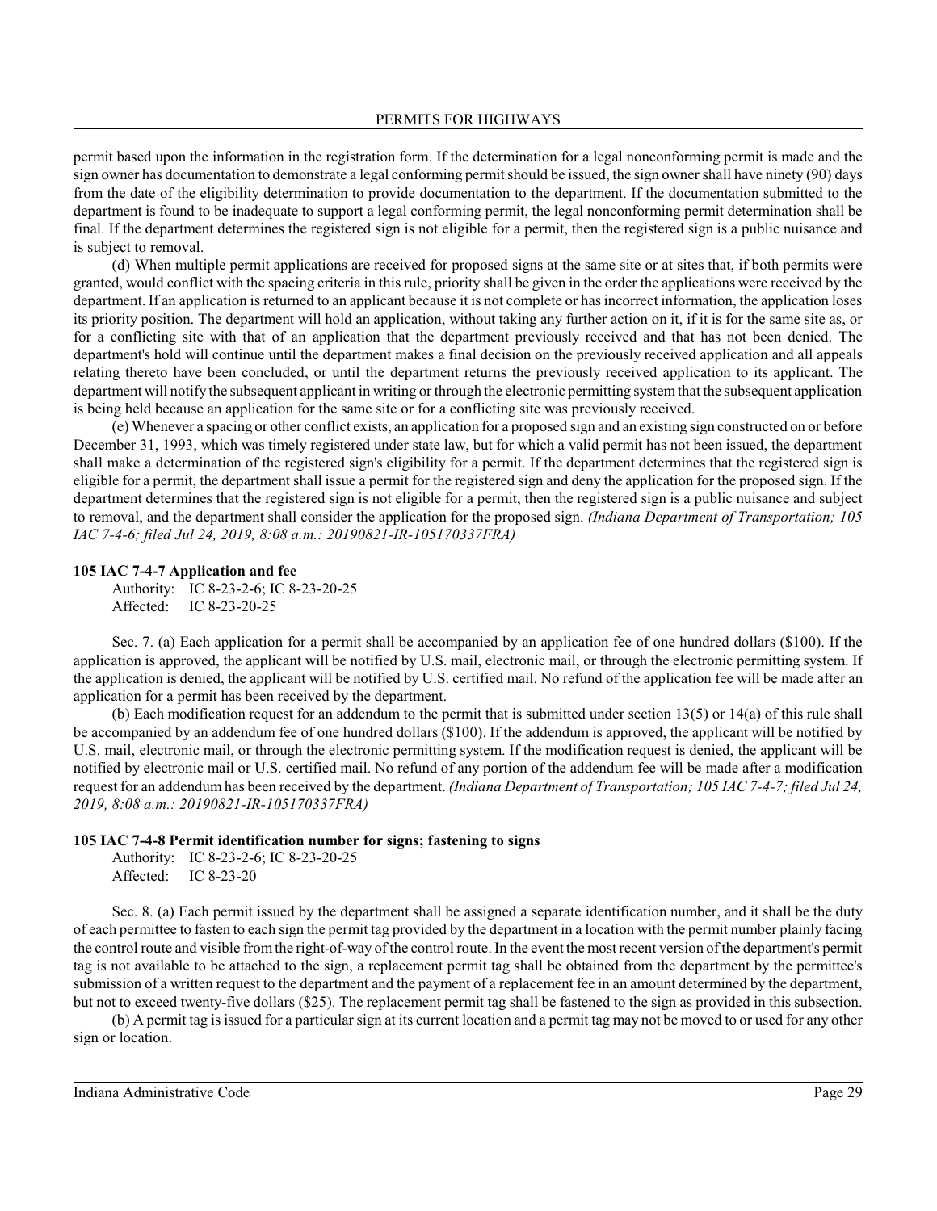permit based upon the information in the registration form. If the determination for a legal nonconforming permit is made and the sign owner has documentation to demonstrate a legal conforming permit should be issued, the sign owner shall have ninety (90) days from the date of the eligibility determination to provide documentation to the department. If the documentation submitted to the department is found to be inadequate to support a legal conforming permit, the legal nonconforming permit determination shall be final. If the department determines the registered sign is not eligible for a permit, then the registered sign is a public nuisance and is subject to removal.

(d) When multiple permit applications are received for proposed signs at the same site or at sites that, if both permits were granted, would conflict with the spacing criteria in this rule, priority shall be given in the order the applications were received by the department. If an application is returned to an applicant because it is not complete or has incorrect information, the application loses its priority position. The department will hold an application, without taking any further action on it, if it is for the same site as, or for a conflicting site with that of an application that the department previously received and that has not been denied. The department's hold will continue until the department makes a final decision on the previously received application and all appeals relating thereto have been concluded, or until the department returns the previously received application to its applicant. The department will notify the subsequent applicant in writing or through the electronic permitting system that the subsequent application is being held because an application for the same site or for a conflicting site was previously received.

(e) Whenever a spacing or other conflict exists, an application for a proposed sign and an existing sign constructed on or before December 31, 1993, which was timely registered under state law, but for which a valid permit has not been issued, the department shall make a determination of the registered sign's eligibility for a permit. If the department determines that the registered sign is eligible for a permit, the department shall issue a permit for the registered sign and deny the application for the proposed sign. If the department determines that the registered sign is not eligible for a permit, then the registered sign is a public nuisance and subject to removal, and the department shall consider the application for the proposed sign. *(Indiana Department of Transportation; 105 IAC 7-4-6; filed Jul 24, 2019, 8:08 a.m.: 20190821-IR-105170337FRA)*

**105 IAC 7-4-7 Application and fee**

Authority: IC 8-23-2-6; IC 8-23-20-25
Affected: IC 8-23-20-25

Sec. 7. (a) Each application for a permit shall be accompanied by an application fee of one hundred dollars ($100). If the application is approved, the applicant will be notified by U.S. mail, electronic mail, or through the electronic permitting system. If the application is denied, the applicant will be notified by U.S. certified mail. No refund of the application fee will be made after an application for a permit has been received by the department.

(b) Each modification request for an addendum to the permit that is submitted under section 13(5) or 14(a) of this rule shall be accompanied by an addendum fee of one hundred dollars ($100). If the addendum is approved, the applicant will be notified by U.S. mail, electronic mail, or through the electronic permitting system. If the modification request is denied, the applicant will be notified by electronic mail or U.S. certified mail. No refund of any portion of the addendum fee will be made after a modification request for an addendum has been received by the department. *(Indiana Department of Transportation; 105 IAC 7-4-7; filed Jul 24, 2019, 8:08 a.m.: 20190821-IR-105170337FRA)*

**105 IAC 7-4-8 Permit identification number for signs; fastening to signs**

Authority: IC 8-23-2-6; IC 8-23-20-25
Affected: IC 8-23-20

Sec. 8. (a) Each permit issued by the department shall be assigned a separate identification number, and it shall be the duty of each permittee to fasten to each sign the permit tag provided by the department in a location with the permit number plainly facing the control route and visible from the right-of-way of the control route. In the event the most recent version of the department's permit tag is not available to be attached to the sign, a replacement permit tag shall be obtained from the department by the permittee's submission of a written request to the department and the payment of a replacement fee in an amount determined by the department, but not to exceed twenty-five dollars ($25). The replacement permit tag shall be fastened to the sign as provided in this subsection.

(b) A permit tag is issued for a particular sign at its current location and a permit tag may not be moved to or used for any other sign or location.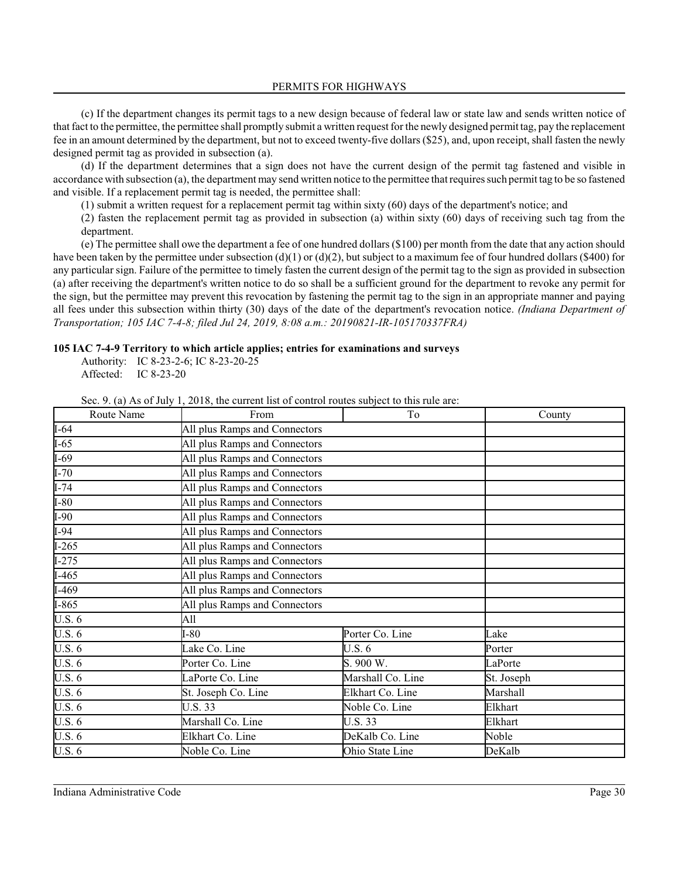(c) If the department changes its permit tags to a new design because of federal law or state law and sends written notice of that fact to the permittee, the permittee shall promptly submit a written request for the newly designed permit tag, pay the replacement fee in an amount determined by the department, but not to exceed twenty-five dollars ($25), and, upon receipt, shall fasten the newly designed permit tag as provided in subsection (a).

(d) If the department determines that a sign does not have the current design of the permit tag fastened and visible in accordance with subsection (a), the department may send written notice to the permittee that requires such permit tag to be so fastened and visible. If a replacement permit tag is needed, the permittee shall:

(1) submit a written request for a replacement permit tag within sixty (60) days of the department's notice; and

(2) fasten the replacement permit tag as provided in subsection (a) within sixty (60) days of receiving such tag from the department.

(e) The permittee shall owe the department a fee of one hundred dollars ($100) per month from the date that any action should have been taken by the permittee under subsection (d)(1) or (d)(2), but subject to a maximum fee of four hundred dollars ($400) for any particular sign. Failure of the permittee to timely fasten the current design of the permit tag to the sign as provided in subsection (a) after receiving the department's written notice to do so shall be a sufficient ground for the department to revoke any permit for the sign, but the permittee may prevent this revocation by fastening the permit tag to the sign in an appropriate manner and paying all fees under this subsection within thirty (30) days of the date of the department's revocation notice. *(Indiana Department of Transportation; 105 IAC 7-4-8; filed Jul 24, 2019, 8:08 a.m.: 20190821-IR-105170337FRA)*

**105 IAC 7-4-9 Territory to which article applies; entries for examinations and surveys**

Authority: IC 8-23-2-6; IC 8-23-20-25
Affected: IC 8-23-20

Sec. 9. (a) As of July 1, 2018, the current list of control routes subject to this rule are:

| Route Name | From | To | County |
|---|---|---|---|
| I-64 | All plus Ramps and Connectors | | |
| I-65 | All plus Ramps and Connectors | | |
| I-69 | All plus Ramps and Connectors | | |
| I-70 | All plus Ramps and Connectors | | |
| I-74 | All plus Ramps and Connectors | | |
| I-80 | All plus Ramps and Connectors | | |
| I-90 | All plus Ramps and Connectors | | |
| I-94 | All plus Ramps and Connectors | | |
| I-265 | All plus Ramps and Connectors | | |
| I-275 | All plus Ramps and Connectors | | |
| I-465 | All plus Ramps and Connectors | | |
| I-469 | All plus Ramps and Connectors | | |
| I-865 | All plus Ramps and Connectors | | |
| U.S. 6 | All | | |
| U.S. 6 | I-80 | Porter Co. Line | Lake |
| U.S. 6 | Lake Co. Line | U.S. 6 | Porter |
| U.S. 6 | Porter Co. Line | S. 900 W. | LaPorte |
| U.S. 6 | LaPorte Co. Line | Marshall Co. Line | St. Joseph |
| U.S. 6 | St. Joseph Co. Line | Elkhart Co. Line | Marshall |
| U.S. 6 | U.S. 33 | Noble Co. Line | Elkhart |
| U.S. 6 | Marshall Co. Line | U.S. 33 | Elkhart |
| U.S. 6 | Elkhart Co. Line | DeKalb Co. Line | Noble |
| U.S. 6 | Noble Co. Line | Ohio State Line | DeKalb |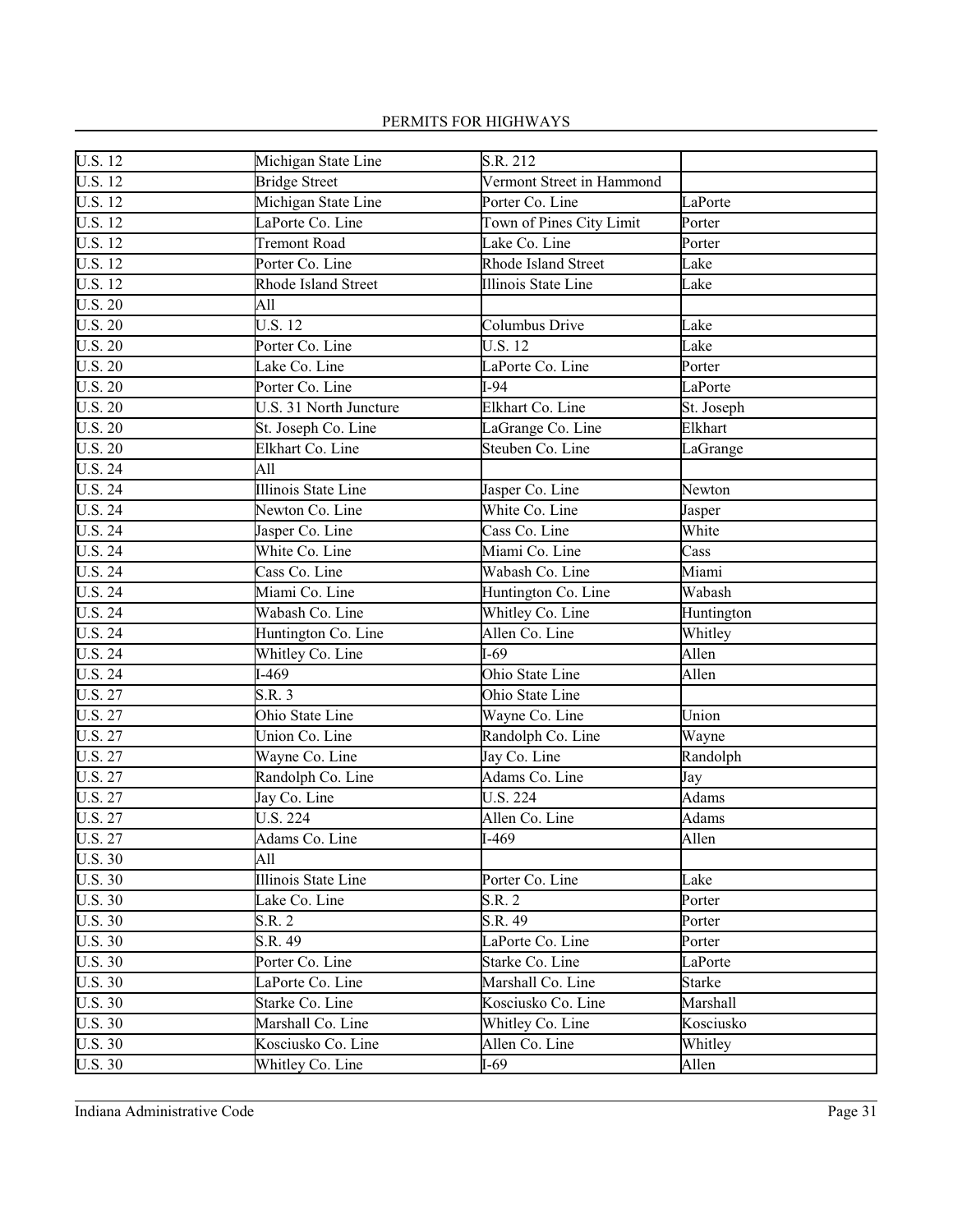| | | | |
|---|---|---|---|
| U.S. 12 | Michigan State Line | S.R. 212 | |
| U.S. 12 | Bridge Street | Vermont Street in Hammond | |
| U.S. 12 | Michigan State Line | Porter Co. Line | LaPorte |
| U.S. 12 | LaPorte Co. Line | Town of Pines City Limit | Porter |
| U.S. 12 | Tremont Road | Lake Co. Line | Porter |
| U.S. 12 | Porter Co. Line | Rhode Island Street | Lake |
| U.S. 12 | Rhode Island Street | Illinois State Line | Lake |
| U.S. 20 | All | | |
| U.S. 20 | U.S. 12 | Columbus Drive | Lake |
| U.S. 20 | Porter Co. Line | U.S. 12 | Lake |
| U.S. 20 | Lake Co. Line | LaPorte Co. Line | Porter |
| U.S. 20 | Porter Co. Line | I-94 | LaPorte |
| U.S. 20 | U.S. 31 North Juncture | Elkhart Co. Line | St. Joseph |
| U.S. 20 | St. Joseph Co. Line | LaGrange Co. Line | Elkhart |
| U.S. 20 | Elkhart Co. Line | Steuben Co. Line | LaGrange |
| U.S. 24 | All | | |
| U.S. 24 | Illinois State Line | Jasper Co. Line | Newton |
| U.S. 24 | Newton Co. Line | White Co. Line | Jasper |
| U.S. 24 | Jasper Co. Line | Cass Co. Line | White |
| U.S. 24 | White Co. Line | Miami Co. Line | Cass |
| U.S. 24 | Cass Co. Line | Wabash Co. Line | Miami |
| U.S. 24 | Miami Co. Line | Huntington Co. Line | Wabash |
| U.S. 24 | Wabash Co. Line | Whitley Co. Line | Huntington |
| U.S. 24 | Huntington Co. Line | Allen Co. Line | Whitley |
| U.S. 24 | Whitley Co. Line | I-69 | Allen |
| U.S. 24 | I-469 | Ohio State Line | Allen |
| U.S. 27 | S.R. 3 | Ohio State Line | |
| U.S. 27 | Ohio State Line | Wayne Co. Line | Union |
| U.S. 27 | Union Co. Line | Randolph Co. Line | Wayne |
| U.S. 27 | Wayne Co. Line | Jay Co. Line | Randolph |
| U.S. 27 | Randolph Co. Line | Adams Co. Line | Jay |
| U.S. 27 | Jay Co. Line | U.S. 224 | Adams |
| U.S. 27 | U.S. 224 | Allen Co. Line | Adams |
| U.S. 27 | Adams Co. Line | I-469 | Allen |
| U.S. 30 | All | | |
| U.S. 30 | Illinois State Line | Porter Co. Line | Lake |
| U.S. 30 | Lake Co. Line | S.R. 2 | Porter |
| U.S. 30 | S.R. 2 | S.R. 49 | Porter |
| U.S. 30 | S.R. 49 | LaPorte Co. Line | Porter |
| U.S. 30 | Porter Co. Line | Starke Co. Line | LaPorte |
| U.S. 30 | LaPorte Co. Line | Marshall Co. Line | Starke |
| U.S. 30 | Starke Co. Line | Kosciusko Co. Line | Marshall |
| U.S. 30 | Marshall Co. Line | Whitley Co. Line | Kosciusko |
| U.S. 30 | Kosciusko Co. Line | Allen Co. Line | Whitley |
| U.S. 30 | Whitley Co. Line | I-69 | Allen |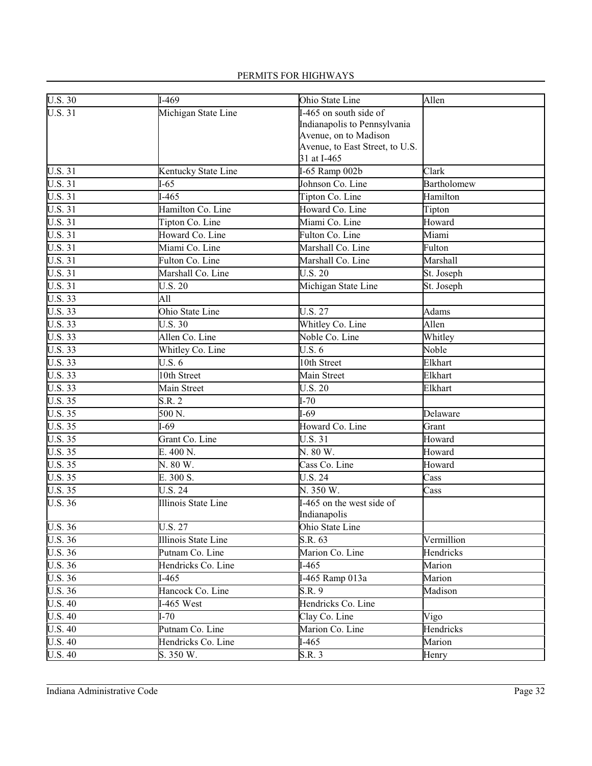| U.S. 30 | I-469 | Ohio State Line | Allen |
|---|---|---|---|
| U.S. 31 | Michigan State Line | I-465 on south side of Indianapolis to Pennsylvania Avenue, on to Madison Avenue, to East Street, to U.S. 31 at I-465 | |
| U.S. 31 | Kentucky State Line | I-65 Ramp 002b | Clark |
| U.S. 31 | I-65 | Johnson Co. Line | Bartholomew |
| U.S. 31 | I-465 | Tipton Co. Line | Hamilton |
| U.S. 31 | Hamilton Co. Line | Howard Co. Line | Tipton |
| U.S. 31 | Tipton Co. Line | Miami Co. Line | Howard |
| U.S. 31 | Howard Co. Line | Fulton Co. Line | Miami |
| U.S. 31 | Miami Co. Line | Marshall Co. Line | Fulton |
| U.S. 31 | Fulton Co. Line | Marshall Co. Line | Marshall |
| U.S. 31 | Marshall Co. Line | U.S. 20 | St. Joseph |
| U.S. 31 | U.S. 20 | Michigan State Line | St. Joseph |
| U.S. 33 | All | | |
| U.S. 33 | Ohio State Line | U.S. 27 | Adams |
| U.S. 33 | U.S. 30 | Whitley Co. Line | Allen |
| U.S. 33 | Allen Co. Line | Noble Co. Line | Whitley |
| U.S. 33 | Whitley Co. Line | U.S. 6 | Noble |
| U.S. 33 | U.S. 6 | 10th Street | Elkhart |
| U.S. 33 | 10th Street | Main Street | Elkhart |
| U.S. 33 | Main Street | U.S. 20 | Elkhart |
| U.S. 35 | S.R. 2 | I-70 | |
| U.S. 35 | 500 N. | I-69 | Delaware |
| U.S. 35 | I-69 | Howard Co. Line | Grant |
| U.S. 35 | Grant Co. Line | U.S. 31 | Howard |
| U.S. 35 | E. 400 N. | N. 80 W. | Howard |
| U.S. 35 | N. 80 W. | Cass Co. Line | Howard |
| U.S. 35 | E. 300 S. | U.S. 24 | Cass |
| U.S. 35 | U.S. 24 | N. 350 W. | Cass |
| U.S. 36 | Illinois State Line | I-465 on the west side of Indianapolis | |
| U.S. 36 | U.S. 27 | Ohio State Line | |
| U.S. 36 | Illinois State Line | S.R. 63 | Vermillion |
| U.S. 36 | Putnam Co. Line | Marion Co. Line | Hendricks |
| U.S. 36 | Hendricks Co. Line | I-465 | Marion |
| U.S. 36 | I-465 | I-465 Ramp 013a | Marion |
| U.S. 36 | Hancock Co. Line | S.R. 9 | Madison |
| U.S. 40 | I-465 West | Hendricks Co. Line | |
| U.S. 40 | I-70 | Clay Co. Line | Vigo |
| U.S. 40 | Putnam Co. Line | Marion Co. Line | Hendricks |
| U.S. 40 | Hendricks Co. Line | I-465 | Marion |
| U.S. 40 | S. 350 W. | S.R. 3 | Henry |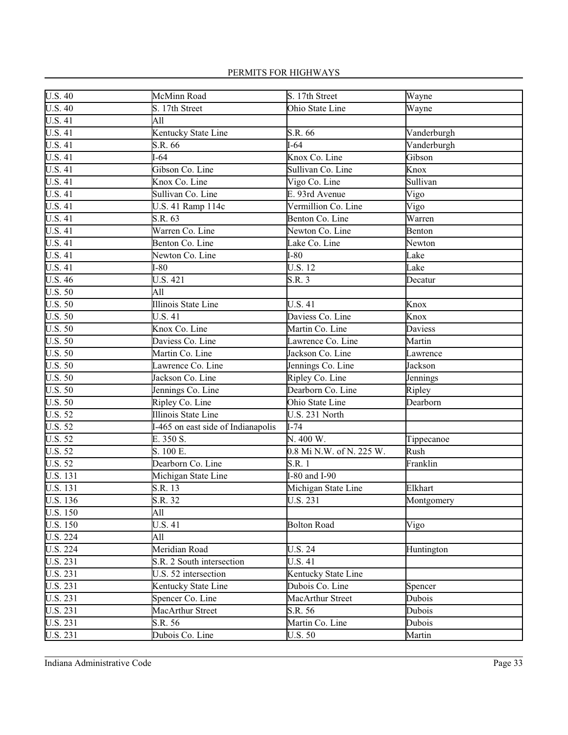| U.S. 40 | McMinn Road | S. 17th Street | Wayne |
|---|---|---|---|
| U.S. 40 | S. 17th Street | Ohio State Line | Wayne |
| U.S. 41 | All | | |
| U.S. 41 | Kentucky State Line | S.R. 66 | Vanderburgh |
| U.S. 41 | S.R. 66 | I-64 | Vanderburgh |
| U.S. 41 | I-64 | Knox Co. Line | Gibson |
| U.S. 41 | Gibson Co. Line | Sullivan Co. Line | Knox |
| U.S. 41 | Knox Co. Line | Vigo Co. Line | Sullivan |
| U.S. 41 | Sullivan Co. Line | E. 93rd Avenue | Vigo |
| U.S. 41 | U.S. 41 Ramp 114c | Vermillion Co. Line | Vigo |
| U.S. 41 | S.R. 63 | Benton Co. Line | Warren |
| U.S. 41 | Warren Co. Line | Newton Co. Line | Benton |
| U.S. 41 | Benton Co. Line | Lake Co. Line | Newton |
| U.S. 41 | Newton Co. Line | I-80 | Lake |
| U.S. 41 | I-80 | U.S. 12 | Lake |
| U.S. 46 | U.S. 421 | S.R. 3 | Decatur |
| U.S. 50 | All | | |
| U.S. 50 | Illinois State Line | U.S. 41 | Knox |
| U.S. 50 | U.S. 41 | Daviess Co. Line | Knox |
| U.S. 50 | Knox Co. Line | Martin Co. Line | Daviess |
| U.S. 50 | Daviess Co. Line | Lawrence Co. Line | Martin |
| U.S. 50 | Martin Co. Line | Jackson Co. Line | Lawrence |
| U.S. 50 | Lawrence Co. Line | Jennings Co. Line | Jackson |
| U.S. 50 | Jackson Co. Line | Ripley Co. Line | Jennings |
| U.S. 50 | Jennings Co. Line | Dearborn Co. Line | Ripley |
| U.S. 50 | Ripley Co. Line | Ohio State Line | Dearborn |
| U.S. 52 | Illinois State Line | U.S. 231 North | |
| U.S. 52 | I-465 on east side of Indianapolis | I-74 | |
| U.S. 52 | E. 350 S. | N. 400 W. | Tippecanoe |
| U.S. 52 | S. 100 E. | 0.8 Mi N.W. of N. 225 W. | Rush |
| U.S. 52 | Dearborn Co. Line | S.R. 1 | Franklin |
| U.S. 131 | Michigan State Line | I-80 and I-90 | |
| U.S. 131 | S.R. 13 | Michigan State Line | Elkhart |
| U.S. 136 | S.R. 32 | U.S. 231 | Montgomery |
| U.S. 150 | All | | |
| U.S. 150 | U.S. 41 | Bolton Road | Vigo |
| U.S. 224 | All | | |
| U.S. 224 | Meridian Road | U.S. 24 | Huntington |
| U.S. 231 | S.R. 2 South intersection | U.S. 41 | |
| U.S. 231 | U.S. 52 intersection | Kentucky State Line | |
| U.S. 231 | Kentucky State Line | Dubois Co. Line | Spencer |
| U.S. 231 | Spencer Co. Line | MacArthur Street | Dubois |
| U.S. 231 | MacArthur Street | S.R. 56 | Dubois |
| U.S. 231 | S.R. 56 | Martin Co. Line | Dubois |
| U.S. 231 | Dubois Co. Line | U.S. 50 | Martin |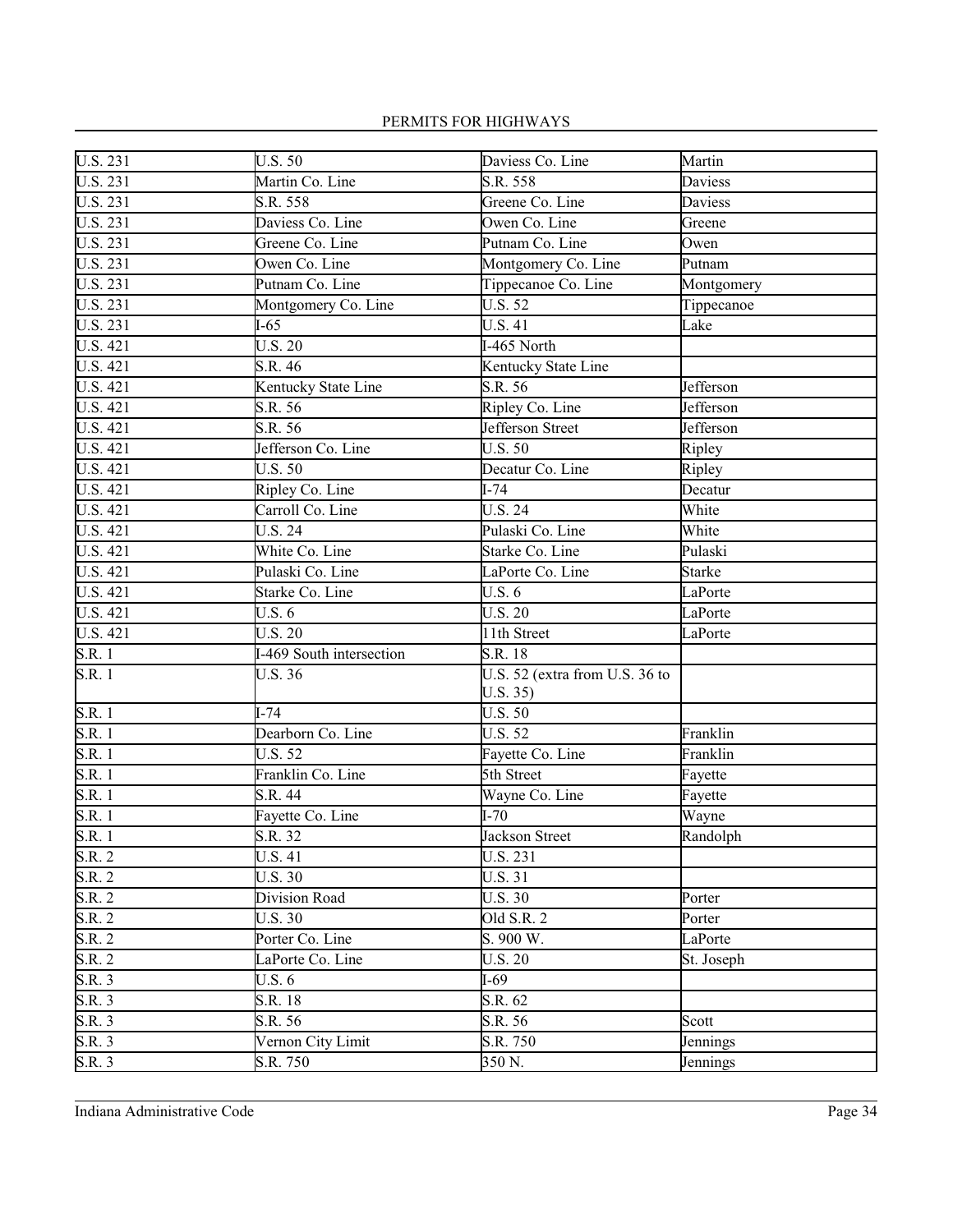| U.S. 231 | U.S. 50 | Daviess Co. Line | Martin |
|---|---|---|---|
| U.S. 231 | Martin Co. Line | S.R. 558 | Daviess |
| U.S. 231 | S.R. 558 | Greene Co. Line | Daviess |
| U.S. 231 | Daviess Co. Line | Owen Co. Line | Greene |
| U.S. 231 | Greene Co. Line | Putnam Co. Line | Owen |
| U.S. 231 | Owen Co. Line | Montgomery Co. Line | Putnam |
| U.S. 231 | Putnam Co. Line | Tippecanoe Co. Line | Montgomery |
| U.S. 231 | Montgomery Co. Line | U.S. 52 | Tippecanoe |
| U.S. 231 | I-65 | U.S. 41 | Lake |
| U.S. 421 | U.S. 20 | I-465 North | |
| U.S. 421 | S.R. 46 | Kentucky State Line | |
| U.S. 421 | Kentucky State Line | S.R. 56 | Jefferson |
| U.S. 421 | S.R. 56 | Ripley Co. Line | Jefferson |
| U.S. 421 | S.R. 56 | Jefferson Street | Jefferson |
| U.S. 421 | Jefferson Co. Line | U.S. 50 | Ripley |
| U.S. 421 | U.S. 50 | Decatur Co. Line | Ripley |
| U.S. 421 | Ripley Co. Line | I-74 | Decatur |
| U.S. 421 | Carroll Co. Line | U.S. 24 | White |
| U.S. 421 | U.S. 24 | Pulaski Co. Line | White |
| U.S. 421 | White Co. Line | Starke Co. Line | Pulaski |
| U.S. 421 | Pulaski Co. Line | LaPorte Co. Line | Starke |
| U.S. 421 | Starke Co. Line | U.S. 6 | LaPorte |
| U.S. 421 | U.S. 6 | U.S. 20 | LaPorte |
| U.S. 421 | U.S. 20 | 11th Street | LaPorte |
| S.R. 1 | I-469 South intersection | S.R. 18 | |
| S.R. 1 | U.S. 36 | U.S. 52 (extra from U.S. 36 to U.S. 35) | |
| S.R. 1 | I-74 | U.S. 50 | |
| S.R. 1 | Dearborn Co. Line | U.S. 52 | Franklin |
| S.R. 1 | U.S. 52 | Fayette Co. Line | Franklin |
| S.R. 1 | Franklin Co. Line | 5th Street | Fayette |
| S.R. 1 | S.R. 44 | Wayne Co. Line | Fayette |
| S.R. 1 | Fayette Co. Line | I-70 | Wayne |
| S.R. 1 | S.R. 32 | Jackson Street | Randolph |
| S.R. 2 | U.S. 41 | U.S. 231 | |
| S.R. 2 | U.S. 30 | U.S. 31 | |
| S.R. 2 | Division Road | U.S. 30 | Porter |
| S.R. 2 | U.S. 30 | Old S.R. 2 | Porter |
| S.R. 2 | Porter Co. Line | S. 900 W. | LaPorte |
| S.R. 2 | LaPorte Co. Line | U.S. 20 | St. Joseph |
| S.R. 3 | U.S. 6 | I-69 | |
| S.R. 3 | S.R. 18 | S.R. 62 | |
| S.R. 3 | S.R. 56 | S.R. 56 | Scott |
| S.R. 3 | Vernon City Limit | S.R. 750 | Jennings |
| S.R. 3 | S.R. 750 | 350 N. | Jennings |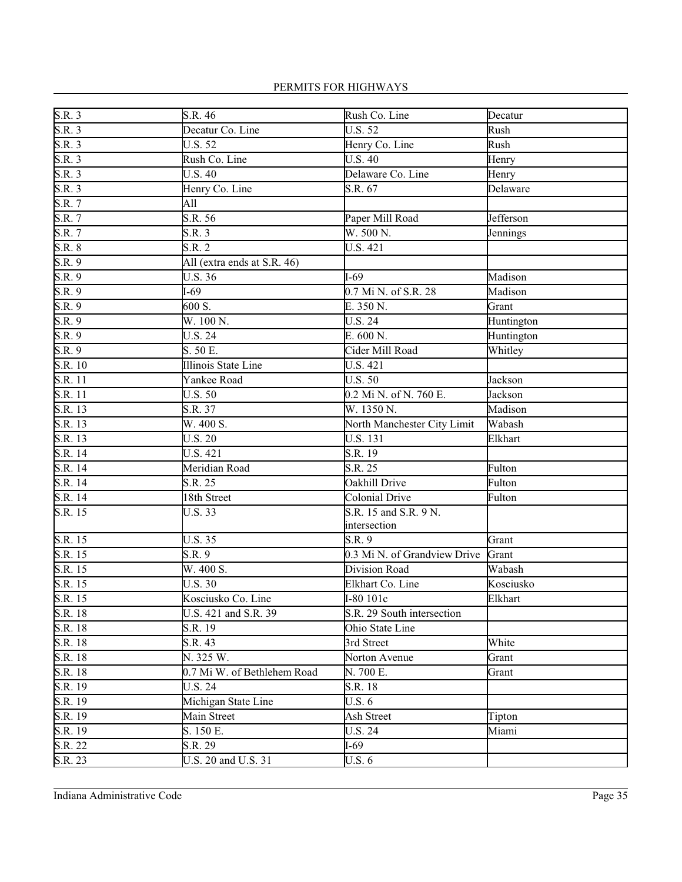| S.R. 3 | S.R. 46 | Rush Co. Line | Decatur |
|---|---|---|---|
| S.R. 3 | Decatur Co. Line | U.S. 52 | Rush |
| S.R. 3 | U.S. 52 | Henry Co. Line | Rush |
| S.R. 3 | Rush Co. Line | U.S. 40 | Henry |
| S.R. 3 | U.S. 40 | Delaware Co. Line | Henry |
| S.R. 3 | Henry Co. Line | S.R. 67 | Delaware |
| S.R. 7 | All | | |
| S.R. 7 | S.R. 56 | Paper Mill Road | Jefferson |
| S.R. 7 | S.R. 3 | W. 500 N. | Jennings |
| S.R. 8 | S.R. 2 | U.S. 421 | |
| S.R. 9 | All (extra ends at S.R. 46) | | |
| S.R. 9 | U.S. 36 | I-69 | Madison |
| S.R. 9 | I-69 | 0.7 Mi N. of S.R. 28 | Madison |
| S.R. 9 | 600 S. | E. 350 N. | Grant |
| S.R. 9 | W. 100 N. | U.S. 24 | Huntington |
| S.R. 9 | U.S. 24 | E. 600 N. | Huntington |
| S.R. 9 | S. 50 E. | Cider Mill Road | Whitley |
| S.R. 10 | Illinois State Line | U.S. 421 | |
| S.R. 11 | Yankee Road | U.S. 50 | Jackson |
| S.R. 11 | U.S. 50 | 0.2 Mi N. of N. 760 E. | Jackson |
| S.R. 13 | S.R. 37 | W. 1350 N. | Madison |
| S.R. 13 | W. 400 S. | North Manchester City Limit | Wabash |
| S.R. 13 | U.S. 20 | U.S. 131 | Elkhart |
| S.R. 14 | U.S. 421 | S.R. 19 | |
| S.R. 14 | Meridian Road | S.R. 25 | Fulton |
| S.R. 14 | S.R. 25 | Oakhill Drive | Fulton |
| S.R. 14 | 18th Street | Colonial Drive | Fulton |
| S.R. 15 | U.S. 33 | S.R. 15 and S.R. 9 N. intersection | |
| S.R. 15 | U.S. 35 | S.R. 9 | Grant |
| S.R. 15 | S.R. 9 | 0.3 Mi N. of Grandview Drive | Grant |
| S.R. 15 | W. 400 S. | Division Road | Wabash |
| S.R. 15 | U.S. 30 | Elkhart Co. Line | Kosciusko |
| S.R. 15 | Kosciusko Co. Line | I-80 101c | Elkhart |
| S.R. 18 | U.S. 421 and S.R. 39 | S.R. 29 South intersection | |
| S.R. 18 | S.R. 19 | Ohio State Line | |
| S.R. 18 | S.R. 43 | 3rd Street | White |
| S.R. 18 | N. 325 W. | Norton Avenue | Grant |
| S.R. 18 | 0.7 Mi W. of Bethlehem Road | N. 700 E. | Grant |
| S.R. 19 | U.S. 24 | S.R. 18 | |
| S.R. 19 | Michigan State Line | U.S. 6 | |
| S.R. 19 | Main Street | Ash Street | Tipton |
| S.R. 19 | S. 150 E. | U.S. 24 | Miami |
| S.R. 22 | S.R. 29 | I-69 | |
| S.R. 23 | U.S. 20 and U.S. 31 | U.S. 6 | |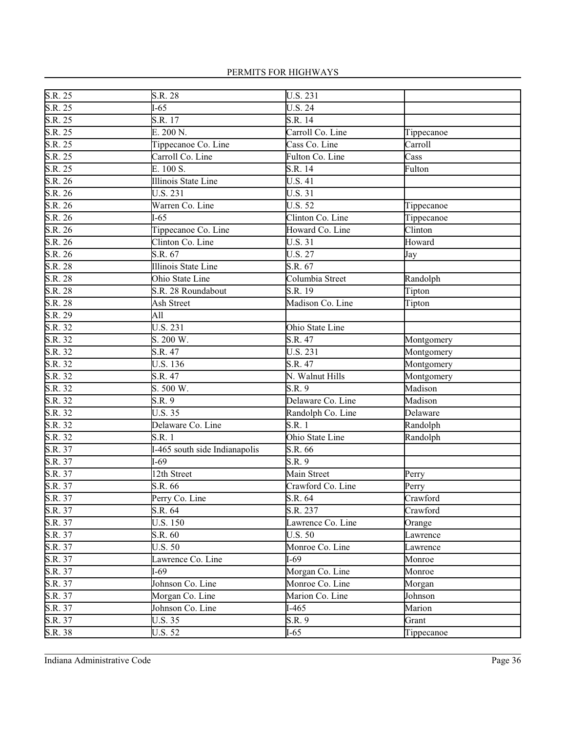| | | | |
|---|---|---|---|
| S.R. 25 | S.R. 28 | U.S. 231 | |
| S.R. 25 | I-65 | U.S. 24 | |
| S.R. 25 | S.R. 17 | S.R. 14 | |
| S.R. 25 | E. 200 N. | Carroll Co. Line | Tippecanoe |
| S.R. 25 | Tippecanoe Co. Line | Cass Co. Line | Carroll |
| S.R. 25 | Carroll Co. Line | Fulton Co. Line | Cass |
| S.R. 25 | E. 100 S. | S.R. 14 | Fulton |
| S.R. 26 | Illinois State Line | U.S. 41 | |
| S.R. 26 | U.S. 231 | U.S. 31 | |
| S.R. 26 | Warren Co. Line | U.S. 52 | Tippecanoe |
| S.R. 26 | I-65 | Clinton Co. Line | Tippecanoe |
| S.R. 26 | Tippecanoe Co. Line | Howard Co. Line | Clinton |
| S.R. 26 | Clinton Co. Line | U.S. 31 | Howard |
| S.R. 26 | S.R. 67 | U.S. 27 | Jay |
| S.R. 28 | Illinois State Line | S.R. 67 | |
| S.R. 28 | Ohio State Line | Columbia Street | Randolph |
| S.R. 28 | S.R. 28 Roundabout | S.R. 19 | Tipton |
| S.R. 28 | Ash Street | Madison Co. Line | Tipton |
| S.R. 29 | All | | |
| S.R. 32 | U.S. 231 | Ohio State Line | |
| S.R. 32 | S. 200 W. | S.R. 47 | Montgomery |
| S.R. 32 | S.R. 47 | U.S. 231 | Montgomery |
| S.R. 32 | U.S. 136 | S.R. 47 | Montgomery |
| S.R. 32 | S.R. 47 | N. Walnut Hills | Montgomery |
| S.R. 32 | S. 500 W. | S.R. 9 | Madison |
| S.R. 32 | S.R. 9 | Delaware Co. Line | Madison |
| S.R. 32 | U.S. 35 | Randolph Co. Line | Delaware |
| S.R. 32 | Delaware Co. Line | S.R. 1 | Randolph |
| S.R. 32 | S.R. 1 | Ohio State Line | Randolph |
| S.R. 37 | I-465 south side Indianapolis | S.R. 66 | |
| S.R. 37 | I-69 | S.R. 9 | |
| S.R. 37 | 12th Street | Main Street | Perry |
| S.R. 37 | S.R. 66 | Crawford Co. Line | Perry |
| S.R. 37 | Perry Co. Line | S.R. 64 | Crawford |
| S.R. 37 | S.R. 64 | S.R. 237 | Crawford |
| S.R. 37 | U.S. 150 | Lawrence Co. Line | Orange |
| S.R. 37 | S.R. 60 | U.S. 50 | Lawrence |
| S.R. 37 | U.S. 50 | Monroe Co. Line | Lawrence |
| S.R. 37 | Lawrence Co. Line | I-69 | Monroe |
| S.R. 37 | I-69 | Morgan Co. Line | Monroe |
| S.R. 37 | Johnson Co. Line | Monroe Co. Line | Morgan |
| S.R. 37 | Morgan Co. Line | Marion Co. Line | Johnson |
| S.R. 37 | Johnson Co. Line | I-465 | Marion |
| S.R. 37 | U.S. 35 | S.R. 9 | Grant |
| S.R. 38 | U.S. 52 | I-65 | Tippecanoe |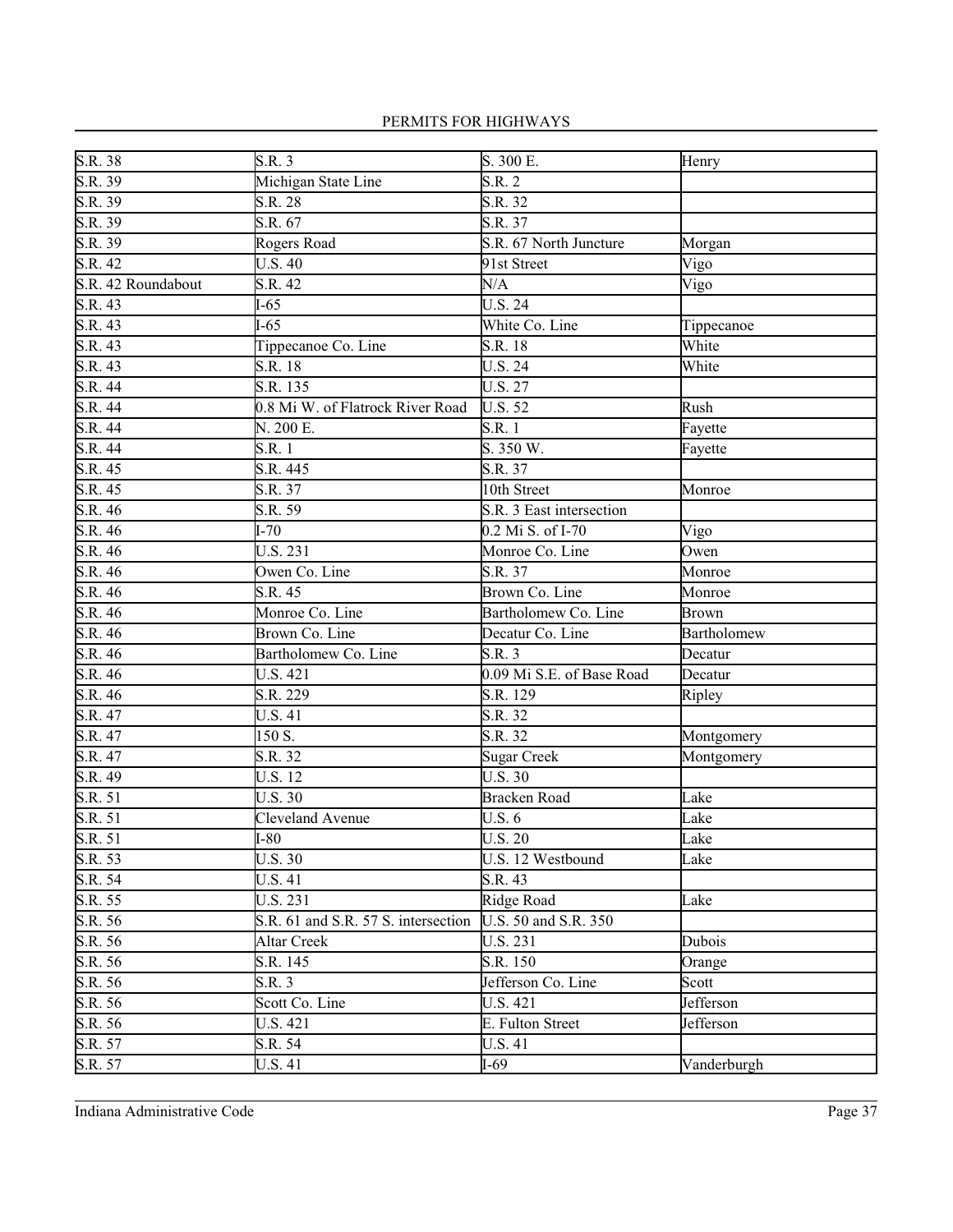| | | | |
|---|---|---|---|
| S.R. 38 | S.R. 3 | S. 300 E. | Henry |
| S.R. 39 | Michigan State Line | S.R. 2 | |
| S.R. 39 | S.R. 28 | S.R. 32 | |
| S.R. 39 | S.R. 67 | S.R. 37 | |
| S.R. 39 | Rogers Road | S.R. 67 North Juncture | Morgan |
| S.R. 42 | U.S. 40 | 91st Street | Vigo |
| S.R. 42 Roundabout | S.R. 42 | N/A | Vigo |
| S.R. 43 | I-65 | U.S. 24 | |
| S.R. 43 | I-65 | White Co. Line | Tippecanoe |
| S.R. 43 | Tippecanoe Co. Line | S.R. 18 | White |
| S.R. 43 | S.R. 18 | U.S. 24 | White |
| S.R. 44 | S.R. 135 | U.S. 27 | |
| S.R. 44 | 0.8 Mi W. of Flatrock River Road | U.S. 52 | Rush |
| S.R. 44 | N. 200 E. | S.R. 1 | Fayette |
| S.R. 44 | S.R. 1 | S. 350 W. | Fayette |
| S.R. 45 | S.R. 445 | S.R. 37 | |
| S.R. 45 | S.R. 37 | 10th Street | Monroe |
| S.R. 46 | S.R. 59 | S.R. 3 East intersection | |
| S.R. 46 | I-70 | 0.2 Mi S. of I-70 | Vigo |
| S.R. 46 | U.S. 231 | Monroe Co. Line | Owen |
| S.R. 46 | Owen Co. Line | S.R. 37 | Monroe |
| S.R. 46 | S.R. 45 | Brown Co. Line | Monroe |
| S.R. 46 | Monroe Co. Line | Bartholomew Co. Line | Brown |
| S.R. 46 | Brown Co. Line | Decatur Co. Line | Bartholomew |
| S.R. 46 | Bartholomew Co. Line | S.R. 3 | Decatur |
| S.R. 46 | U.S. 421 | 0.09 Mi S.E. of Base Road | Decatur |
| S.R. 46 | S.R. 229 | S.R. 129 | Ripley |
| S.R. 47 | U.S. 41 | S.R. 32 | |
| S.R. 47 | 150 S. | S.R. 32 | Montgomery |
| S.R. 47 | S.R. 32 | Sugar Creek | Montgomery |
| S.R. 49 | U.S. 12 | U.S. 30 | |
| S.R. 51 | U.S. 30 | Bracken Road | Lake |
| S.R. 51 | Cleveland Avenue | U.S. 6 | Lake |
| S.R. 51 | I-80 | U.S. 20 | Lake |
| S.R. 53 | U.S. 30 | U.S. 12 Westbound | Lake |
| S.R. 54 | U.S. 41 | S.R. 43 | |
| S.R. 55 | U.S. 231 | Ridge Road | Lake |
| S.R. 56 | S.R. 61 and S.R. 57 S. intersection | U.S. 50 and S.R. 350 | |
| S.R. 56 | Altar Creek | U.S. 231 | Dubois |
| S.R. 56 | S.R. 145 | S.R. 150 | Orange |
| S.R. 56 | S.R. 3 | Jefferson Co. Line | Scott |
| S.R. 56 | Scott Co. Line | U.S. 421 | Jefferson |
| S.R. 56 | U.S. 421 | E. Fulton Street | Jefferson |
| S.R. 57 | S.R. 54 | U.S. 41 | |
| S.R. 57 | U.S. 41 | I-69 | Vanderburgh |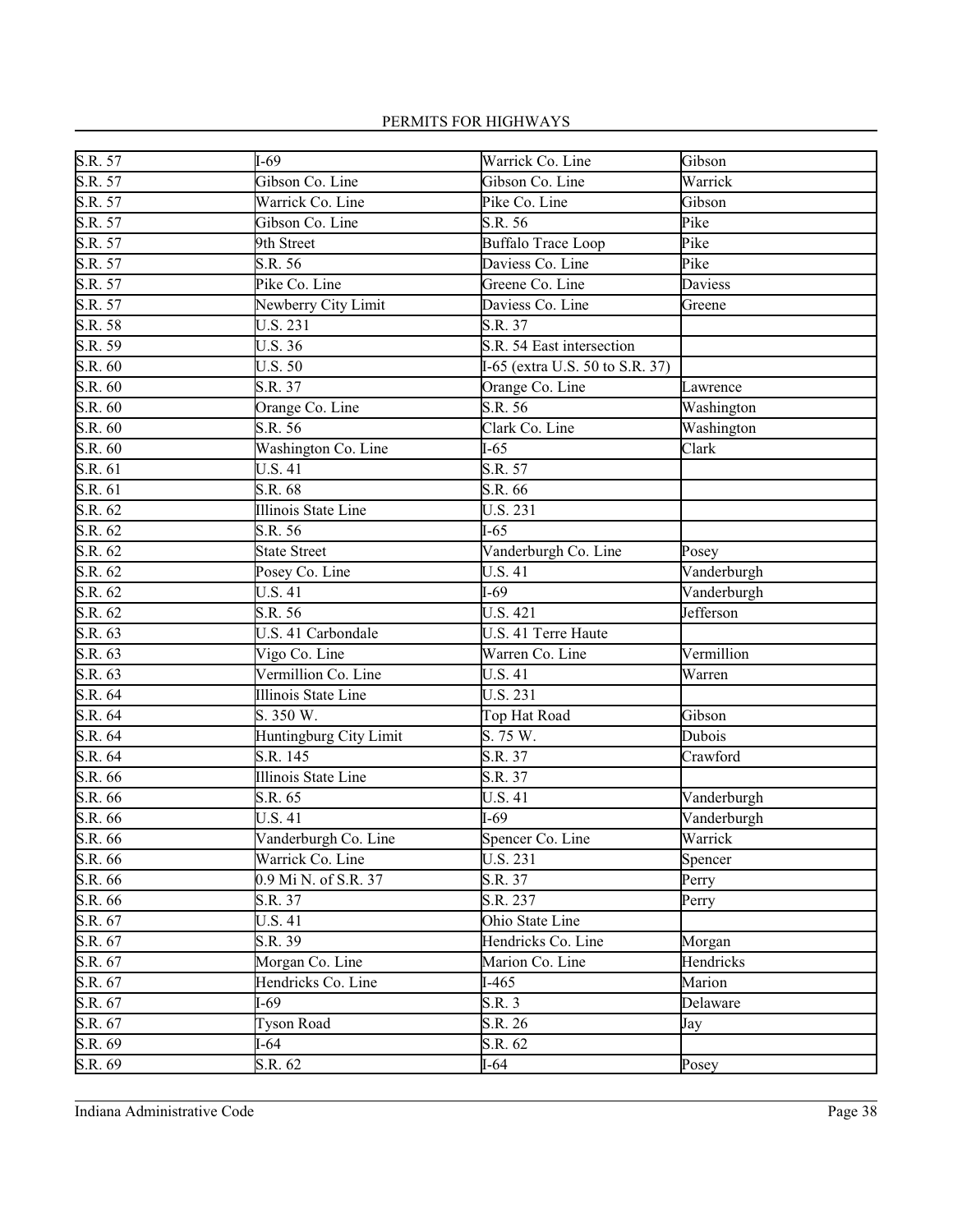| S.R. 57 | I-69 | Warrick Co. Line | Gibson |
|---|---|---|---|
| S.R. 57 | Gibson Co. Line | Gibson Co. Line | Warrick |
| S.R. 57 | Warrick Co. Line | Pike Co. Line | Gibson |
| S.R. 57 | Gibson Co. Line | S.R. 56 | Pike |
| S.R. 57 | 9th Street | Buffalo Trace Loop | Pike |
| S.R. 57 | S.R. 56 | Daviess Co. Line | Pike |
| S.R. 57 | Pike Co. Line | Greene Co. Line | Daviess |
| S.R. 57 | Newberry City Limit | Daviess Co. Line | Greene |
| S.R. 58 | U.S. 231 | S.R. 37 | |
| S.R. 59 | U.S. 36 | S.R. 54 East intersection | |
| S.R. 60 | U.S. 50 | I-65 (extra U.S. 50 to S.R. 37) | |
| S.R. 60 | S.R. 37 | Orange Co. Line | Lawrence |
| S.R. 60 | Orange Co. Line | S.R. 56 | Washington |
| S.R. 60 | S.R. 56 | Clark Co. Line | Washington |
| S.R. 60 | Washington Co. Line | I-65 | Clark |
| S.R. 61 | U.S. 41 | S.R. 57 | |
| S.R. 61 | S.R. 68 | S.R. 66 | |
| S.R. 62 | Illinois State Line | U.S. 231 | |
| S.R. 62 | S.R. 56 | I-65 | |
| S.R. 62 | State Street | Vanderburgh Co. Line | Posey |
| S.R. 62 | Posey Co. Line | U.S. 41 | Vanderburgh |
| S.R. 62 | U.S. 41 | I-69 | Vanderburgh |
| S.R. 62 | S.R. 56 | U.S. 421 | Jefferson |
| S.R. 63 | U.S. 41 Carbondale | U.S. 41 Terre Haute | |
| S.R. 63 | Vigo Co. Line | Warren Co. Line | Vermillion |
| S.R. 63 | Vermillion Co. Line | U.S. 41 | Warren |
| S.R. 64 | Illinois State Line | U.S. 231 | |
| S.R. 64 | S. 350 W. | Top Hat Road | Gibson |
| S.R. 64 | Huntingburg City Limit | S. 75 W. | Dubois |
| S.R. 64 | S.R. 145 | S.R. 37 | Crawford |
| S.R. 66 | Illinois State Line | S.R. 37 | |
| S.R. 66 | S.R. 65 | U.S. 41 | Vanderburgh |
| S.R. 66 | U.S. 41 | I-69 | Vanderburgh |
| S.R. 66 | Vanderburgh Co. Line | Spencer Co. Line | Warrick |
| S.R. 66 | Warrick Co. Line | U.S. 231 | Spencer |
| S.R. 66 | 0.9 Mi N. of S.R. 37 | S.R. 37 | Perry |
| S.R. 66 | S.R. 37 | S.R. 237 | Perry |
| S.R. 67 | U.S. 41 | Ohio State Line | |
| S.R. 67 | S.R. 39 | Hendricks Co. Line | Morgan |
| S.R. 67 | Morgan Co. Line | Marion Co. Line | Hendricks |
| S.R. 67 | Hendricks Co. Line | I-465 | Marion |
| S.R. 67 | I-69 | S.R. 3 | Delaware |
| S.R. 67 | Tyson Road | S.R. 26 | Jay |
| S.R. 69 | I-64 | S.R. 62 | |
| S.R. 69 | S.R. 62 | I-64 | Posey |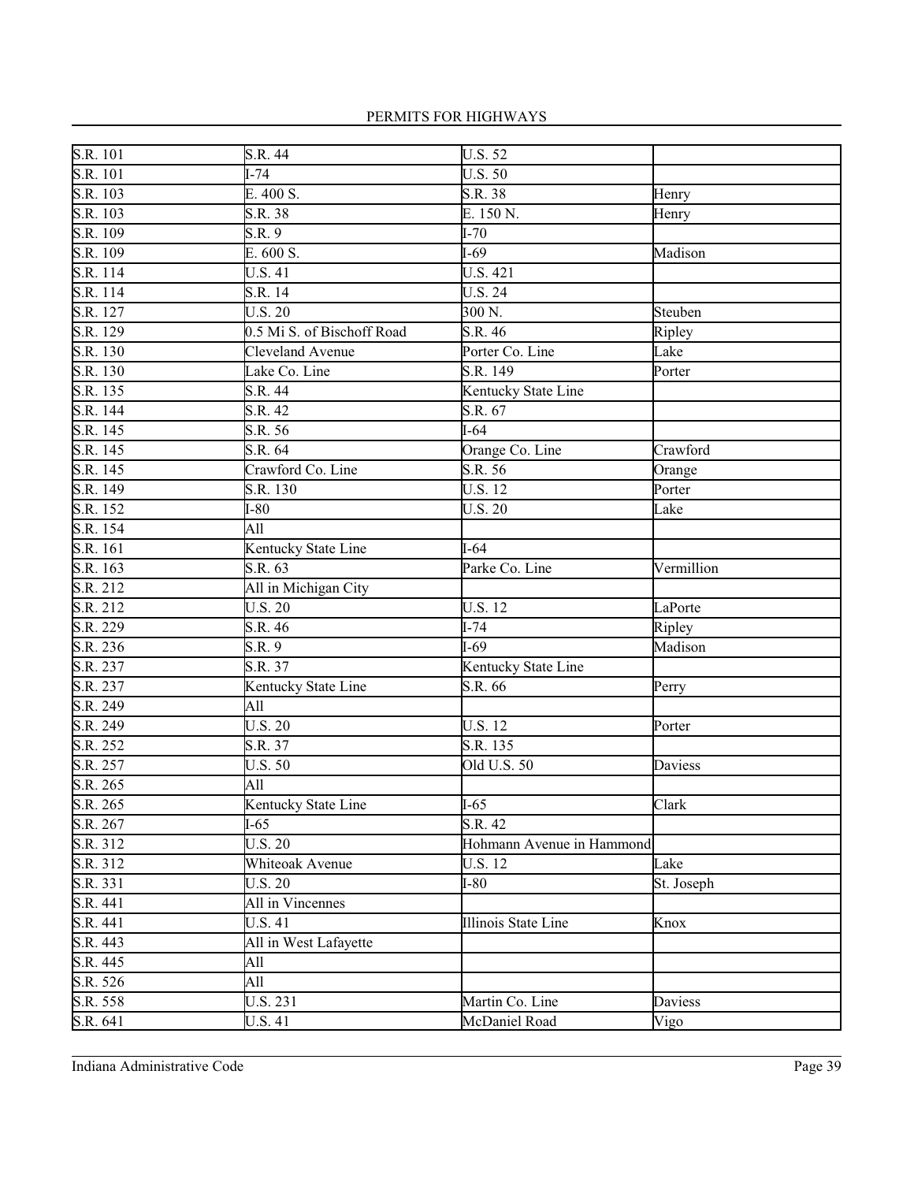| | | | |
|---|---|---|---|
| S.R. 101 | S.R. 44 | U.S. 52 | |
| S.R. 101 | I-74 | U.S. 50 | |
| S.R. 103 | E. 400 S. | S.R. 38 | Henry |
| S.R. 103 | S.R. 38 | E. 150 N. | Henry |
| S.R. 109 | S.R. 9 | I-70 | |
| S.R. 109 | E. 600 S. | I-69 | Madison |
| S.R. 114 | U.S. 41 | U.S. 421 | |
| S.R. 114 | S.R. 14 | U.S. 24 | |
| S.R. 127 | U.S. 20 | 300 N. | Steuben |
| S.R. 129 | 0.5 Mi S. of Bischoff Road | S.R. 46 | Ripley |
| S.R. 130 | Cleveland Avenue | Porter Co. Line | Lake |
| S.R. 130 | Lake Co. Line | S.R. 149 | Porter |
| S.R. 135 | S.R. 44 | Kentucky State Line | |
| S.R. 144 | S.R. 42 | S.R. 67 | |
| S.R. 145 | S.R. 56 | I-64 | |
| S.R. 145 | S.R. 64 | Orange Co. Line | Crawford |
| S.R. 145 | Crawford Co. Line | S.R. 56 | Orange |
| S.R. 149 | S.R. 130 | U.S. 12 | Porter |
| S.R. 152 | I-80 | U.S. 20 | Lake |
| S.R. 154 | All | | |
| S.R. 161 | Kentucky State Line | I-64 | |
| S.R. 163 | S.R. 63 | Parke Co. Line | Vermillion |
| S.R. 212 | All in Michigan City | | |
| S.R. 212 | U.S. 20 | U.S. 12 | LaPorte |
| S.R. 229 | S.R. 46 | I-74 | Ripley |
| S.R. 236 | S.R. 9 | I-69 | Madison |
| S.R. 237 | S.R. 37 | Kentucky State Line | |
| S.R. 237 | Kentucky State Line | S.R. 66 | Perry |
| S.R. 249 | All | | |
| S.R. 249 | U.S. 20 | U.S. 12 | Porter |
| S.R. 252 | S.R. 37 | S.R. 135 | |
| S.R. 257 | U.S. 50 | Old U.S. 50 | Daviess |
| S.R. 265 | All | | |
| S.R. 265 | Kentucky State Line | I-65 | Clark |
| S.R. 267 | I-65 | S.R. 42 | |
| S.R. 312 | U.S. 20 | Hohmann Avenue in Hammond | |
| S.R. 312 | Whiteoak Avenue | U.S. 12 | Lake |
| S.R. 331 | U.S. 20 | I-80 | St. Joseph |
| S.R. 441 | All in Vincennes | | |
| S.R. 441 | U.S. 41 | Illinois State Line | Knox |
| S.R. 443 | All in West Lafayette | | |
| S.R. 445 | All | | |
| S.R. 526 | All | | |
| S.R. 558 | U.S. 231 | Martin Co. Line | Daviess |
| S.R. 641 | U.S. 41 | McDaniel Road | Vigo |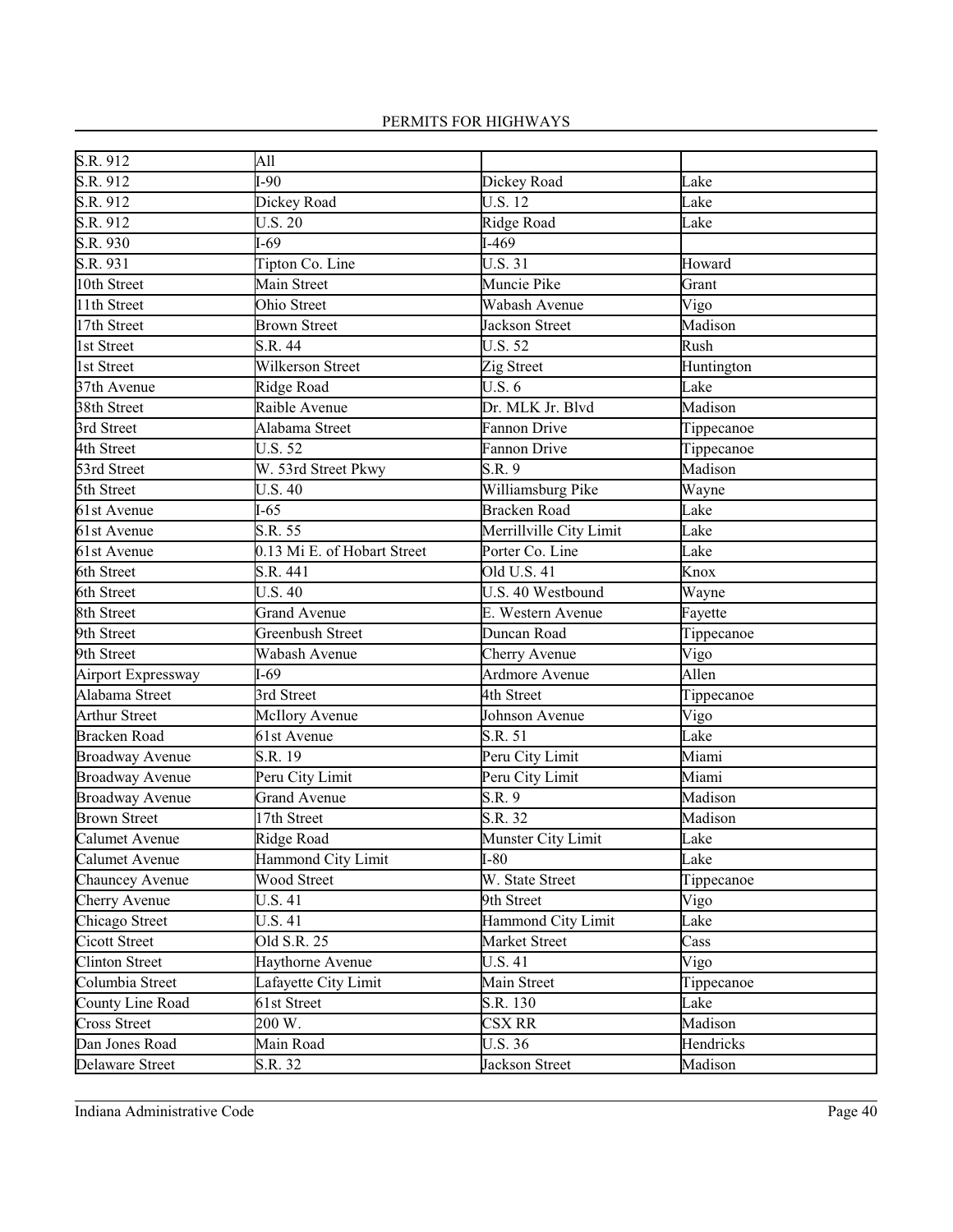| S.R. 912 | All | | |
|---|---|---|---|
| S.R. 912 | I-90 | Dickey Road | Lake |
| S.R. 912 | Dickey Road | U.S. 12 | Lake |
| S.R. 912 | U.S. 20 | Ridge Road | Lake |
| S.R. 930 | I-69 | I-469 | |
| S.R. 931 | Tipton Co. Line | U.S. 31 | Howard |
| 10th Street | Main Street | Muncie Pike | Grant |
| 11th Street | Ohio Street | Wabash Avenue | Vigo |
| 17th Street | Brown Street | Jackson Street | Madison |
| 1st Street | S.R. 44 | U.S. 52 | Rush |
| 1st Street | Wilkerson Street | Zig Street | Huntington |
| 37th Avenue | Ridge Road | U.S. 6 | Lake |
| 38th Street | Raible Avenue | Dr. MLK Jr. Blvd | Madison |
| 3rd Street | Alabama Street | Fannon Drive | Tippecanoe |
| 4th Street | U.S. 52 | Fannon Drive | Tippecanoe |
| 53rd Street | W. 53rd Street Pkwy | S.R. 9 | Madison |
| 5th Street | U.S. 40 | Williamsburg Pike | Wayne |
| 61st Avenue | I-65 | Bracken Road | Lake |
| 61st Avenue | S.R. 55 | Merrillville City Limit | Lake |
| 61st Avenue | 0.13 Mi E. of Hobart Street | Porter Co. Line | Lake |
| 6th Street | S.R. 441 | Old U.S. 41 | Knox |
| 6th Street | U.S. 40 | U.S. 40 Westbound | Wayne |
| 8th Street | Grand Avenue | E. Western Avenue | Fayette |
| 9th Street | Greenbush Street | Duncan Road | Tippecanoe |
| 9th Street | Wabash Avenue | Cherry Avenue | Vigo |
| Airport Expressway | I-69 | Ardmore Avenue | Allen |
| Alabama Street | 3rd Street | 4th Street | Tippecanoe |
| Arthur Street | McIlory Avenue | Johnson Avenue | Vigo |
| Bracken Road | 61st Avenue | S.R. 51 | Lake |
| Broadway Avenue | S.R. 19 | Peru City Limit | Miami |
| Broadway Avenue | Peru City Limit | Peru City Limit | Miami |
| Broadway Avenue | Grand Avenue | S.R. 9 | Madison |
| Brown Street | 17th Street | S.R. 32 | Madison |
| Calumet Avenue | Ridge Road | Munster City Limit | Lake |
| Calumet Avenue | Hammond City Limit | I-80 | Lake |
| Chauncey Avenue | Wood Street | W. State Street | Tippecanoe |
| Cherry Avenue | U.S. 41 | 9th Street | Vigo |
| Chicago Street | U.S. 41 | Hammond City Limit | Lake |
| Cicott Street | Old S.R. 25 | Market Street | Cass |
| Clinton Street | Haythorne Avenue | U.S. 41 | Vigo |
| Columbia Street | Lafayette City Limit | Main Street | Tippecanoe |
| County Line Road | 61st Street | S.R. 130 | Lake |
| Cross Street | 200 W. | CSX RR | Madison |
| Dan Jones Road | Main Road | U.S. 36 | Hendricks |
| Delaware Street | S.R. 32 | Jackson Street | Madison |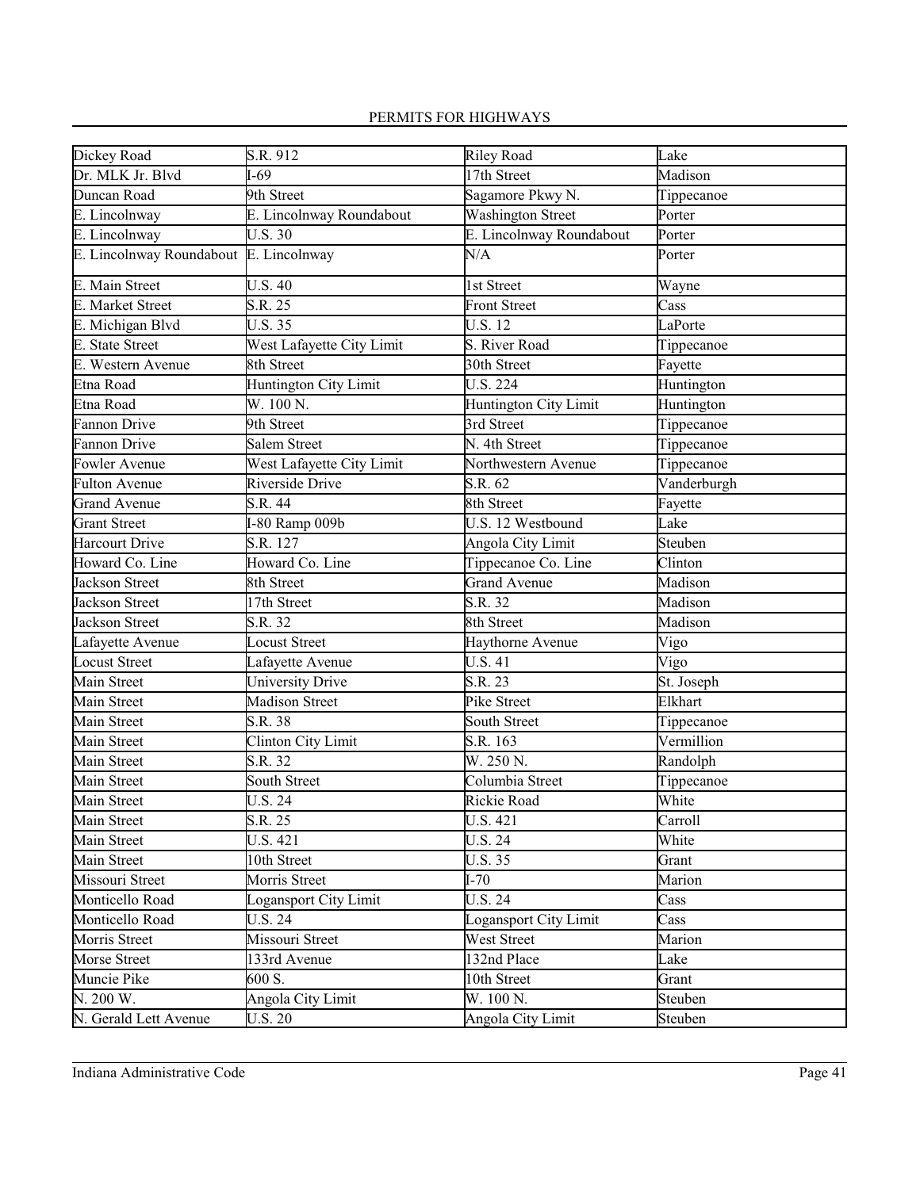| Dickey Road | S.R. 912 | Riley Road | Lake |
|---|---|---|---|
| Dr. MLK Jr. Blvd | I-69 | 17th Street | Madison |
| Duncan Road | 9th Street | Sagamore Pkwy N. | Tippecanoe |
| E. Lincolnway | E. Lincolnway Roundabout | Washington Street | Porter |
| E. Lincolnway | U.S. 30 | E. Lincolnway Roundabout | Porter |
| E. Lincolnway Roundabout | E. Lincolnway | N/A | Porter |
| E. Main Street | U.S. 40 | 1st Street | Wayne |
| E. Market Street | S.R. 25 | Front Street | Cass |
| E. Michigan Blvd | U.S. 35 | U.S. 12 | LaPorte |
| E. State Street | West Lafayette City Limit | S. River Road | Tippecanoe |
| E. Western Avenue | 8th Street | 30th Street | Fayette |
| Etna Road | Huntington City Limit | U.S. 224 | Huntington |
| Etna Road | W. 100 N. | Huntington City Limit | Huntington |
| Fannon Drive | 9th Street | 3rd Street | Tippecanoe |
| Fannon Drive | Salem Street | N. 4th Street | Tippecanoe |
| Fowler Avenue | West Lafayette City Limit | Northwestern Avenue | Tippecanoe |
| Fulton Avenue | Riverside Drive | S.R. 62 | Vanderburgh |
| Grand Avenue | S.R. 44 | 8th Street | Fayette |
| Grant Street | I-80 Ramp 009b | U.S. 12 Westbound | Lake |
| Harcourt Drive | S.R. 127 | Angola City Limit | Steuben |
| Howard Co. Line | Howard Co. Line | Tippecanoe Co. Line | Clinton |
| Jackson Street | 8th Street | Grand Avenue | Madison |
| Jackson Street | 17th Street | S.R. 32 | Madison |
| Jackson Street | S.R. 32 | 8th Street | Madison |
| Lafayette Avenue | Locust Street | Haythorne Avenue | Vigo |
| Locust Street | Lafayette Avenue | U.S. 41 | Vigo |
| Main Street | University Drive | S.R. 23 | St. Joseph |
| Main Street | Madison Street | Pike Street | Elkhart |
| Main Street | S.R. 38 | South Street | Tippecanoe |
| Main Street | Clinton City Limit | S.R. 163 | Vermillion |
| Main Street | S.R. 32 | W. 250 N. | Randolph |
| Main Street | South Street | Columbia Street | Tippecanoe |
| Main Street | U.S. 24 | Rickie Road | White |
| Main Street | S.R. 25 | U.S. 421 | Carroll |
| Main Street | U.S. 421 | U.S. 24 | White |
| Main Street | 10th Street | U.S. 35 | Grant |
| Missouri Street | Morris Street | I-70 | Marion |
| Monticello Road | Logansport City Limit | U.S. 24 | Cass |
| Monticello Road | U.S. 24 | Logansport City Limit | Cass |
| Morris Street | Missouri Street | West Street | Marion |
| Morse Street | 133rd Avenue | 132nd Place | Lake |
| Muncie Pike | 600 S. | 10th Street | Grant |
| N. 200 W. | Angola City Limit | W. 100 N. | Steuben |
| N. Gerald Lett Avenue | U.S. 20 | Angola City Limit | Steuben |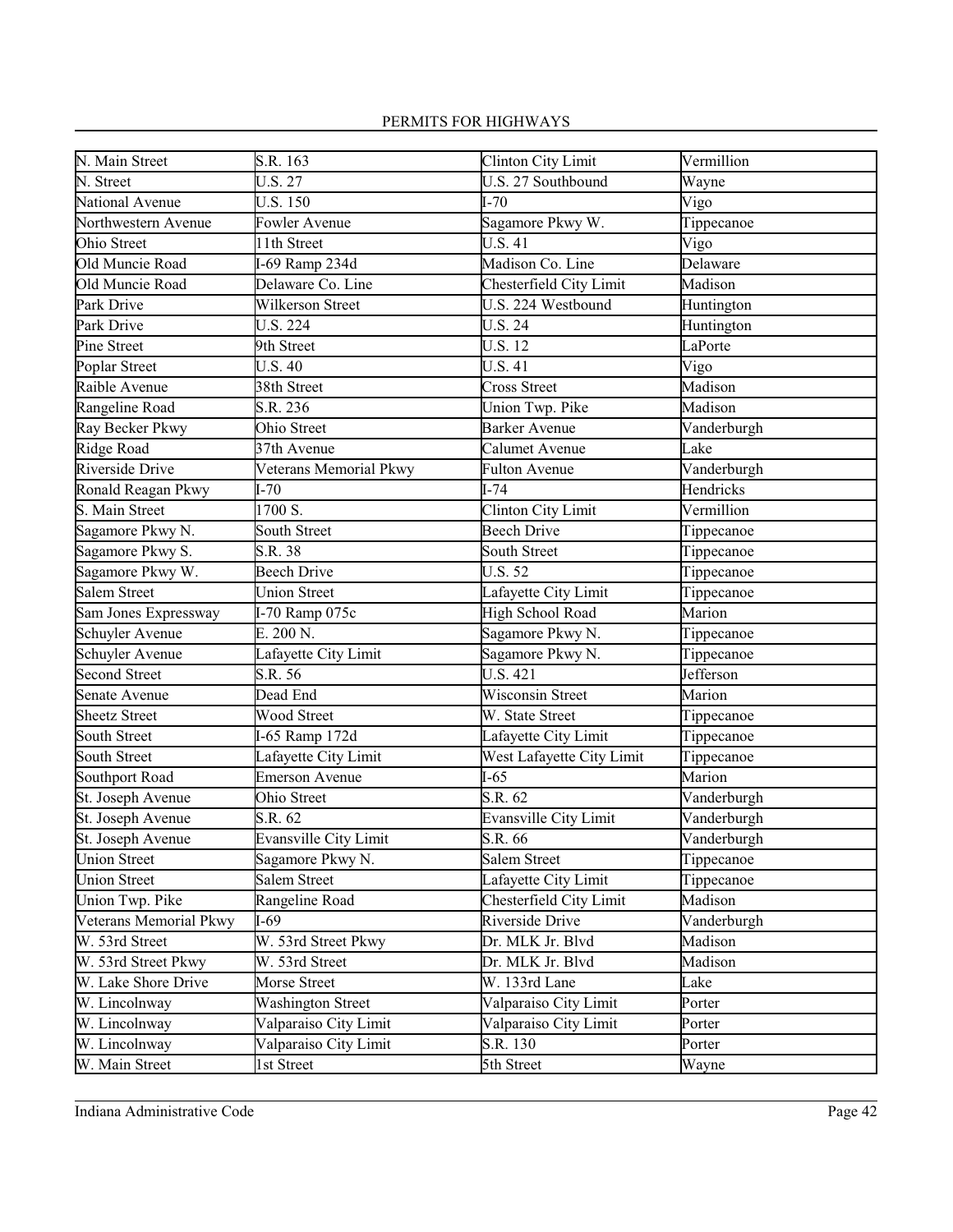| N. Main Street | S.R. 163 | Clinton City Limit | Vermillion |
|---|---|---|---|
| N. Street | U.S. 27 | U.S. 27 Southbound | Wayne |
| National Avenue | U.S. 150 | I-70 | Vigo |
| Northwestern Avenue | Fowler Avenue | Sagamore Pkwy W. | Tippecanoe |
| Ohio Street | 11th Street | U.S. 41 | Vigo |
| Old Muncie Road | I-69 Ramp 234d | Madison Co. Line | Delaware |
| Old Muncie Road | Delaware Co. Line | Chesterfield City Limit | Madison |
| Park Drive | Wilkerson Street | U.S. 224 Westbound | Huntington |
| Park Drive | U.S. 224 | U.S. 24 | Huntington |
| Pine Street | 9th Street | U.S. 12 | LaPorte |
| Poplar Street | U.S. 40 | U.S. 41 | Vigo |
| Raible Avenue | 38th Street | Cross Street | Madison |
| Rangeline Road | S.R. 236 | Union Twp. Pike | Madison |
| Ray Becker Pkwy | Ohio Street | Barker Avenue | Vanderburgh |
| Ridge Road | 37th Avenue | Calumet Avenue | Lake |
| Riverside Drive | Veterans Memorial Pkwy | Fulton Avenue | Vanderburgh |
| Ronald Reagan Pkwy | I-70 | I-74 | Hendricks |
| S. Main Street | 1700 S. | Clinton City Limit | Vermillion |
| Sagamore Pkwy N. | South Street | Beech Drive | Tippecanoe |
| Sagamore Pkwy S. | S.R. 38 | South Street | Tippecanoe |
| Sagamore Pkwy W. | Beech Drive | U.S. 52 | Tippecanoe |
| Salem Street | Union Street | Lafayette City Limit | Tippecanoe |
| Sam Jones Expressway | I-70 Ramp 075c | High School Road | Marion |
| Schuyler Avenue | E. 200 N. | Sagamore Pkwy N. | Tippecanoe |
| Schuyler Avenue | Lafayette City Limit | Sagamore Pkwy N. | Tippecanoe |
| Second Street | S.R. 56 | U.S. 421 | Jefferson |
| Senate Avenue | Dead End | Wisconsin Street | Marion |
| Sheetz Street | Wood Street | W. State Street | Tippecanoe |
| South Street | I-65 Ramp 172d | Lafayette City Limit | Tippecanoe |
| South Street | Lafayette City Limit | West Lafayette City Limit | Tippecanoe |
| Southport Road | Emerson Avenue | I-65 | Marion |
| St. Joseph Avenue | Ohio Street | S.R. 62 | Vanderburgh |
| St. Joseph Avenue | S.R. 62 | Evansville City Limit | Vanderburgh |
| St. Joseph Avenue | Evansville City Limit | S.R. 66 | Vanderburgh |
| Union Street | Sagamore Pkwy N. | Salem Street | Tippecanoe |
| Union Street | Salem Street | Lafayette City Limit | Tippecanoe |
| Union Twp. Pike | Rangeline Road | Chesterfield City Limit | Madison |
| Veterans Memorial Pkwy | I-69 | Riverside Drive | Vanderburgh |
| W. 53rd Street | W. 53rd Street Pkwy | Dr. MLK Jr. Blvd | Madison |
| W. 53rd Street Pkwy | W. 53rd Street | Dr. MLK Jr. Blvd | Madison |
| W. Lake Shore Drive | Morse Street | W. 133rd Lane | Lake |
| W. Lincolnway | Washington Street | Valparaiso City Limit | Porter |
| W. Lincolnway | Valparaiso City Limit | Valparaiso City Limit | Porter |
| W. Lincolnway | Valparaiso City Limit | S.R. 130 | Porter |
| W. Main Street | 1st Street | 5th Street | Wayne |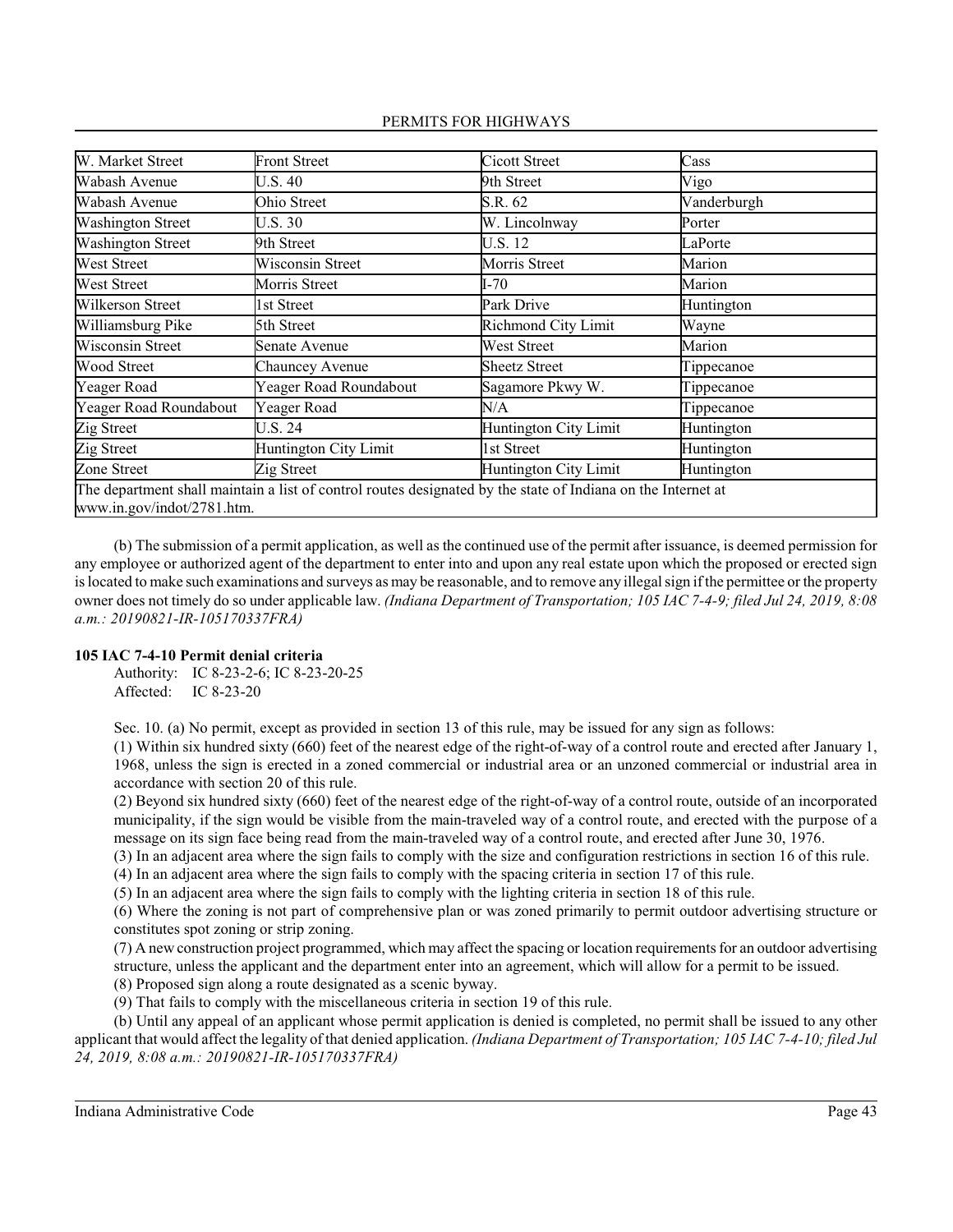| W. Market Street | Front Street | Cicott Street | Cass |
|---|---|---|---|
| Wabash Avenue | U.S. 40 | 9th Street | Vigo |
| Wabash Avenue | Ohio Street | S.R. 62 | Vanderburgh |
| Washington Street | U.S. 30 | W. Lincolnway | Porter |
| Washington Street | 9th Street | U.S. 12 | LaPorte |
| West Street | Wisconsin Street | Morris Street | Marion |
| West Street | Morris Street | I-70 | Marion |
| Wilkerson Street | 1st Street | Park Drive | Huntington |
| Williamsburg Pike | 5th Street | Richmond City Limit | Wayne |
| Wisconsin Street | Senate Avenue | West Street | Marion |
| Wood Street | Chauncey Avenue | Sheetz Street | Tippecanoe |
| Yeager Road | Yeager Road Roundabout | Sagamore Pkwy W. | Tippecanoe |
| Yeager Road Roundabout | Yeager Road | N/A | Tippecanoe |
| Zig Street | U.S. 24 | Huntington City Limit | Huntington |
| Zig Street | Huntington City Limit | 1st Street | Huntington |
| Zone Street | Zig Street | Huntington City Limit | Huntington |
| The department shall maintain a list of control routes designated by the state of Indiana on the Internet at www.in.gov/indot/2781.htm. | | | |

(b) The submission of a permit application, as well as the continued use of the permit after issuance, is deemed permission for any employee or authorized agent of the department to enter into and upon any real estate upon which the proposed or erected sign is located to make such examinations and surveys as may be reasonable, and to remove any illegal sign if the permittee or the property owner does not timely do so under applicable law. *(Indiana Department of Transportation; 105 IAC 7-4-9; filed Jul 24, 2019, 8:08 a.m.: 20190821-IR-105170337FRA)*

**105 IAC 7-4-10 Permit denial criteria**

Authority: IC 8-23-2-6; IC 8-23-20-25
Affected: IC 8-23-20

Sec. 10. (a) No permit, except as provided in section 13 of this rule, may be issued for any sign as follows:

(1) Within six hundred sixty (660) feet of the nearest edge of the right-of-way of a control route and erected after January 1, 1968, unless the sign is erected in a zoned commercial or industrial area or an unzoned commercial or industrial area in accordance with section 20 of this rule.

(2) Beyond six hundred sixty (660) feet of the nearest edge of the right-of-way of a control route, outside of an incorporated municipality, if the sign would be visible from the main-traveled way of a control route, and erected with the purpose of a message on its sign face being read from the main-traveled way of a control route, and erected after June 30, 1976.

(3) In an adjacent area where the sign fails to comply with the size and configuration restrictions in section 16 of this rule.

(4) In an adjacent area where the sign fails to comply with the spacing criteria in section 17 of this rule.

(5) In an adjacent area where the sign fails to comply with the lighting criteria in section 18 of this rule.

(6) Where the zoning is not part of comprehensive plan or was zoned primarily to permit outdoor advertising structure or constitutes spot zoning or strip zoning.

(7) A new construction project programmed, which may affect the spacing or location requirements for an outdoor advertising structure, unless the applicant and the department enter into an agreement, which will allow for a permit to be issued.

(8) Proposed sign along a route designated as a scenic byway.

(9) That fails to comply with the miscellaneous criteria in section 19 of this rule.

(b) Until any appeal of an applicant whose permit application is denied is completed, no permit shall be issued to any other applicant that would affect the legality of that denied application. *(Indiana Department of Transportation; 105 IAC 7-4-10; filed Jul 24, 2019, 8:08 a.m.: 20190821-IR-105170337FRA)*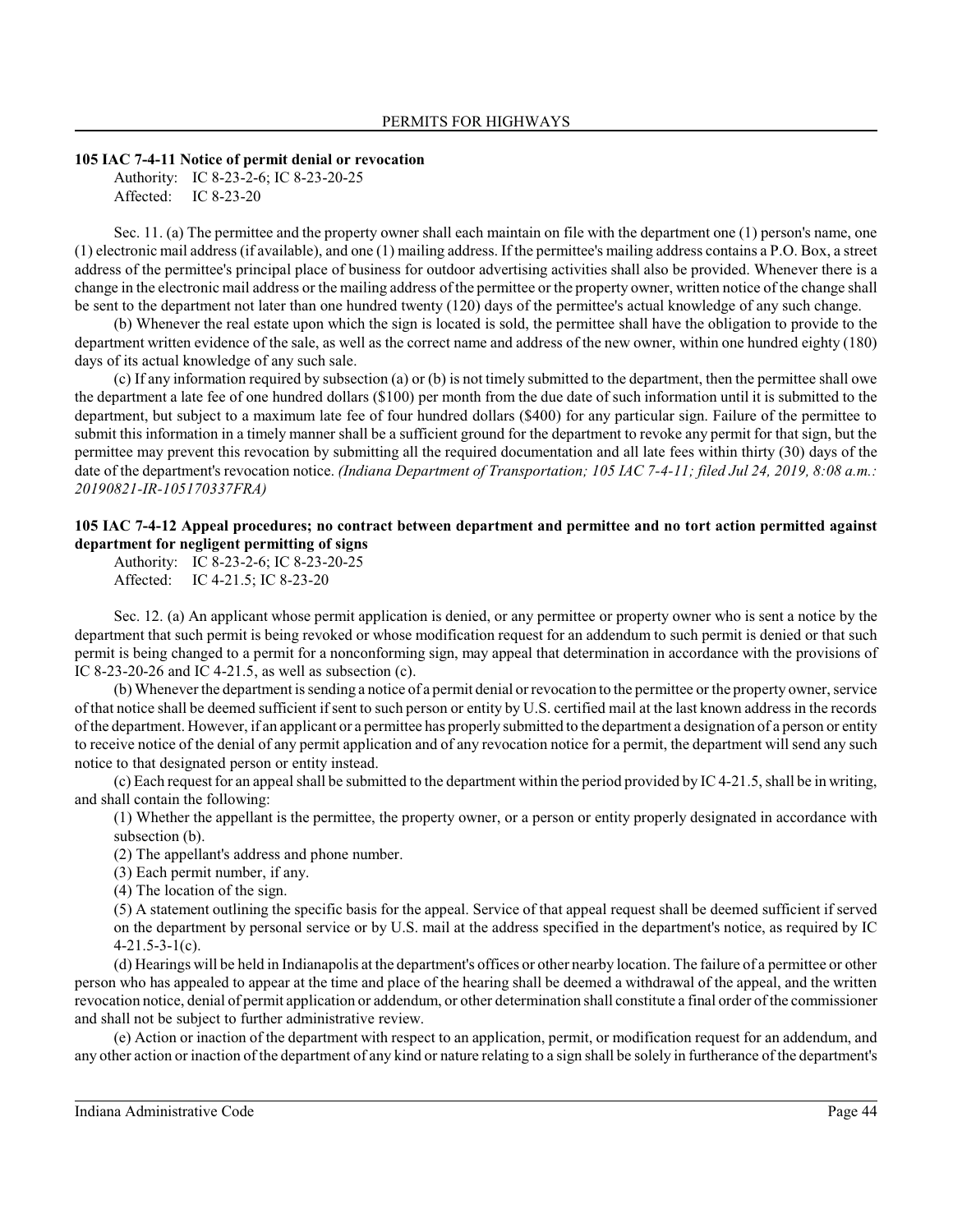### 105 IAC 7-4-11 Notice of permit denial or revocation

Authority: IC 8-23-2-6; IC 8-23-20-25
Affected: IC 8-23-20

Sec. 11. (a) The permittee and the property owner shall each maintain on file with the department one (1) person's name, one (1) electronic mail address (if available), and one (1) mailing address. If the permittee's mailing address contains a P.O. Box, a street address of the permittee's principal place of business for outdoor advertising activities shall also be provided. Whenever there is a change in the electronic mail address or the mailing address of the permittee or the property owner, written notice of the change shall be sent to the department not later than one hundred twenty (120) days of the permittee's actual knowledge of any such change.

(b) Whenever the real estate upon which the sign is located is sold, the permittee shall have the obligation to provide to the department written evidence of the sale, as well as the correct name and address of the new owner, within one hundred eighty (180) days of its actual knowledge of any such sale.

(c) If any information required by subsection (a) or (b) is not timely submitted to the department, then the permittee shall owe the department a late fee of one hundred dollars ($100) per month from the due date of such information until it is submitted to the department, but subject to a maximum late fee of four hundred dollars ($400) for any particular sign. Failure of the permittee to submit this information in a timely manner shall be a sufficient ground for the department to revoke any permit for that sign, but the permittee may prevent this revocation by submitting all the required documentation and all late fees within thirty (30) days of the date of the department's revocation notice. *(Indiana Department of Transportation; 105 IAC 7-4-11; filed Jul 24, 2019, 8:08 a.m.: 20190821-IR-105170337FRA)*

### 105 IAC 7-4-12 Appeal procedures; no contract between department and permittee and no tort action permitted against department for negligent permitting of signs

Authority: IC 8-23-2-6; IC 8-23-20-25
Affected: IC 4-21.5; IC 8-23-20

Sec. 12. (a) An applicant whose permit application is denied, or any permittee or property owner who is sent a notice by the department that such permit is being revoked or whose modification request for an addendum to such permit is denied or that such permit is being changed to a permit for a nonconforming sign, may appeal that determination in accordance with the provisions of IC 8-23-20-26 and IC 4-21.5, as well as subsection (c).

(b) Whenever the department is sending a notice of a permit denial or revocation to the permittee or the property owner, service of that notice shall be deemed sufficient if sent to such person or entity by U.S. certified mail at the last known address in the records of the department. However, if an applicant or a permittee has properly submitted to the department a designation of a person or entity to receive notice of the denial of any permit application and of any revocation notice for a permit, the department will send any such notice to that designated person or entity instead.

(c) Each request for an appeal shall be submitted to the department within the period provided by IC 4-21.5, shall be in writing, and shall contain the following:

(1) Whether the appellant is the permittee, the property owner, or a person or entity properly designated in accordance with subsection (b).

(2) The appellant's address and phone number.

(3) Each permit number, if any.

(4) The location of the sign.

(5) A statement outlining the specific basis for the appeal. Service of that appeal request shall be deemed sufficient if served on the department by personal service or by U.S. mail at the address specified in the department's notice, as required by IC 4-21.5-3-1(c).

(d) Hearings will be held in Indianapolis at the department's offices or other nearby location. The failure of a permittee or other person who has appealed to appear at the time and place of the hearing shall be deemed a withdrawal of the appeal, and the written revocation notice, denial of permit application or addendum, or other determination shall constitute a final order of the commissioner and shall not be subject to further administrative review.

(e) Action or inaction of the department with respect to an application, permit, or modification request for an addendum, and any other action or inaction of the department of any kind or nature relating to a sign shall be solely in furtherance of the department's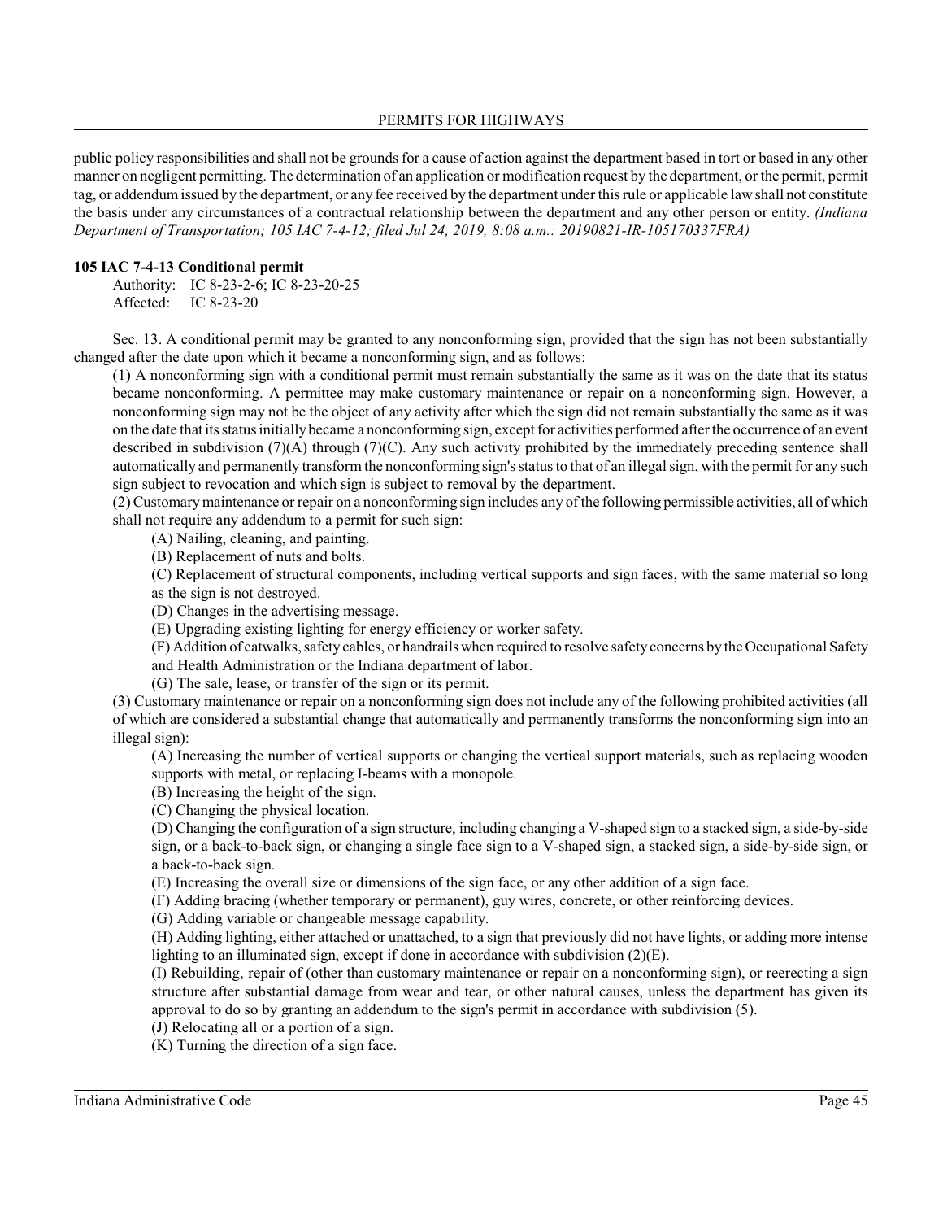public policy responsibilities and shall not be grounds for a cause of action against the department based in tort or based in any other manner on negligent permitting. The determination of an application or modification request by the department, or the permit, permit tag, or addendum issued by the department, or any fee received by the department under this rule or applicable law shall not constitute the basis under any circumstances of a contractual relationship between the department and any other person or entity. *(Indiana Department of Transportation; 105 IAC 7-4-12; filed Jul 24, 2019, 8:08 a.m.: 20190821-IR-105170337FRA)*

**105 IAC 7-4-13 Conditional permit**

Authority: IC 8-23-2-6; IC 8-23-20-25
Affected: IC 8-23-20

Sec. 13. A conditional permit may be granted to any nonconforming sign, provided that the sign has not been substantially changed after the date upon which it became a nonconforming sign, and as follows:

(1) A nonconforming sign with a conditional permit must remain substantially the same as it was on the date that its status became nonconforming. A permittee may make customary maintenance or repair on a nonconforming sign. However, a nonconforming sign may not be the object of any activity after which the sign did not remain substantially the same as it was on the date that its status initially became a nonconforming sign, except for activities performed after the occurrence of an event described in subdivision (7)(A) through (7)(C). Any such activity prohibited by the immediately preceding sentence shall automatically and permanently transform the nonconforming sign's status to that of an illegal sign, with the permit for any such sign subject to revocation and which sign is subject to removal by the department.

(2) Customary maintenance or repair on a nonconforming sign includes any of the following permissible activities, all of which shall not require any addendum to a permit for such sign:

(A) Nailing, cleaning, and painting.

(B) Replacement of nuts and bolts.

(C) Replacement of structural components, including vertical supports and sign faces, with the same material so long as the sign is not destroyed.

(D) Changes in the advertising message.

(E) Upgrading existing lighting for energy efficiency or worker safety.

(F) Addition of catwalks, safety cables, or handrails when required to resolve safety concerns by the Occupational Safety and Health Administration or the Indiana department of labor.

(G) The sale, lease, or transfer of the sign or its permit.

(3) Customary maintenance or repair on a nonconforming sign does not include any of the following prohibited activities (all of which are considered a substantial change that automatically and permanently transforms the nonconforming sign into an illegal sign):

(A) Increasing the number of vertical supports or changing the vertical support materials, such as replacing wooden supports with metal, or replacing I-beams with a monopole.

(B) Increasing the height of the sign.

(C) Changing the physical location.

(D) Changing the configuration of a sign structure, including changing a V-shaped sign to a stacked sign, a side-by-side sign, or a back-to-back sign, or changing a single face sign to a V-shaped sign, a stacked sign, a side-by-side sign, or a back-to-back sign.

(E) Increasing the overall size or dimensions of the sign face, or any other addition of a sign face.

(F) Adding bracing (whether temporary or permanent), guy wires, concrete, or other reinforcing devices.

(G) Adding variable or changeable message capability.

(H) Adding lighting, either attached or unattached, to a sign that previously did not have lights, or adding more intense lighting to an illuminated sign, except if done in accordance with subdivision (2)(E).

(I) Rebuilding, repair of (other than customary maintenance or repair on a nonconforming sign), or reerecting a sign structure after substantial damage from wear and tear, or other natural causes, unless the department has given its approval to do so by granting an addendum to the sign's permit in accordance with subdivision (5).

(J) Relocating all or a portion of a sign.

(K) Turning the direction of a sign face.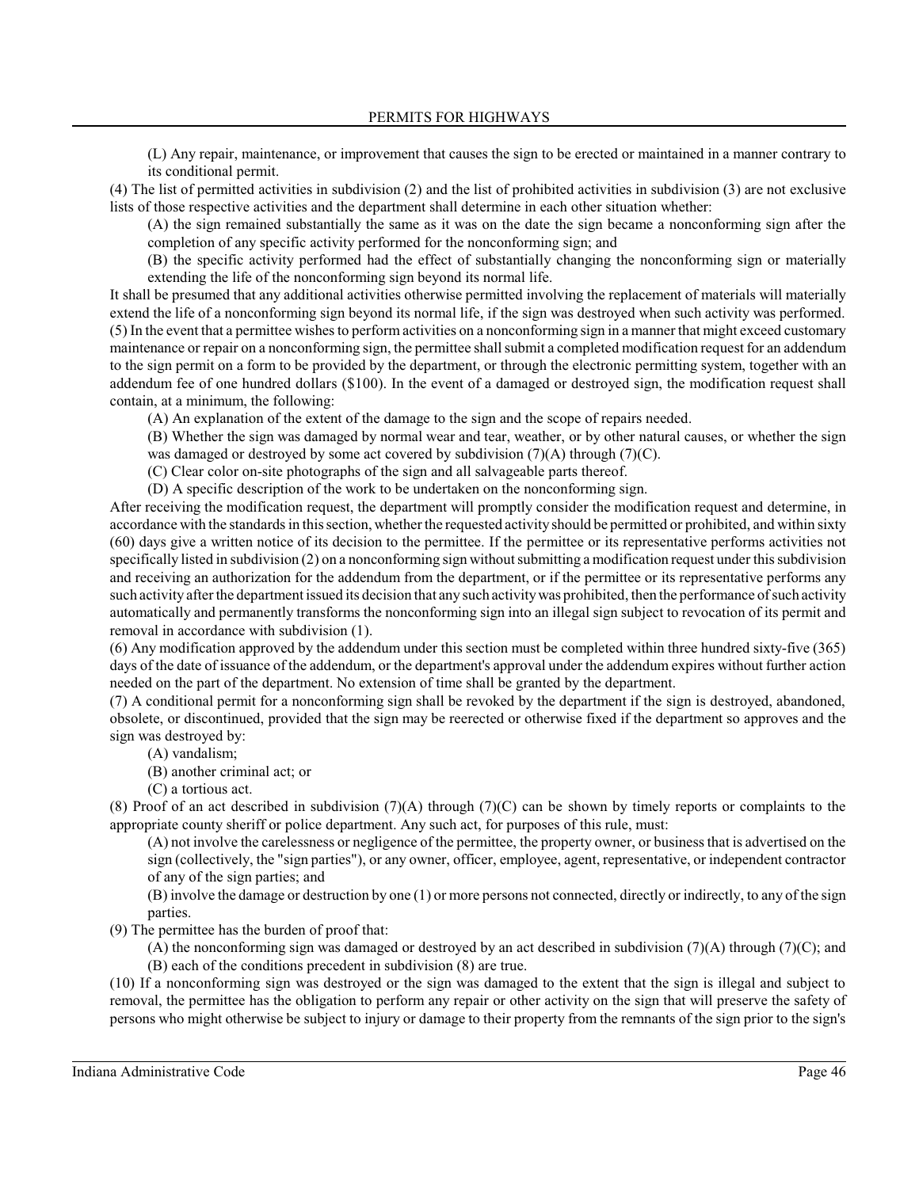(L) Any repair, maintenance, or improvement that causes the sign to be erected or maintained in a manner contrary to its conditional permit.

(4) The list of permitted activities in subdivision (2) and the list of prohibited activities in subdivision (3) are not exclusive lists of those respective activities and the department shall determine in each other situation whether:

(A) the sign remained substantially the same as it was on the date the sign became a nonconforming sign after the completion of any specific activity performed for the nonconforming sign; and

(B) the specific activity performed had the effect of substantially changing the nonconforming sign or materially extending the life of the nonconforming sign beyond its normal life.

It shall be presumed that any additional activities otherwise permitted involving the replacement of materials will materially extend the life of a nonconforming sign beyond its normal life, if the sign was destroyed when such activity was performed.

(5) In the event that a permittee wishes to perform activities on a nonconforming sign in a manner that might exceed customary maintenance or repair on a nonconforming sign, the permittee shall submit a completed modification request for an addendum to the sign permit on a form to be provided by the department, or through the electronic permitting system, together with an addendum fee of one hundred dollars ($100). In the event of a damaged or destroyed sign, the modification request shall contain, at a minimum, the following:

(A) An explanation of the extent of the damage to the sign and the scope of repairs needed.

(B) Whether the sign was damaged by normal wear and tear, weather, or by other natural causes, or whether the sign was damaged or destroyed by some act covered by subdivision (7)(A) through (7)(C).

(C) Clear color on-site photographs of the sign and all salvageable parts thereof.

(D) A specific description of the work to be undertaken on the nonconforming sign.

After receiving the modification request, the department will promptly consider the modification request and determine, in accordance with the standards in this section, whether the requested activity should be permitted or prohibited, and within sixty (60) days give a written notice of its decision to the permittee. If the permittee or its representative performs activities not specifically listed in subdivision (2) on a nonconforming sign without submitting a modification request under this subdivision and receiving an authorization for the addendum from the department, or if the permittee or its representative performs any such activity after the department issued its decision that any such activity was prohibited, then the performance of such activity automatically and permanently transforms the nonconforming sign into an illegal sign subject to revocation of its permit and removal in accordance with subdivision (1).

(6) Any modification approved by the addendum under this section must be completed within three hundred sixty-five (365) days of the date of issuance of the addendum, or the department's approval under the addendum expires without further action needed on the part of the department. No extension of time shall be granted by the department.

(7) A conditional permit for a nonconforming sign shall be revoked by the department if the sign is destroyed, abandoned, obsolete, or discontinued, provided that the sign may be reerected or otherwise fixed if the department so approves and the sign was destroyed by:

(A) vandalism;

(B) another criminal act; or

(C) a tortious act.

(8) Proof of an act described in subdivision (7)(A) through (7)(C) can be shown by timely reports or complaints to the appropriate county sheriff or police department. Any such act, for purposes of this rule, must:

(A) not involve the carelessness or negligence of the permittee, the property owner, or business that is advertised on the sign (collectively, the "sign parties"), or any owner, officer, employee, agent, representative, or independent contractor of any of the sign parties; and

(B) involve the damage or destruction by one (1) or more persons not connected, directly or indirectly, to any of the sign parties.

(9) The permittee has the burden of proof that:

(A) the nonconforming sign was damaged or destroyed by an act described in subdivision (7)(A) through (7)(C); and

(B) each of the conditions precedent in subdivision (8) are true.

(10) If a nonconforming sign was destroyed or the sign was damaged to the extent that the sign is illegal and subject to removal, the permittee has the obligation to perform any repair or other activity on the sign that will preserve the safety of persons who might otherwise be subject to injury or damage to their property from the remnants of the sign prior to the sign's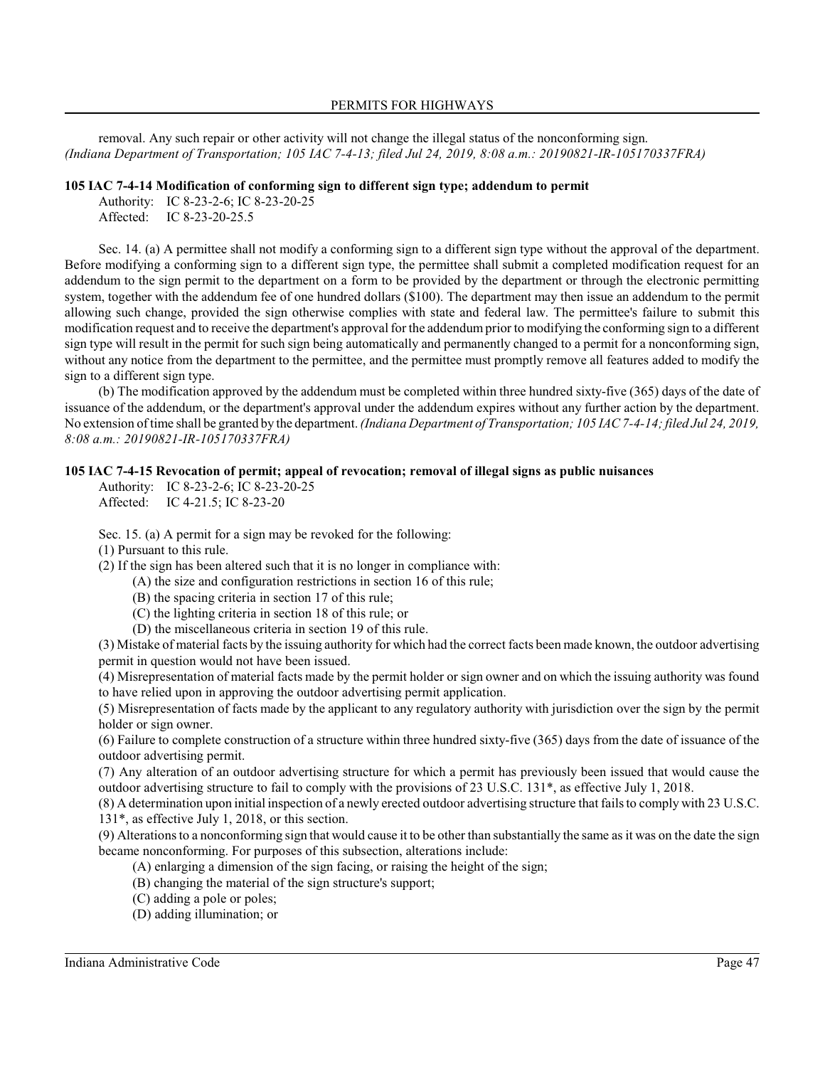removal. Any such repair or other activity will not change the illegal status of the nonconforming sign. *(Indiana Department of Transportation; 105 IAC 7-4-13; filed Jul 24, 2019, 8:08 a.m.: 20190821-IR-105170337FRA)*

**105 IAC 7-4-14 Modification of conforming sign to different sign type; addendum to permit**

Authority: IC 8-23-2-6; IC 8-23-20-25
Affected: IC 8-23-20-25.5

Sec. 14. (a) A permittee shall not modify a conforming sign to a different sign type without the approval of the department. Before modifying a conforming sign to a different sign type, the permittee shall submit a completed modification request for an addendum to the sign permit to the department on a form to be provided by the department or through the electronic permitting system, together with the addendum fee of one hundred dollars ($100). The department may then issue an addendum to the permit allowing such change, provided the sign otherwise complies with state and federal law. The permittee's failure to submit this modification request and to receive the department's approval for the addendum prior to modifying the conforming sign to a different sign type will result in the permit for such sign being automatically and permanently changed to a permit for a nonconforming sign, without any notice from the department to the permittee, and the permittee must promptly remove all features added to modify the sign to a different sign type.

(b) The modification approved by the addendum must be completed within three hundred sixty-five (365) days of the date of issuance of the addendum, or the department's approval under the addendum expires without any further action by the department. No extension of time shall be granted by the department. *(Indiana Department of Transportation; 105 IAC 7-4-14; filed Jul 24, 2019, 8:08 a.m.: 20190821-IR-105170337FRA)*

**105 IAC 7-4-15 Revocation of permit; appeal of revocation; removal of illegal signs as public nuisances**

Authority: IC 8-23-2-6; IC 8-23-20-25
Affected: IC 4-21.5; IC 8-23-20

Sec. 15. (a) A permit for a sign may be revoked for the following:

(1) Pursuant to this rule.

(2) If the sign has been altered such that it is no longer in compliance with:

(A) the size and configuration restrictions in section 16 of this rule;

(B) the spacing criteria in section 17 of this rule;

(C) the lighting criteria in section 18 of this rule; or

(D) the miscellaneous criteria in section 19 of this rule.

(3) Mistake of material facts by the issuing authority for which had the correct facts been made known, the outdoor advertising permit in question would not have been issued.

(4) Misrepresentation of material facts made by the permit holder or sign owner and on which the issuing authority was found to have relied upon in approving the outdoor advertising permit application.

(5) Misrepresentation of facts made by the applicant to any regulatory authority with jurisdiction over the sign by the permit holder or sign owner.

(6) Failure to complete construction of a structure within three hundred sixty-five (365) days from the date of issuance of the outdoor advertising permit.

(7) Any alteration of an outdoor advertising structure for which a permit has previously been issued that would cause the outdoor advertising structure to fail to comply with the provisions of 23 U.S.C. 131*, as effective July 1, 2018.

(8) A determination upon initial inspection of a newly erected outdoor advertising structure that fails to comply with 23 U.S.C. 131*, as effective July 1, 2018, or this section.

(9) Alterations to a nonconforming sign that would cause it to be other than substantially the same as it was on the date the sign became nonconforming. For purposes of this subsection, alterations include:

(A) enlarging a dimension of the sign facing, or raising the height of the sign;

(B) changing the material of the sign structure's support;

(C) adding a pole or poles;

(D) adding illumination; or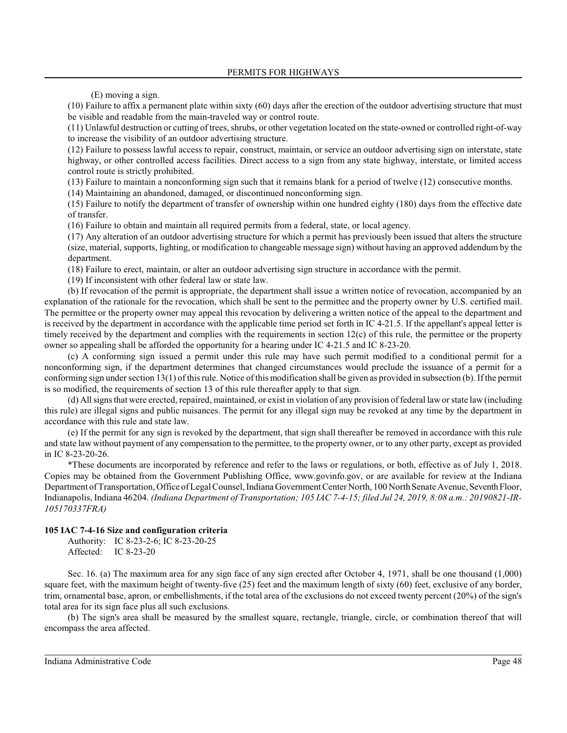(E) moving a sign.

(10) Failure to affix a permanent plate within sixty (60) days after the erection of the outdoor advertising structure that must be visible and readable from the main-traveled way or control route.

(11) Unlawful destruction or cutting of trees, shrubs, or other vegetation located on the state-owned or controlled right-of-way to increase the visibility of an outdoor advertising structure.

(12) Failure to possess lawful access to repair, construct, maintain, or service an outdoor advertising sign on interstate, state highway, or other controlled access facilities. Direct access to a sign from any state highway, interstate, or limited access control route is strictly prohibited.

(13) Failure to maintain a nonconforming sign such that it remains blank for a period of twelve (12) consecutive months.

(14) Maintaining an abandoned, damaged, or discontinued nonconforming sign.

(15) Failure to notify the department of transfer of ownership within one hundred eighty (180) days from the effective date of transfer.

(16) Failure to obtain and maintain all required permits from a federal, state, or local agency.

(17) Any alteration of an outdoor advertising structure for which a permit has previously been issued that alters the structure (size, material, supports, lighting, or modification to changeable message sign) without having an approved addendum by the department.

(18) Failure to erect, maintain, or alter an outdoor advertising sign structure in accordance with the permit.

(19) If inconsistent with other federal law or state law.

(b) If revocation of the permit is appropriate, the department shall issue a written notice of revocation, accompanied by an explanation of the rationale for the revocation, which shall be sent to the permittee and the property owner by U.S. certified mail. The permittee or the property owner may appeal this revocation by delivering a written notice of the appeal to the department and is received by the department in accordance with the applicable time period set forth in IC 4-21.5. If the appellant's appeal letter is timely received by the department and complies with the requirements in section 12(c) of this rule, the permittee or the property owner so appealing shall be afforded the opportunity for a hearing under IC 4-21.5 and IC 8-23-20.

(c) A conforming sign issued a permit under this rule may have such permit modified to a conditional permit for a nonconforming sign, if the department determines that changed circumstances would preclude the issuance of a permit for a conforming sign under section 13(1) of this rule. Notice of this modification shall be given as provided in subsection (b). If the permit is so modified, the requirements of section 13 of this rule thereafter apply to that sign.

(d) All signs that were erected, repaired, maintained, or exist in violation of any provision of federal law or state law (including this rule) are illegal signs and public nuisances. The permit for any illegal sign may be revoked at any time by the department in accordance with this rule and state law.

(e) If the permit for any sign is revoked by the department, that sign shall thereafter be removed in accordance with this rule and state law without payment of any compensation to the permittee, to the property owner, or to any other party, except as provided in IC 8-23-20-26.

*These documents are incorporated by reference and refer to the laws or regulations, or both, effective as of July 1, 2018. Copies may be obtained from the Government Publishing Office, www.govinfo.gov, or are available for review at the Indiana Department of Transportation, Office of Legal Counsel, Indiana Government Center North, 100 North Senate Avenue, Seventh Floor, Indianapolis, Indiana 46204. *(Indiana Department of Transportation; 105 IAC 7-4-15; filed Jul 24, 2019, 8:08 a.m.: 20190821-IR-105170337FRA)*

**105 IAC 7-4-16 Size and configuration criteria**

Authority: IC 8-23-2-6; IC 8-23-20-25
Affected: IC 8-23-20

Sec. 16. (a) The maximum area for any sign face of any sign erected after October 4, 1971, shall be one thousand (1,000) square feet, with the maximum height of twenty-five (25) feet and the maximum length of sixty (60) feet, exclusive of any border, trim, ornamental base, apron, or embellishments, if the total area of the exclusions do not exceed twenty percent (20%) of the sign's total area for its sign face plus all such exclusions.

(b) The sign's area shall be measured by the smallest square, rectangle, triangle, circle, or combination thereof that will encompass the area affected.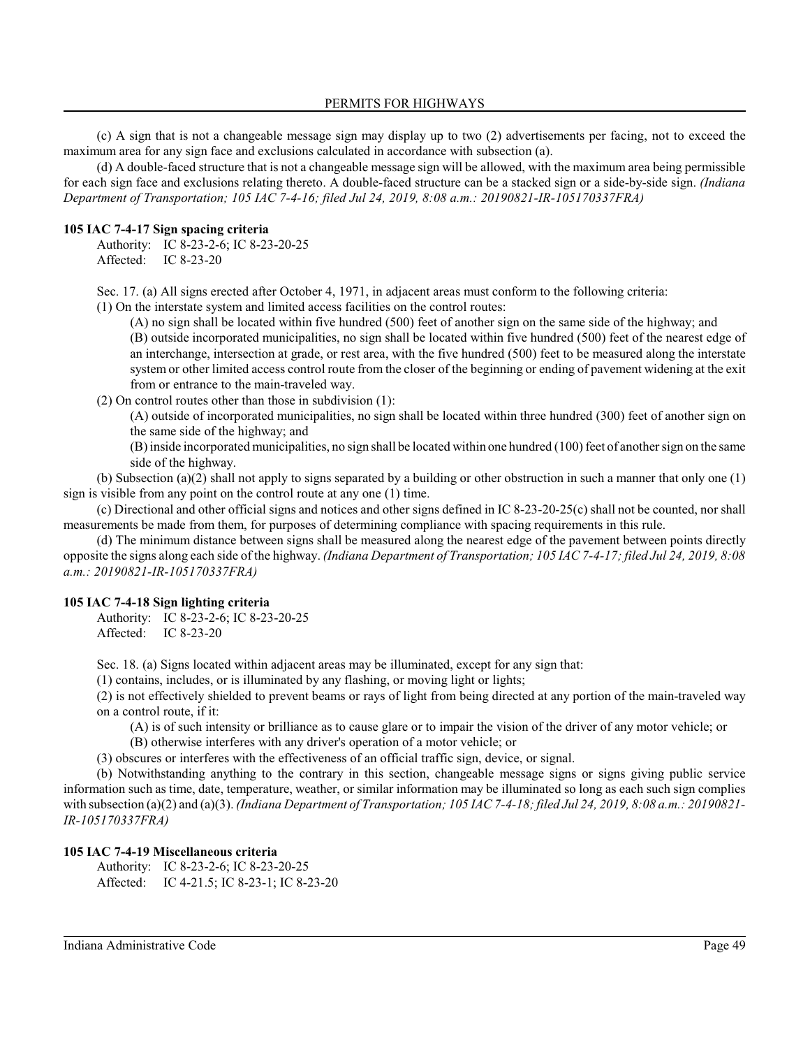(c) A sign that is not a changeable message sign may display up to two (2) advertisements per facing, not to exceed the maximum area for any sign face and exclusions calculated in accordance with subsection (a).

(d) A double-faced structure that is not a changeable message sign will be allowed, with the maximum area being permissible for each sign face and exclusions relating thereto. A double-faced structure can be a stacked sign or a side-by-side sign. *(Indiana Department of Transportation; 105 IAC 7-4-16; filed Jul 24, 2019, 8:08 a.m.: 20190821-IR-105170337FRA)*

**105 IAC 7-4-17 Sign spacing criteria**

Authority: IC 8-23-2-6; IC 8-23-20-25
Affected: IC 8-23-20

Sec. 17. (a) All signs erected after October 4, 1971, in adjacent areas must conform to the following criteria:

(1) On the interstate system and limited access facilities on the control routes:

(A) no sign shall be located within five hundred (500) feet of another sign on the same side of the highway; and

(B) outside incorporated municipalities, no sign shall be located within five hundred (500) feet of the nearest edge of an interchange, intersection at grade, or rest area, with the five hundred (500) feet to be measured along the interstate system or other limited access control route from the closer of the beginning or ending of pavement widening at the exit from or entrance to the main-traveled way.

(2) On control routes other than those in subdivision (1):

(A) outside of incorporated municipalities, no sign shall be located within three hundred (300) feet of another sign on the same side of the highway; and

(B) inside incorporated municipalities, no sign shall be located within one hundred (100) feet of another sign on the same side of the highway.

(b) Subsection (a)(2) shall not apply to signs separated by a building or other obstruction in such a manner that only one (1) sign is visible from any point on the control route at any one (1) time.

(c) Directional and other official signs and notices and other signs defined in IC 8-23-20-25(c) shall not be counted, nor shall measurements be made from them, for purposes of determining compliance with spacing requirements in this rule.

(d) The minimum distance between signs shall be measured along the nearest edge of the pavement between points directly opposite the signs along each side of the highway. *(Indiana Department of Transportation; 105 IAC 7-4-17; filed Jul 24, 2019, 8:08 a.m.: 20190821-IR-105170337FRA)*

**105 IAC 7-4-18 Sign lighting criteria**

Authority: IC 8-23-2-6; IC 8-23-20-25
Affected: IC 8-23-20

Sec. 18. (a) Signs located within adjacent areas may be illuminated, except for any sign that:

(1) contains, includes, or is illuminated by any flashing, or moving light or lights;

(2) is not effectively shielded to prevent beams or rays of light from being directed at any portion of the main-traveled way on a control route, if it:

(A) is of such intensity or brilliance as to cause glare or to impair the vision of the driver of any motor vehicle; or

(B) otherwise interferes with any driver's operation of a motor vehicle; or

(3) obscures or interferes with the effectiveness of an official traffic sign, device, or signal.

(b) Notwithstanding anything to the contrary in this section, changeable message signs or signs giving public service information such as time, date, temperature, weather, or similar information may be illuminated so long as each such sign complies with subsection (a)(2) and (a)(3). *(Indiana Department of Transportation; 105 IAC 7-4-18; filed Jul 24, 2019, 8:08 a.m.: 20190821-IR-105170337FRA)*

**105 IAC 7-4-19 Miscellaneous criteria**

Authority: IC 8-23-2-6; IC 8-23-20-25
Affected: IC 4-21.5; IC 8-23-1; IC 8-23-20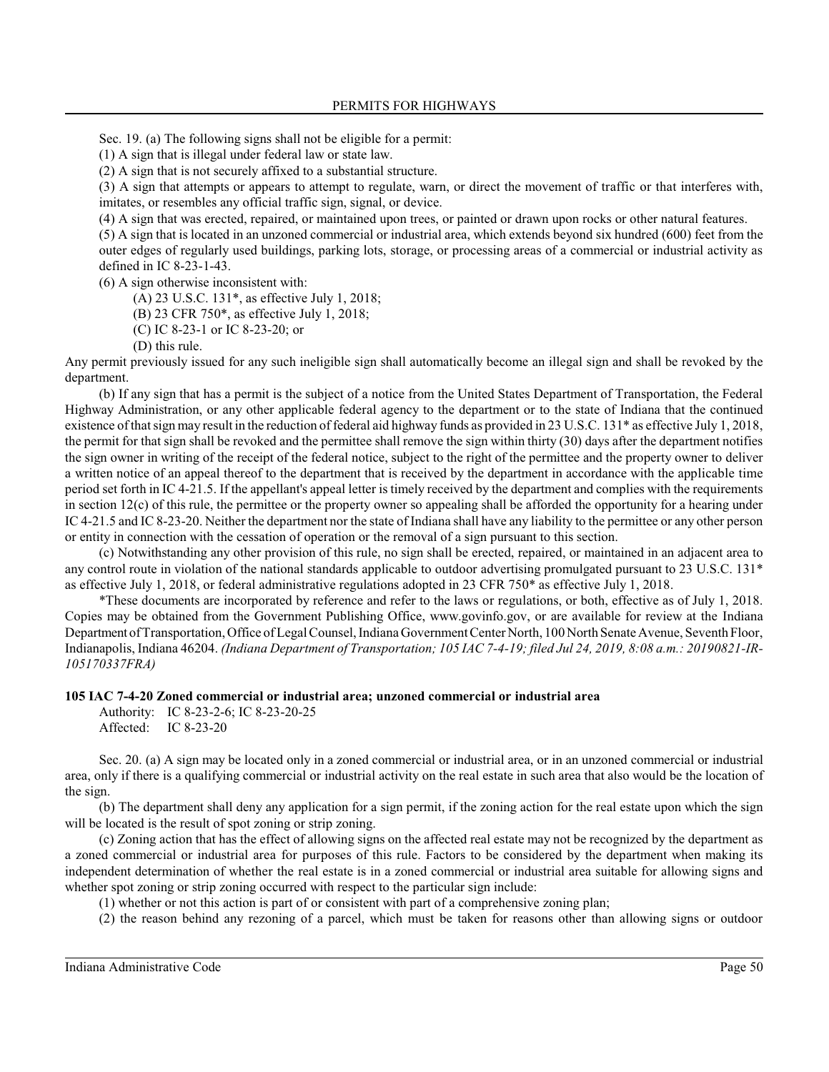Sec. 19. (a) The following signs shall not be eligible for a permit:

(1) A sign that is illegal under federal law or state law.

(2) A sign that is not securely affixed to a substantial structure.

(3) A sign that attempts or appears to attempt to regulate, warn, or direct the movement of traffic or that interferes with, imitates, or resembles any official traffic sign, signal, or device.

(4) A sign that was erected, repaired, or maintained upon trees, or painted or drawn upon rocks or other natural features.

(5) A sign that is located in an unzoned commercial or industrial area, which extends beyond six hundred (600) feet from the outer edges of regularly used buildings, parking lots, storage, or processing areas of a commercial or industrial activity as defined in IC 8-23-1-43.

(6) A sign otherwise inconsistent with:

  (A) 23 U.S.C. 131*, as effective July 1, 2018;

  (B) 23 CFR 750*, as effective July 1, 2018;

  (C) IC 8-23-1 or IC 8-23-20; or

  (D) this rule.

Any permit previously issued for any such ineligible sign shall automatically become an illegal sign and shall be revoked by the department.

(b) If any sign that has a permit is the subject of a notice from the United States Department of Transportation, the Federal Highway Administration, or any other applicable federal agency to the department or to the state of Indiana that the continued existence of that sign may result in the reduction of federal aid highway funds as provided in 23 U.S.C. 131* as effective July 1, 2018, the permit for that sign shall be revoked and the permittee shall remove the sign within thirty (30) days after the department notifies the sign owner in writing of the receipt of the federal notice, subject to the right of the permittee and the property owner to deliver a written notice of an appeal thereof to the department that is received by the department in accordance with the applicable time period set forth in IC 4-21.5. If the appellant's appeal letter is timely received by the department and complies with the requirements in section 12(c) of this rule, the permittee or the property owner so appealing shall be afforded the opportunity for a hearing under IC 4-21.5 and IC 8-23-20. Neither the department nor the state of Indiana shall have any liability to the permittee or any other person or entity in connection with the cessation of operation or the removal of a sign pursuant to this section.

(c) Notwithstanding any other provision of this rule, no sign shall be erected, repaired, or maintained in an adjacent area to any control route in violation of the national standards applicable to outdoor advertising promulgated pursuant to 23 U.S.C. 131* as effective July 1, 2018, or federal administrative regulations adopted in 23 CFR 750* as effective July 1, 2018.

*These documents are incorporated by reference and refer to the laws or regulations, or both, effective as of July 1, 2018. Copies may be obtained from the Government Publishing Office, www.govinfo.gov, or are available for review at the Indiana Department of Transportation, Office of Legal Counsel, Indiana Government Center North, 100 North Senate Avenue, Seventh Floor, Indianapolis, Indiana 46204. *(Indiana Department of Transportation; 105 IAC 7-4-19; filed Jul 24, 2019, 8:08 a.m.: 20190821-IR-105170337FRA)*

**105 IAC 7-4-20 Zoned commercial or industrial area; unzoned commercial or industrial area**

Authority: IC 8-23-2-6; IC 8-23-20-25
Affected: IC 8-23-20

Sec. 20. (a) A sign may be located only in a zoned commercial or industrial area, or in an unzoned commercial or industrial area, only if there is a qualifying commercial or industrial activity on the real estate in such area that also would be the location of the sign.

(b) The department shall deny any application for a sign permit, if the zoning action for the real estate upon which the sign will be located is the result of spot zoning or strip zoning.

(c) Zoning action that has the effect of allowing signs on the affected real estate may not be recognized by the department as a zoned commercial or industrial area for purposes of this rule. Factors to be considered by the department when making its independent determination of whether the real estate is in a zoned commercial or industrial area suitable for allowing signs and whether spot zoning or strip zoning occurred with respect to the particular sign include:

(1) whether or not this action is part of or consistent with part of a comprehensive zoning plan;

(2) the reason behind any rezoning of a parcel, which must be taken for reasons other than allowing signs or outdoor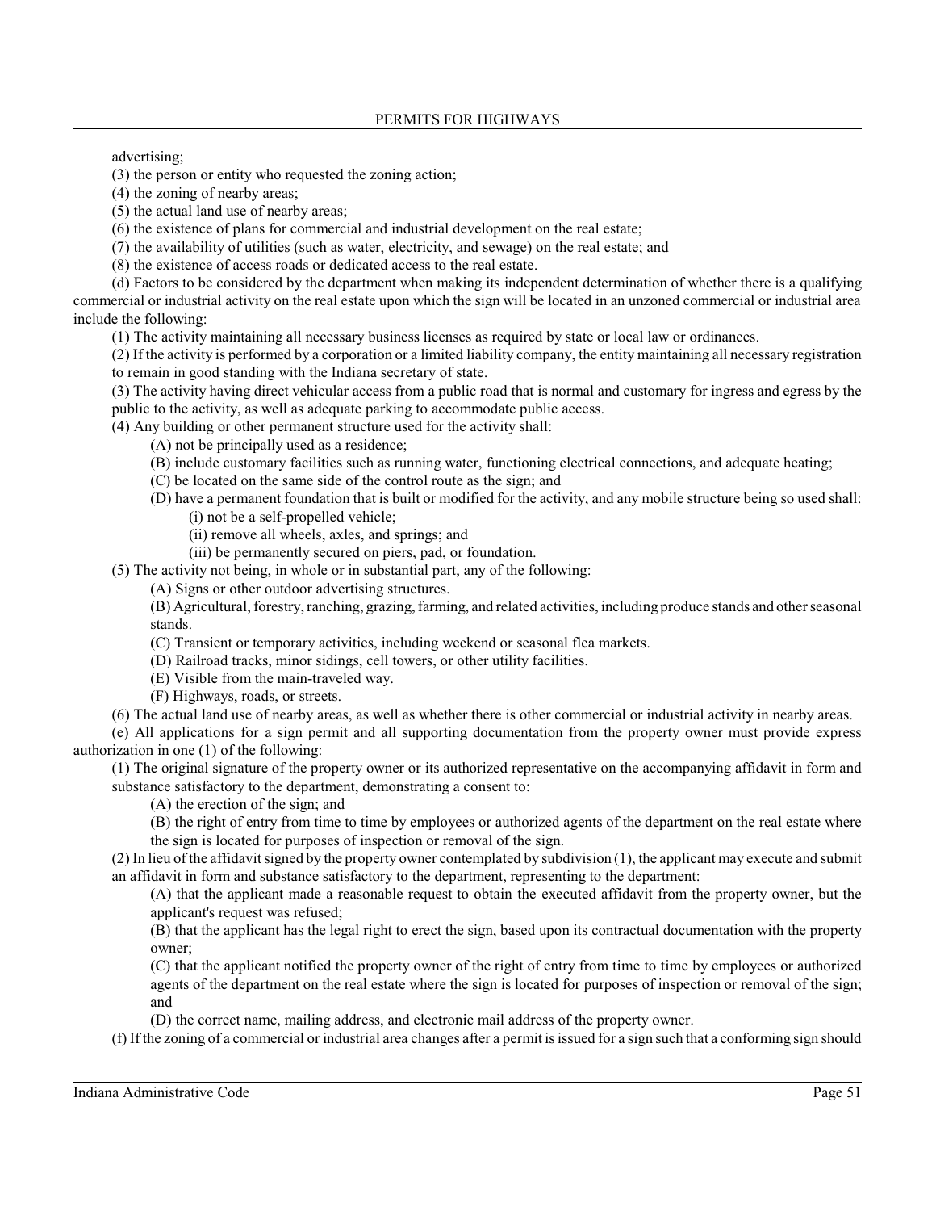advertising;

(3) the person or entity who requested the zoning action;

(4) the zoning of nearby areas;

(5) the actual land use of nearby areas;

(6) the existence of plans for commercial and industrial development on the real estate;

(7) the availability of utilities (such as water, electricity, and sewage) on the real estate; and

(8) the existence of access roads or dedicated access to the real estate.

(d) Factors to be considered by the department when making its independent determination of whether there is a qualifying commercial or industrial activity on the real estate upon which the sign will be located in an unzoned commercial or industrial area include the following:

(1) The activity maintaining all necessary business licenses as required by state or local law or ordinances.

(2) If the activity is performed by a corporation or a limited liability company, the entity maintaining all necessary registration to remain in good standing with the Indiana secretary of state.

(3) The activity having direct vehicular access from a public road that is normal and customary for ingress and egress by the public to the activity, as well as adequate parking to accommodate public access.

(4) Any building or other permanent structure used for the activity shall:

(A) not be principally used as a residence;

(B) include customary facilities such as running water, functioning electrical connections, and adequate heating;

(C) be located on the same side of the control route as the sign; and

(D) have a permanent foundation that is built or modified for the activity, and any mobile structure being so used shall:

(i) not be a self-propelled vehicle;

(ii) remove all wheels, axles, and springs; and

(iii) be permanently secured on piers, pad, or foundation.

(5) The activity not being, in whole or in substantial part, any of the following:

(A) Signs or other outdoor advertising structures.

(B) Agricultural, forestry, ranching, grazing, farming, and related activities, including produce stands and other seasonal stands.

(C) Transient or temporary activities, including weekend or seasonal flea markets.

(D) Railroad tracks, minor sidings, cell towers, or other utility facilities.

(E) Visible from the main-traveled way.

(F) Highways, roads, or streets.

(6) The actual land use of nearby areas, as well as whether there is other commercial or industrial activity in nearby areas.

(e) All applications for a sign permit and all supporting documentation from the property owner must provide express authorization in one (1) of the following:

(1) The original signature of the property owner or its authorized representative on the accompanying affidavit in form and substance satisfactory to the department, demonstrating a consent to:

(A) the erection of the sign; and

(B) the right of entry from time to time by employees or authorized agents of the department on the real estate where the sign is located for purposes of inspection or removal of the sign.

(2) In lieu of the affidavit signed by the property owner contemplated by subdivision (1), the applicant may execute and submit an affidavit in form and substance satisfactory to the department, representing to the department:

(A) that the applicant made a reasonable request to obtain the executed affidavit from the property owner, but the applicant's request was refused;

(B) that the applicant has the legal right to erect the sign, based upon its contractual documentation with the property owner;

(C) that the applicant notified the property owner of the right of entry from time to time by employees or authorized agents of the department on the real estate where the sign is located for purposes of inspection or removal of the sign; and

(D) the correct name, mailing address, and electronic mail address of the property owner.

(f) If the zoning of a commercial or industrial area changes after a permit is issued for a sign such that a conforming sign should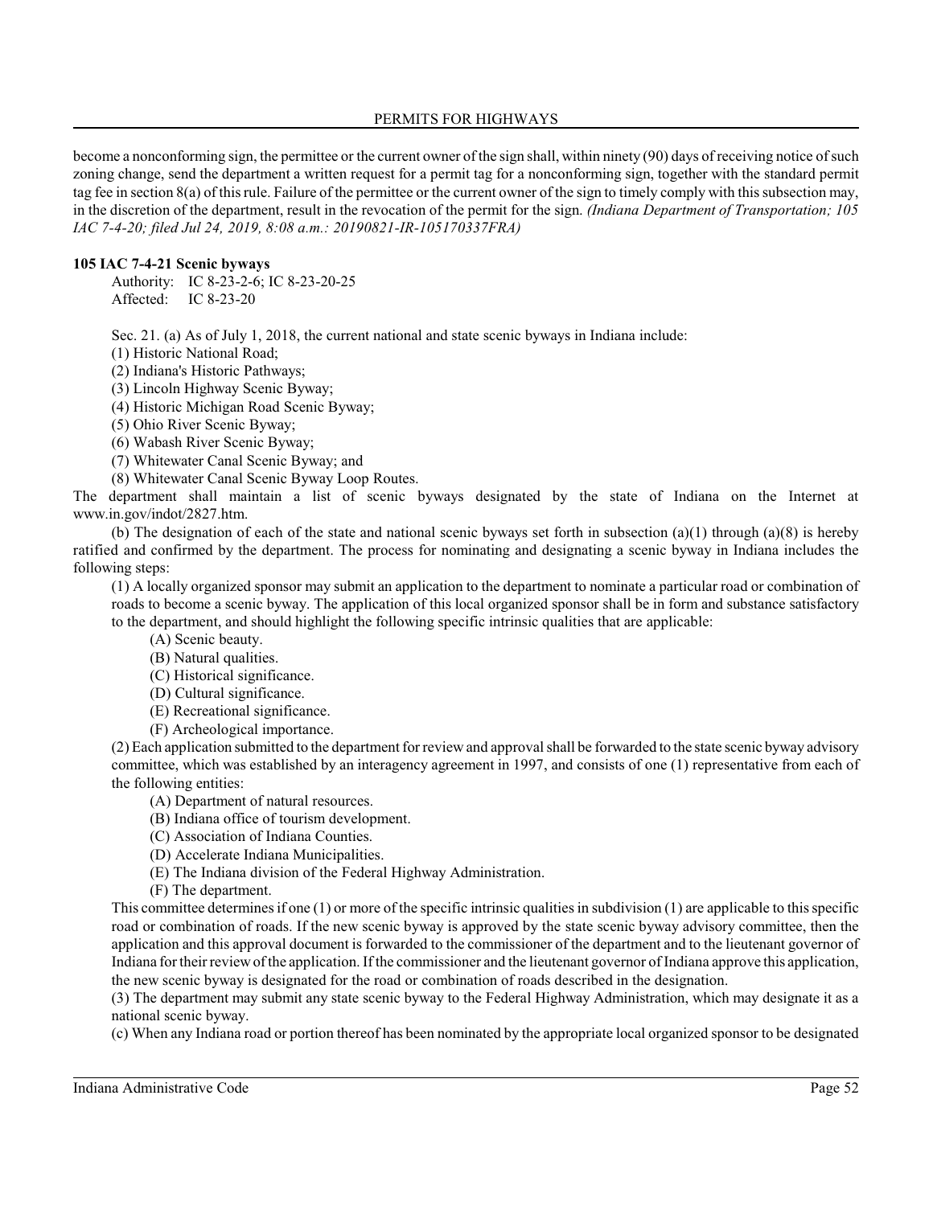become a nonconforming sign, the permittee or the current owner of the sign shall, within ninety (90) days of receiving notice of such zoning change, send the department a written request for a permit tag for a nonconforming sign, together with the standard permit tag fee in section 8(a) of this rule. Failure of the permittee or the current owner of the sign to timely comply with this subsection may, in the discretion of the department, result in the revocation of the permit for the sign. *(Indiana Department of Transportation; 105 IAC 7-4-20; filed Jul 24, 2019, 8:08 a.m.: 20190821-IR-105170337FRA)*

**105 IAC 7-4-21 Scenic byways**

Authority: IC 8-23-2-6; IC 8-23-20-25
Affected: IC 8-23-20

Sec. 21. (a) As of July 1, 2018, the current national and state scenic byways in Indiana include:

(1) Historic National Road;
(2) Indiana's Historic Pathways;
(3) Lincoln Highway Scenic Byway;
(4) Historic Michigan Road Scenic Byway;
(5) Ohio River Scenic Byway;
(6) Wabash River Scenic Byway;
(7) Whitewater Canal Scenic Byway; and
(8) Whitewater Canal Scenic Byway Loop Routes.

The department shall maintain a list of scenic byways designated by the state of Indiana on the Internet at www.in.gov/indot/2827.htm.

(b) The designation of each of the state and national scenic byways set forth in subsection (a)(1) through (a)(8) is hereby ratified and confirmed by the department. The process for nominating and designating a scenic byway in Indiana includes the following steps:

(1) A locally organized sponsor may submit an application to the department to nominate a particular road or combination of roads to become a scenic byway. The application of this local organized sponsor shall be in form and substance satisfactory to the department, and should highlight the following specific intrinsic qualities that are applicable:

(A) Scenic beauty.
(B) Natural qualities.
(C) Historical significance.
(D) Cultural significance.
(E) Recreational significance.
(F) Archeological importance.

(2) Each application submitted to the department for review and approval shall be forwarded to the state scenic byway advisory committee, which was established by an interagency agreement in 1997, and consists of one (1) representative from each of the following entities:

(A) Department of natural resources.
(B) Indiana office of tourism development.
(C) Association of Indiana Counties.
(D) Accelerate Indiana Municipalities.
(E) The Indiana division of the Federal Highway Administration.
(F) The department.

This committee determines if one (1) or more of the specific intrinsic qualities in subdivision (1) are applicable to this specific road or combination of roads. If the new scenic byway is approved by the state scenic byway advisory committee, then the application and this approval document is forwarded to the commissioner of the department and to the lieutenant governor of Indiana for their review of the application. If the commissioner and the lieutenant governor of Indiana approve this application, the new scenic byway is designated for the road or combination of roads described in the designation.

(3) The department may submit any state scenic byway to the Federal Highway Administration, which may designate it as a national scenic byway.

(c) When any Indiana road or portion thereof has been nominated by the appropriate local organized sponsor to be designated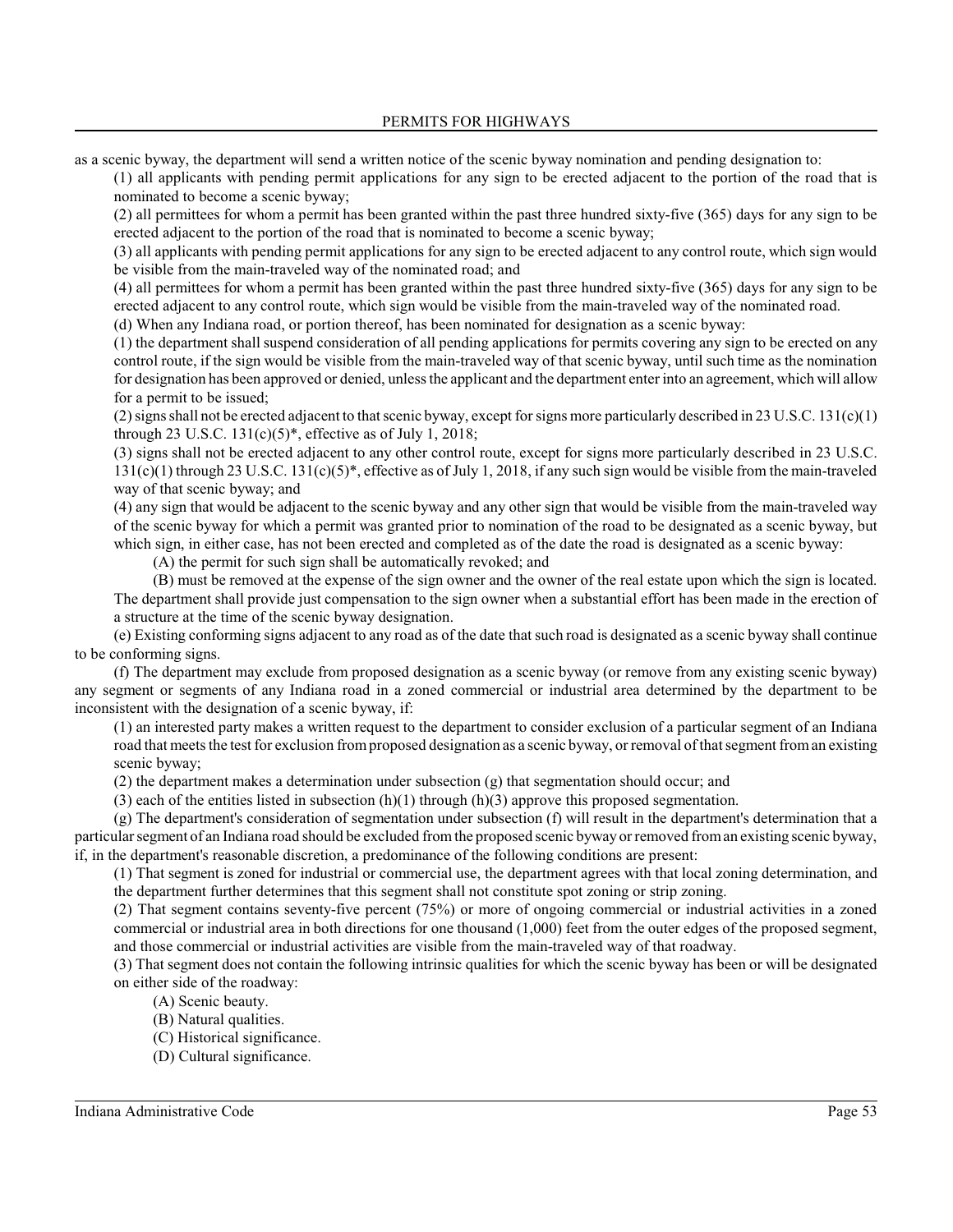as a scenic byway, the department will send a written notice of the scenic byway nomination and pending designation to:

(1) all applicants with pending permit applications for any sign to be erected adjacent to the portion of the road that is nominated to become a scenic byway;

(2) all permittees for whom a permit has been granted within the past three hundred sixty-five (365) days for any sign to be erected adjacent to the portion of the road that is nominated to become a scenic byway;

(3) all applicants with pending permit applications for any sign to be erected adjacent to any control route, which sign would be visible from the main-traveled way of the nominated road; and

(4) all permittees for whom a permit has been granted within the past three hundred sixty-five (365) days for any sign to be erected adjacent to any control route, which sign would be visible from the main-traveled way of the nominated road.

(d) When any Indiana road, or portion thereof, has been nominated for designation as a scenic byway:

(1) the department shall suspend consideration of all pending applications for permits covering any sign to be erected on any control route, if the sign would be visible from the main-traveled way of that scenic byway, until such time as the nomination for designation has been approved or denied, unless the applicant and the department enter into an agreement, which will allow for a permit to be issued;

(2) signs shall not be erected adjacent to that scenic byway, except for signs more particularly described in 23 U.S.C. 131(c)(1) through 23 U.S.C. 131(c)(5)*, effective as of July 1, 2018;

(3) signs shall not be erected adjacent to any other control route, except for signs more particularly described in 23 U.S.C. 131(c)(1) through 23 U.S.C. 131(c)(5)*, effective as of July 1, 2018, if any such sign would be visible from the main-traveled way of that scenic byway; and

(4) any sign that would be adjacent to the scenic byway and any other sign that would be visible from the main-traveled way of the scenic byway for which a permit was granted prior to nomination of the road to be designated as a scenic byway, but which sign, in either case, has not been erected and completed as of the date the road is designated as a scenic byway:

(A) the permit for such sign shall be automatically revoked; and

(B) must be removed at the expense of the sign owner and the owner of the real estate upon which the sign is located.

The department shall provide just compensation to the sign owner when a substantial effort has been made in the erection of a structure at the time of the scenic byway designation.

(e) Existing conforming signs adjacent to any road as of the date that such road is designated as a scenic byway shall continue to be conforming signs.

(f) The department may exclude from proposed designation as a scenic byway (or remove from any existing scenic byway) any segment or segments of any Indiana road in a zoned commercial or industrial area determined by the department to be inconsistent with the designation of a scenic byway, if:

(1) an interested party makes a written request to the department to consider exclusion of a particular segment of an Indiana road that meets the test for exclusion from proposed designation as a scenic byway, or removal of that segment from an existing scenic byway;

(2) the department makes a determination under subsection (g) that segmentation should occur; and

(3) each of the entities listed in subsection (h)(1) through (h)(3) approve this proposed segmentation.

(g) The department's consideration of segmentation under subsection (f) will result in the department's determination that a particular segment of an Indiana road should be excluded from the proposed scenic byway or removed from an existing scenic byway, if, in the department's reasonable discretion, a predominance of the following conditions are present:

(1) That segment is zoned for industrial or commercial use, the department agrees with that local zoning determination, and the department further determines that this segment shall not constitute spot zoning or strip zoning.

(2) That segment contains seventy-five percent (75%) or more of ongoing commercial or industrial activities in a zoned commercial or industrial area in both directions for one thousand (1,000) feet from the outer edges of the proposed segment, and those commercial or industrial activities are visible from the main-traveled way of that roadway.

(3) That segment does not contain the following intrinsic qualities for which the scenic byway has been or will be designated on either side of the roadway:

(A) Scenic beauty.

(B) Natural qualities.

(C) Historical significance.

(D) Cultural significance.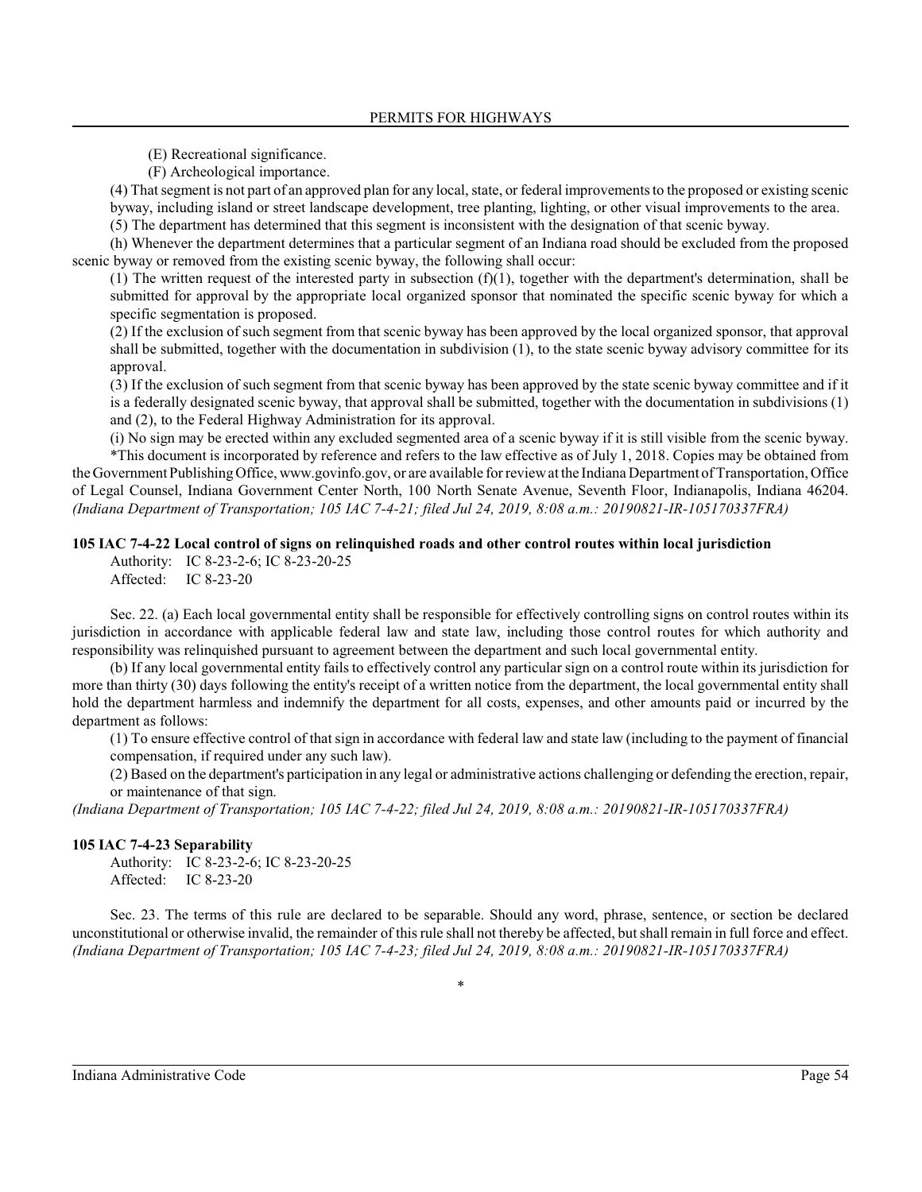(E) Recreational significance.

(F) Archeological importance.

(4) That segment is not part of an approved plan for any local, state, or federal improvements to the proposed or existing scenic byway, including island or street landscape development, tree planting, lighting, or other visual improvements to the area.

(5) The department has determined that this segment is inconsistent with the designation of that scenic byway.

(h) Whenever the department determines that a particular segment of an Indiana road should be excluded from the proposed scenic byway or removed from the existing scenic byway, the following shall occur:

(1) The written request of the interested party in subsection (f)(1), together with the department's determination, shall be submitted for approval by the appropriate local organized sponsor that nominated the specific scenic byway for which a specific segmentation is proposed.

(2) If the exclusion of such segment from that scenic byway has been approved by the local organized sponsor, that approval shall be submitted, together with the documentation in subdivision (1), to the state scenic byway advisory committee for its approval.

(3) If the exclusion of such segment from that scenic byway has been approved by the state scenic byway committee and if it is a federally designated scenic byway, that approval shall be submitted, together with the documentation in subdivisions (1) and (2), to the Federal Highway Administration for its approval.

(i) No sign may be erected within any excluded segmented area of a scenic byway if it is still visible from the scenic byway.

*This document is incorporated by reference and refers to the law effective as of July 1, 2018. Copies may be obtained from the Government Publishing Office, www.govinfo.gov, or are available for review at the Indiana Department of Transportation, Office of Legal Counsel, Indiana Government Center North, 100 North Senate Avenue, Seventh Floor, Indianapolis, Indiana 46204.
*(Indiana Department of Transportation; 105 IAC 7-4-21; filed Jul 24, 2019, 8:08 a.m.: 20190821-IR-105170337FRA)*

**105 IAC 7-4-22 Local control of signs on relinquished roads and other control routes within local jurisdiction**

Authority: IC 8-23-2-6; IC 8-23-20-25
Affected: IC 8-23-20

Sec. 22. (a) Each local governmental entity shall be responsible for effectively controlling signs on control routes within its jurisdiction in accordance with applicable federal law and state law, including those control routes for which authority and responsibility was relinquished pursuant to agreement between the department and such local governmental entity.

(b) If any local governmental entity fails to effectively control any particular sign on a control route within its jurisdiction for more than thirty (30) days following the entity's receipt of a written notice from the department, the local governmental entity shall hold the department harmless and indemnify the department for all costs, expenses, and other amounts paid or incurred by the department as follows:

(1) To ensure effective control of that sign in accordance with federal law and state law (including to the payment of financial compensation, if required under any such law).

(2) Based on the department's participation in any legal or administrative actions challenging or defending the erection, repair, or maintenance of that sign.

*(Indiana Department of Transportation; 105 IAC 7-4-22; filed Jul 24, 2019, 8:08 a.m.: 20190821-IR-105170337FRA)*

**105 IAC 7-4-23 Separability**

Authority: IC 8-23-2-6; IC 8-23-20-25
Affected: IC 8-23-20

Sec. 23. The terms of this rule are declared to be separable. Should any word, phrase, sentence, or section be declared unconstitutional or otherwise invalid, the remainder of this rule shall not thereby be affected, but shall remain in full force and effect.
*(Indiana Department of Transportation; 105 IAC 7-4-23; filed Jul 24, 2019, 8:08 a.m.: 20190821-IR-105170337FRA)*

*